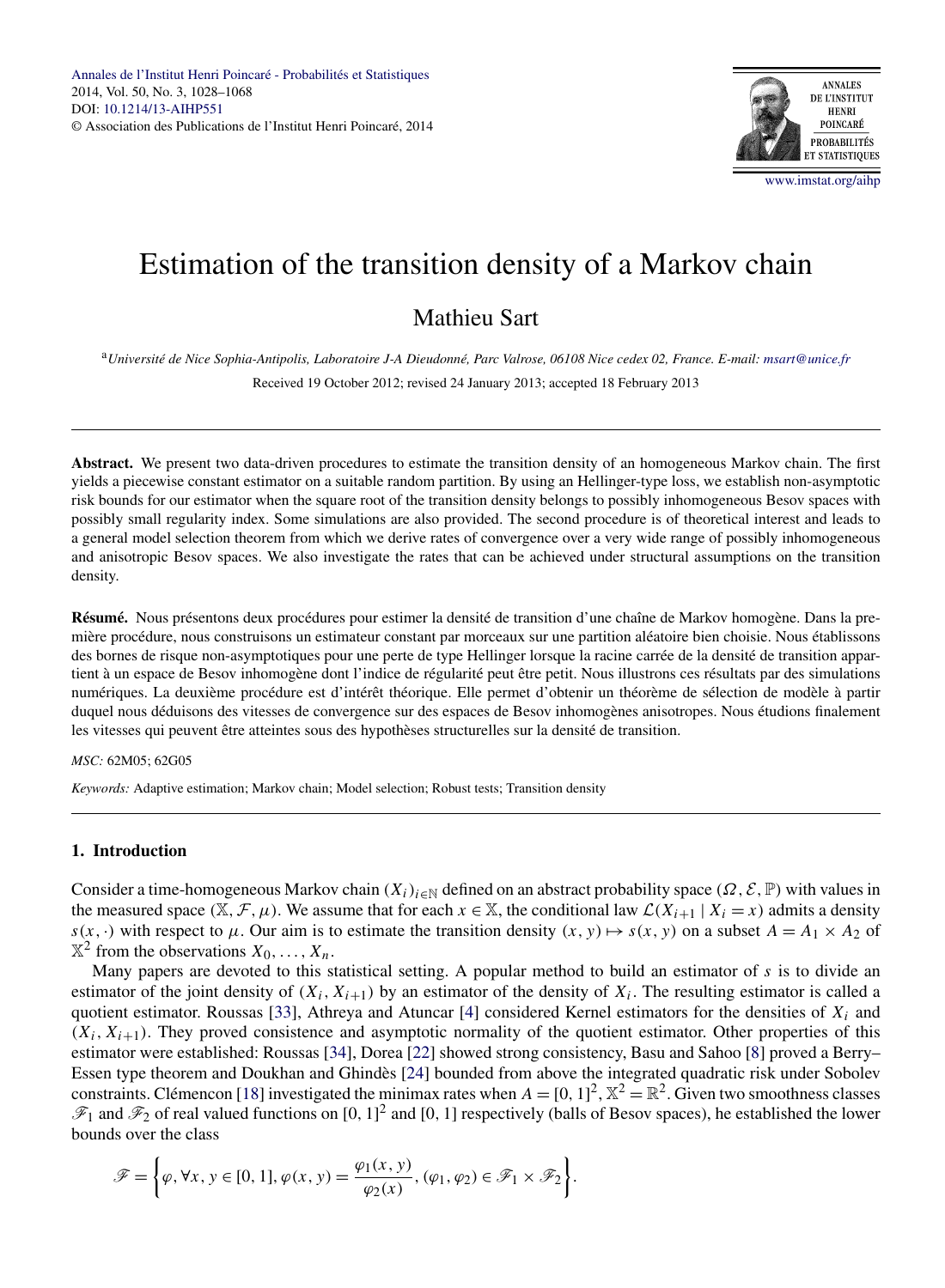# Estimation of the transition density of a Markov chain

## Mathieu Sart

[a]*Université de Nice Sophia-Antipolis, Laboratoire J-A Dieudonné, Parc Valrose, 06108 Nice cedex 02, France. E-mail: msart@unice.fr*

Received 19 October 2012; revised 24 January 2013; accepted 18 February 2013

---

**Abstract.** We present two data-driven procedures to estimate the transition density of an homogeneous Markov chain. The first yields a piecewise constant estimator on a suitable random partition. By using an Hellinger-type loss, we establish non-asymptotic risk bounds for our estimator when the square root of the transition density belongs to possibly inhomogeneous Besov spaces with possibly small regularity index. Some simulations are also provided. The second procedure is of theoretical interest and leads to a general model selection theorem from which we derive rates of convergence over a very wide range of possibly inhomogeneous and anisotropic Besov spaces. We also investigate the rates that can be achieved under structural assumptions on the transition density.

**Résumé.** Nous présentons deux procédures pour estimer la densité de transition d'une chaîne de Markov homogène. Dans la première procédure, nous construisons un estimateur constant par morceaux sur une partition aléatoire bien choisie. Nous établissons des bornes de risque non-asymptotiques pour une perte de type Hellinger lorsque la racine carrée de la densité de transition appartient à un espace de Besov inhomogène dont l'indice de régularité peut être petit. Nous illustrons ces résultats par des simulations numériques. La deuxième procédure est d'intérêt théorique. Elle permet d'obtenir un théorème de sélection de modèle à partir duquel nous déduisons des vitesses de convergence sur des espaces de Besov inhomogènes anisotropes. Nous étudions finalement les vitesses qui peuvent être atteintes sous des hypothèses structurelles sur la densité de transition.

*MSC:* 62M05; 62G05

*Keywords:* Adaptive estimation; Markov chain; Model selection; Robust tests; Transition density

---

### 1. Introduction

Consider a time-homogeneous Markov chain $(X_i)_{i\in\mathbb{N}}$ defined on an abstract probability space $(\Omega, \mathcal{E}, \mathbb{P})$ with values in the measured space $(\mathbb{X}, \mathcal{F}, \mu)$. We assume that for each $x \in \mathbb{X}$, the conditional law $\mathcal{L}(X_{i+1} \mid X_i = x)$ admits a density $s(x, \cdot)$ with respect to $\mu$. Our aim is to estimate the transition density $(x, y) \mapsto s(x, y)$ on a subset $A = A_1 \times A_2$ of $\mathbb{X}^2$ from the observations $X_0, \ldots, X_n$.

Many papers are devoted to this statistical setting. A popular method to build an estimator of $s$ is to divide an estimator of the joint density of $(X_i, X_{i+1})$ by an estimator of the density of $X_i$. The resulting estimator is called a quotient estimator. Roussas [33], Athreya and Atuncar [4] considered Kernel estimators for the densities of $X_i$ and $(X_i, X_{i+1})$. They proved consistence and asymptotic normality of the quotient estimator. Other properties of this estimator were established: Roussas [34], Dorea [22] showed strong consistency, Basu and Sahoo [8] proved a Berry–Essen type theorem and Doukhan and Ghindès [24] bounded from above the integrated quadratic risk under Sobolev constraints. Clémencon [18] investigated the minimax rates when $A = [0, 1]^2$, $\mathbb{X}^2 = \mathbb{R}^2$. Given two smoothness classes $\mathscr{F}_1$ and $\mathscr{F}_2$ of real valued functions on $[0, 1]^2$ and $[0, 1]$ respectively (balls of Besov spaces), he established the lower bounds over the class

$$\mathscr{F} = \left\{\varphi, \forall x, y \in [0, 1], \varphi(x, y) = \frac{\varphi_1(x, y)}{\varphi_2(x)}, (\varphi_1, \varphi_2) \in \mathscr{F}_1 \times \mathscr{F}_2\right\}.$$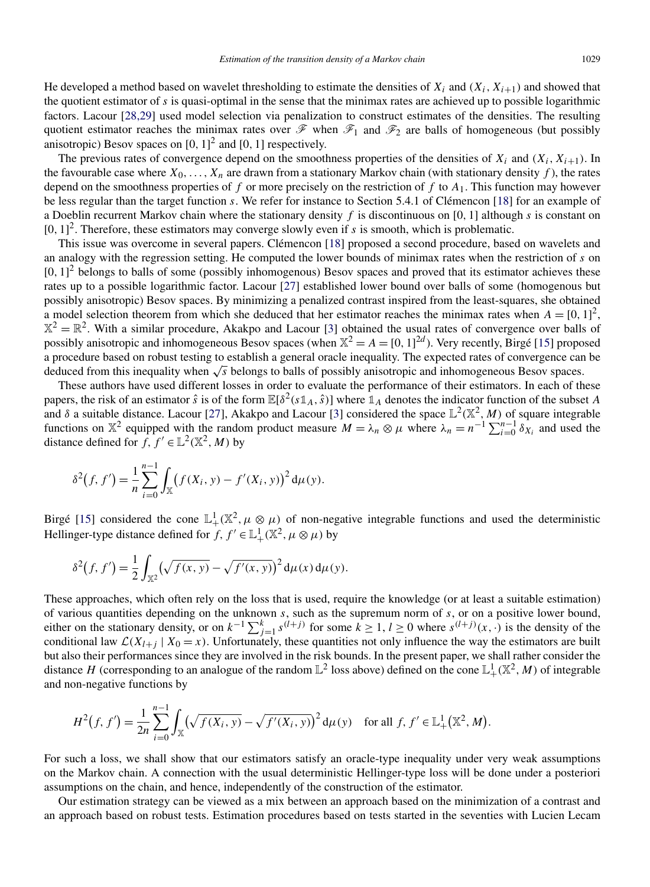He developed a method based on wavelet thresholding to estimate the densities of $X_i$ and $(X_i, X_{i+1})$ and showed that the quotient estimator of $s$ is quasi-optimal in the sense that the minimax rates are achieved up to possible logarithmic factors. Lacour [28,29] used model selection via penalization to construct estimates of the densities. The resulting quotient estimator reaches the minimax rates over $\mathscr{F}$ when $\mathscr{F}_1$ and $\mathscr{F}_2$ are balls of homogeneous (but possibly anisotropic) Besov spaces on $[0,1]^2$ and $[0,1]$ respectively.

The previous rates of convergence depend on the smoothness properties of the densities of $X_i$ and $(X_i, X_{i+1})$. In the favourable case where $X_0, \dots, X_n$ are drawn from a stationary Markov chain (with stationary density $f$), the rates depend on the smoothness properties of $f$ or more precisely on the restriction of $f$ to $A_1$. This function may however be less regular than the target function $s$. We refer for instance to Section 5.4.1 of Clémencon [18] for an example of a Doeblin recurrent Markov chain where the stationary density $f$ is discontinuous on $[0,1]$ although $s$ is constant on $[0,1]^2$. Therefore, these estimators may converge slowly even if $s$ is smooth, which is problematic.

This issue was overcome in several papers. Clémencon [18] proposed a second procedure, based on wavelets and an analogy with the regression setting. He computed the lower bounds of minimax rates when the restriction of $s$ on $[0,1]^2$ belongs to balls of some (possibly inhomogenous) Besov spaces and proved that its estimator achieves these rates up to a possible logarithmic factor. Lacour [27] established lower bound over balls of some (homogenous but possibly anisotropic) Besov spaces. By minimizing a penalized contrast inspired from the least-squares, she obtained a model selection theorem from which she deduced that her estimator reaches the minimax rates when $A = [0,1]^2$, $\mathbb{X}^2 = \mathbb{R}^2$. With a similar procedure, Akakpo and Lacour [3] obtained the usual rates of convergence over balls of possibly anisotropic and inhomogeneous Besov spaces (when $\mathbb{X}^2 = A = [0,1]^{2d}$). Very recently, Birgé [15] proposed a procedure based on robust testing to establish a general oracle inequality. The expected rates of convergence can be deduced from this inequality when $\sqrt{s}$ belongs to balls of possibly anisotropic and inhomogeneous Besov spaces.

These authors have used different losses in order to evaluate the performance of their estimators. In each of these papers, the risk of an estimator $\hat{s}$ is of the form $\mathbb{E}[\delta^2(s\mathbb{1}_A, \hat{s})]$ where $\mathbb{1}_A$ denotes the indicator function of the subset $A$ and $\delta$ a suitable distance. Lacour [27], Akakpo and Lacour [3] considered the space $\mathbb{L}^2(\mathbb{X}^2, M)$ of square integrable functions on $\mathbb{X}^2$ equipped with the random product measure $M = \lambda_n \otimes \mu$ where $\lambda_n = n^{-1}\sum_{i=0}^{n-1}\delta_{X_i}$ and used the distance defined for $f, f' \in \mathbb{L}^2(\mathbb{X}^2, M)$ by

$$\delta^2(f, f') = \frac{1}{n}\sum_{i=0}^{n-1}\int_{\mathbb{X}}\left(f(X_i, y) - f'(X_i, y)\right)^2 \mathrm{d}\mu(y).$$

Birgé [15] considered the cone $\mathbb{L}^1_+(\mathbb{X}^2, \mu \otimes \mu)$ of non-negative integrable functions and used the deterministic Hellinger-type distance defined for $f, f' \in \mathbb{L}^1_+(\mathbb{X}^2, \mu \otimes \mu)$ by

$$\delta^2(f, f') = \frac{1}{2}\int_{\mathbb{X}^2}\left(\sqrt{f(x,y)} - \sqrt{f'(x,y)}\right)^2 \mathrm{d}\mu(x)\,\mathrm{d}\mu(y).$$

These approaches, which often rely on the loss that is used, require the knowledge (or at least a suitable estimation) of various quantities depending on the unknown $s$, such as the supremum norm of $s$, or on a positive lower bound, either on the stationary density, or on $k^{-1}\sum_{j=1}^{k} s^{(l+j)}$ for some $k \geq 1$, $l \geq 0$ where $s^{(l+j)}(x, \cdot)$ is the density of the conditional law $\mathcal{L}(X_{l+j} \mid X_0 = x)$. Unfortunately, these quantities not only influence the way the estimators are built but also their performances since they are involved in the risk bounds. In the present paper, we shall rather consider the distance $H$ (corresponding to an analogue of the random $\mathbb{L}^2$ loss above) defined on the cone $\mathbb{L}^1_+(\mathbb{X}^2, M)$ of integrable and non-negative functions by

$$H^2(f, f') = \frac{1}{2n}\sum_{i=0}^{n-1}\int_{\mathbb{X}}\left(\sqrt{f(X_i, y)} - \sqrt{f'(X_i, y)}\right)^2 \mathrm{d}\mu(y) \quad \text{for all } f, f' \in \mathbb{L}^1_+(\mathbb{X}^2, M).$$

For such a loss, we shall show that our estimators satisfy an oracle-type inequality under very weak assumptions on the Markov chain. A connection with the usual deterministic Hellinger-type loss will be done under a posteriori assumptions on the chain, and hence, independently of the construction of the estimator.

Our estimation strategy can be viewed as a mix between an approach based on the minimization of a contrast and an approach based on robust tests. Estimation procedures based on tests started in the seventies with Lucien Lecam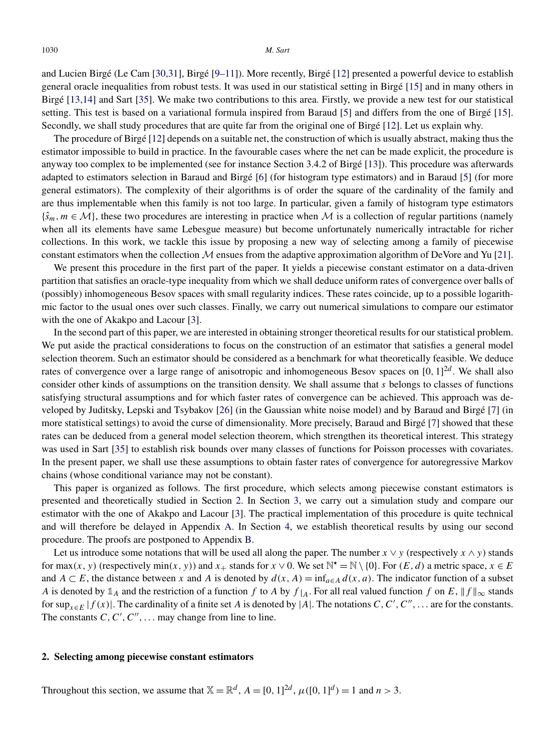and Lucien Birgé (Le Cam [30,31], Birgé [9–11]). More recently, Birgé [12] presented a powerful device to establish general oracle inequalities from robust tests. It was used in our statistical setting in Birgé [15] and in many others in Birgé [13,14] and Sart [35]. We make two contributions to this area. Firstly, we provide a new test for our statistical setting. This test is based on a variational formula inspired from Baraud [5] and differs from the one of Birgé [15]. Secondly, we shall study procedures that are quite far from the original one of Birgé [12]. Let us explain why.

The procedure of Birgé [12] depends on a suitable net, the construction of which is usually abstract, making thus the estimator impossible to build in practice. In the favourable cases where the net can be made explicit, the procedure is anyway too complex to be implemented (see for instance Section 3.4.2 of Birgé [13]). This procedure was afterwards adapted to estimators selection in Baraud and Birgé [6] (for histogram type estimators) and in Baraud [5] (for more general estimators). The complexity of their algorithms is of order the square of the cardinality of the family and are thus implementable when this family is not too large. In particular, given a family of histogram type estimators $\{\hat{s}_m, m \in \mathcal{M}\}$, these two procedures are interesting in practice when $\mathcal{M}$ is a collection of regular partitions (namely when all its elements have same Lebesgue measure) but become unfortunately numerically intractable for richer collections. In this work, we tackle this issue by proposing a new way of selecting among a family of piecewise constant estimators when the collection $\mathcal{M}$ ensues from the adaptive approximation algorithm of DeVore and Yu [21].

We present this procedure in the first part of the paper. It yields a piecewise constant estimator on a data-driven partition that satisfies an oracle-type inequality from which we shall deduce uniform rates of convergence over balls of (possibly) inhomogeneous Besov spaces with small regularity indices. These rates coincide, up to a possible logarithmic factor to the usual ones over such classes. Finally, we carry out numerical simulations to compare our estimator with the one of Akakpo and Lacour [3].

In the second part of this paper, we are interested in obtaining stronger theoretical results for our statistical problem. We put aside the practical considerations to focus on the construction of an estimator that satisfies a general model selection theorem. Such an estimator should be considered as a benchmark for what theoretically feasible. We deduce rates of convergence over a large range of anisotropic and inhomogeneous Besov spaces on $[0,1]^{2d}$. We shall also consider other kinds of assumptions on the transition density. We shall assume that $s$ belongs to classes of functions satisfying structural assumptions and for which faster rates of convergence can be achieved. This approach was developed by Juditsky, Lepski and Tsybakov [26] (in the Gaussian white noise model) and by Baraud and Birgé [7] (in more statistical settings) to avoid the curse of dimensionality. More precisely, Baraud and Birgé [7] showed that these rates can be deduced from a general model selection theorem, which strengthen its theoretical interest. This strategy was used in Sart [35] to establish risk bounds over many classes of functions for Poisson processes with covariates. In the present paper, we shall use these assumptions to obtain faster rates of convergence for autoregressive Markov chains (whose conditional variance may not be constant).

This paper is organized as follows. The first procedure, which selects among piecewise constant estimators is presented and theoretically studied in Section 2. In Section 3, we carry out a simulation study and compare our estimator with the one of Akakpo and Lacour [3]. The practical implementation of this procedure is quite technical and will therefore be delayed in Appendix A. In Section 4, we establish theoretical results by using our second procedure. The proofs are postponed to Appendix B.

Let us introduce some notations that will be used all along the paper. The number $x \vee y$ (respectively $x \wedge y$) stands for $\max(x, y)$ (respectively $\min(x, y)$) and $x_+$ stands for $x \vee 0$. We set $\mathbb{N}^\star = \mathbb{N} \setminus \{0\}$. For $(E, d)$ a metric space, $x \in E$ and $A \subset E$, the distance between $x$ and $A$ is denoted by $d(x, A) = \inf_{a \in A} d(x, a)$. The indicator function of a subset $A$ is denoted by $\mathbb{1}_A$ and the restriction of a function $f$ to $A$ by $f_{|A}$. For all real valued function $f$ on $E$, $\|f\|_\infty$ stands for $\sup_{x \in E} |f(x)|$. The cardinality of a finite set $A$ is denoted by $|A|$. The notations $C, C', C'', \ldots$ are for the constants. The constants $C, C', C'', \ldots$ may change from line to line.

## 2. Selecting among piecewise constant estimators

Throughout this section, we assume that $\mathbb{X} = \mathbb{R}^d$, $A = [0,1]^{2d}$, $\mu([0,1]^d) = 1$ and $n > 3$.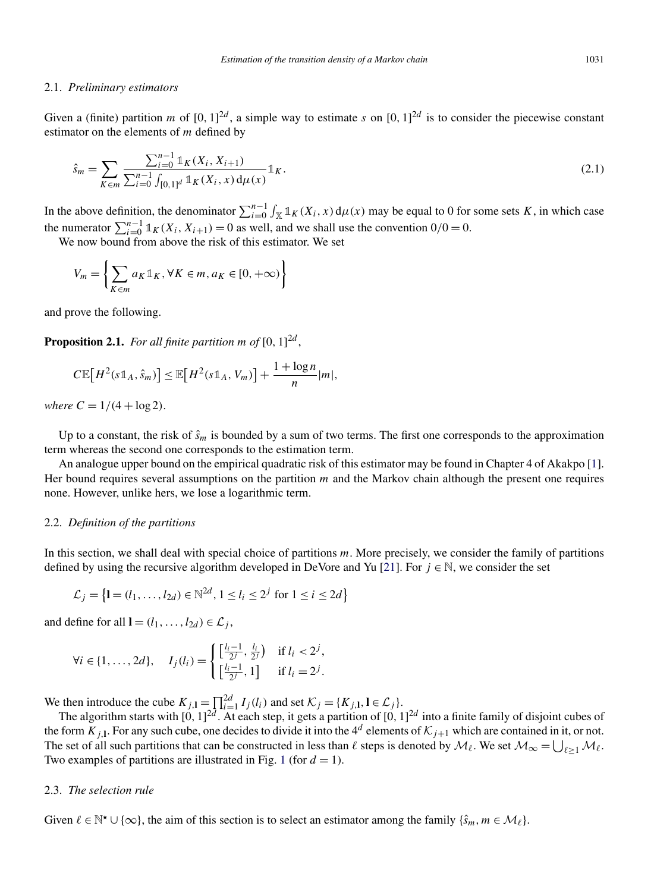### 2.1. *Preliminary estimators*

Given a (finite) partition $m$ of $[0,1]^{2d}$, a simple way to estimate $s$ on $[0,1]^{2d}$ is to consider the piecewise constant estimator on the elements of $m$ defined by

$$\hat{s}_m = \sum_{K \in m} \frac{\sum_{i=0}^{n-1} \mathbb{1}_K(X_i, X_{i+1})}{\sum_{i=0}^{n-1} \int_{[0,1]^d} \mathbb{1}_K(X_i, x)\,\mathrm{d}\mu(x)} \mathbb{1}_K. \tag{2.1}$$

In the above definition, the denominator $\sum_{i=0}^{n-1} \int_{\mathbb{X}} \mathbb{1}_K(X_i, x)\,\mathrm{d}\mu(x)$ may be equal to 0 for some sets $K$, in which case the numerator $\sum_{i=0}^{n-1} \mathbb{1}_K(X_i, X_{i+1}) = 0$ as well, and we shall use the convention $0/0 = 0$.

We now bound from above the risk of this estimator. We set

$$V_m = \left\{ \sum_{K \in m} a_K \mathbb{1}_K, \forall K \in m, a_K \in [0, +\infty) \right\}$$

and prove the following.

**Proposition 2.1.** *For all finite partition $m$ of $[0,1]^{2d}$,*

$$C\mathbb{E}\big[H^2(s\mathbb{1}_A, \hat{s}_m)\big] \le \mathbb{E}\big[H^2(s\mathbb{1}_A, V_m)\big] + \frac{1 + \log n}{n}|m|,$$

*where $C = 1/(4 + \log 2)$.*

Up to a constant, the risk of $\hat{s}_m$ is bounded by a sum of two terms. The first one corresponds to the approximation term whereas the second one corresponds to the estimation term.

An analogue upper bound on the empirical quadratic risk of this estimator may be found in Chapter 4 of Akakpo [1]. Her bound requires several assumptions on the partition $m$ and the Markov chain although the present one requires none. However, unlike hers, we lose a logarithmic term.

### 2.2. *Definition of the partitions*

In this section, we shall deal with special choice of partitions $m$. More precisely, we consider the family of partitions defined by using the recursive algorithm developed in DeVore and Yu [21]. For $j \in \mathbb{N}$, we consider the set

$$\mathcal{L}_j = \left\{ \mathbf{l} = (l_1, \ldots, l_{2d}) \in \mathbb{N}^{2d}, 1 \le l_i \le 2^j \text{ for } 1 \le i \le 2d \right\}$$

and define for all $\mathbf{l} = (l_1, \ldots, l_{2d}) \in \mathcal{L}_j$,

$$\forall i \in \{1, \ldots, 2d\}, \quad I_j(l_i) = \begin{cases} \left[\frac{l_i - 1}{2^j}, \frac{l_i}{2^j}\right) & \text{if } l_i < 2^j, \\ \left[\frac{l_i - 1}{2^j}, 1\right] & \text{if } l_i = 2^j. \end{cases}$$

We then introduce the cube $K_{j,\mathbf{l}} = \prod_{i=1}^{2d} I_j(l_i)$ and set $\mathcal{K}_j = \{K_{j,\mathbf{l}}, \mathbf{l} \in \mathcal{L}_j\}$.

The algorithm starts with $[0,1]^{2d}$. At each step, it gets a partition of $[0,1]^{2d}$ into a finite family of disjoint cubes of the form $K_{j,\mathbf{l}}$. For any such cube, one decides to divide it into the $4^d$ elements of $\mathcal{K}_{j+1}$ which are contained in it, or not. The set of all such partitions that can be constructed in less than $\ell$ steps is denoted by $\mathcal{M}_\ell$. We set $\mathcal{M}_\infty = \bigcup_{\ell \ge 1} \mathcal{M}_\ell$. Two examples of partitions are illustrated in Fig. 1 (for $d = 1$).

### 2.3. *The selection rule*

Given $\ell \in \mathbb{N}^\star \cup \{\infty\}$, the aim of this section is to select an estimator among the family $\{\hat{s}_m, m \in \mathcal{M}_\ell\}$.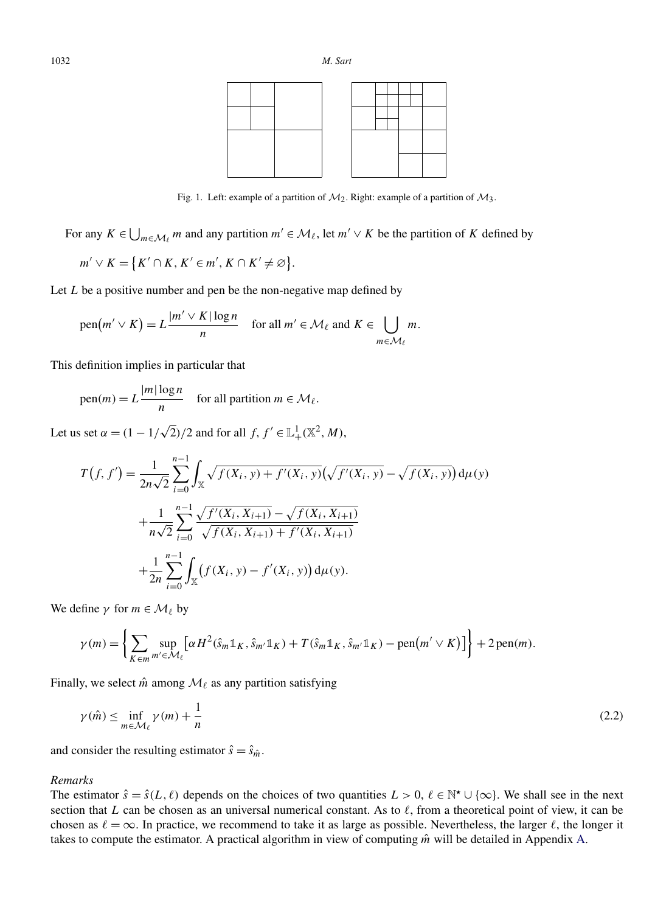Fig. 1. Left: example of a partition of $\mathcal{M}_2$. Right: example of a partition of $\mathcal{M}_3$.

For any $K \in \bigcup_{m \in \mathcal{M}_\ell} m$ and any partition $m' \in \mathcal{M}_\ell$, let $m' \vee K$ be the partition of $K$ defined by

$$m' \vee K = \{K' \cap K, K' \in m', K \cap K' \neq \varnothing\}.$$

Let $L$ be a positive number and pen be the non-negative map defined by

$$\operatorname{pen}(m' \vee K) = L \frac{|m' \vee K| \log n}{n} \quad \text{for all } m' \in \mathcal{M}_\ell \text{ and } K \in \bigcup_{m \in \mathcal{M}_\ell} m.$$

This definition implies in particular that

$$\operatorname{pen}(m) = L \frac{|m| \log n}{n} \quad \text{for all partition } m \in \mathcal{M}_\ell.$$

Let us set $\alpha = (1 - 1/\sqrt{2})/2$ and for all $f, f' \in \mathbb{L}^1_+(\mathbb{X}^2, M)$,

$$\begin{aligned}
T(f, f') = {} & \frac{1}{2n\sqrt{2}} \sum_{i=0}^{n-1} \int_{\mathbb{X}} \sqrt{f(X_i, y) + f'(X_i, y)} \left(\sqrt{f'(X_i, y)} - \sqrt{f(X_i, y)}\right) \mathrm{d}\mu(y) \\
& + \frac{1}{n\sqrt{2}} \sum_{i=0}^{n-1} \frac{\sqrt{f'(X_i, X_{i+1})} - \sqrt{f(X_i, X_{i+1})}}{\sqrt{f(X_i, X_{i+1}) + f'(X_i, X_{i+1})}} \\
& + \frac{1}{2n} \sum_{i=0}^{n-1} \int_{\mathbb{X}} \left(f(X_i, y) - f'(X_i, y)\right) \mathrm{d}\mu(y).
\end{aligned}$$

We define $\gamma$ for $m \in \mathcal{M}_\ell$ by

$$\gamma(m) = \left\{ \sum_{K \in m} \sup_{m' \in \mathcal{M}_\ell} \left[\alpha H^2(\hat{s}_m \mathbb{1}_K, \hat{s}_{m'} \mathbb{1}_K) + T(\hat{s}_m \mathbb{1}_K, \hat{s}_{m'} \mathbb{1}_K) - \operatorname{pen}(m' \vee K)\right] \right\} + 2 \operatorname{pen}(m).$$

Finally, we select $\hat{m}$ among $\mathcal{M}_\ell$ as any partition satisfying

$$\gamma(\hat{m}) \leq \inf_{m \in \mathcal{M}_\ell} \gamma(m) + \frac{1}{n} \tag{2.2}$$

and consider the resulting estimator $\hat{s} = \hat{s}_{\hat{m}}$.

*Remarks*

The estimator $\hat{s} = \hat{s}(L, \ell)$ depends on the choices of two quantities $L > 0$, $\ell \in \mathbb{N}^\star \cup \{\infty\}$. We shall see in the next section that $L$ can be chosen as an universal numerical constant. As to $\ell$, from a theoretical point of view, it can be chosen as $\ell = \infty$. In practice, we recommend to take it as large as possible. Nevertheless, the larger $\ell$, the longer it takes to compute the estimator. A practical algorithm in view of computing $\hat{m}$ will be detailed in Appendix A.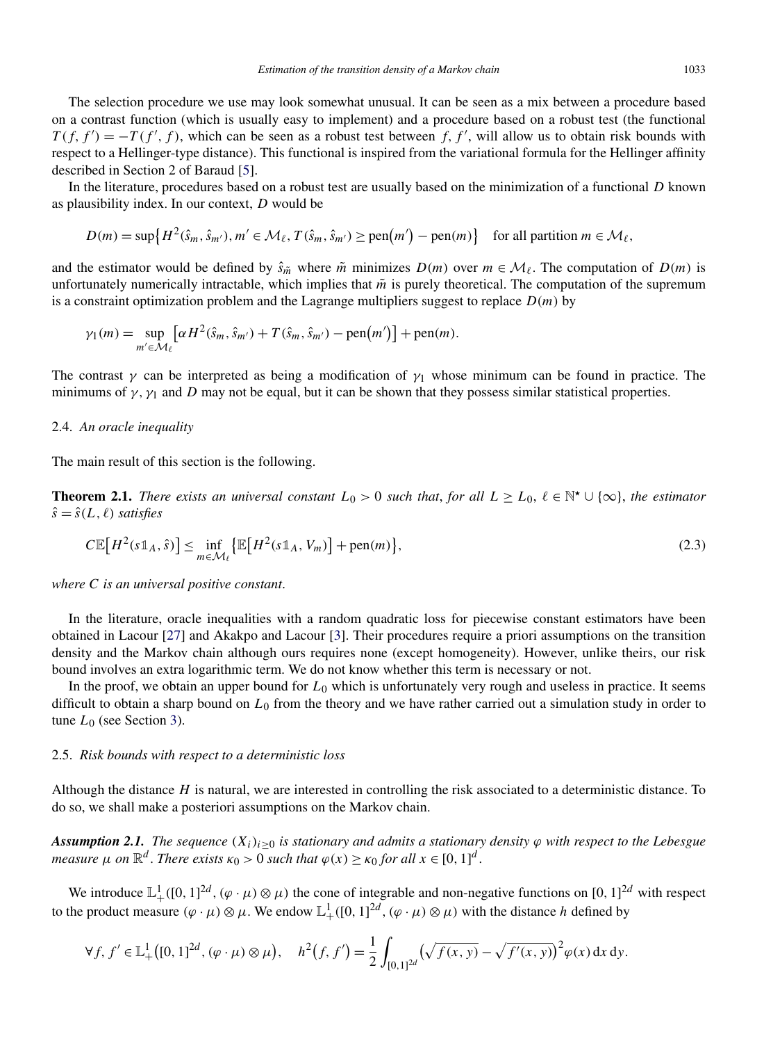The selection procedure we use may look somewhat unusual. It can be seen as a mix between a procedure based on a contrast function (which is usually easy to implement) and a procedure based on a robust test (the functional $T(f, f') = -T(f', f)$, which can be seen as a robust test between $f, f'$, will allow us to obtain risk bounds with respect to a Hellinger-type distance). This functional is inspired from the variational formula for the Hellinger affinity described in Section 2 of Baraud [5].

In the literature, procedures based on a robust test are usually based on the minimization of a functional $D$ known as plausibility index. In our context, $D$ would be

$$D(m) = \sup\{H^2(\hat{s}_m, \hat{s}_{m'}), m' \in \mathcal{M}_\ell, T(\hat{s}_m, \hat{s}_{m'}) \geq \operatorname{pen}(m') - \operatorname{pen}(m)\} \quad \text{for all partition } m \in \mathcal{M}_\ell,$$

and the estimator would be defined by $\hat{s}_{\tilde{m}}$ where $\tilde{m}$ minimizes $D(m)$ over $m \in \mathcal{M}_\ell$. The computation of $D(m)$ is unfortunately numerically intractable, which implies that $\tilde{m}$ is purely theoretical. The computation of the supremum is a constraint optimization problem and the Lagrange multipliers suggest to replace $D(m)$ by

$$\gamma_1(m) = \sup_{m' \in \mathcal{M}_\ell} \left[\alpha H^2(\hat{s}_m, \hat{s}_{m'}) + T(\hat{s}_m, \hat{s}_{m'}) - \operatorname{pen}(m')\right] + \operatorname{pen}(m).$$

The contrast $\gamma$ can be interpreted as being a modification of $\gamma_1$ whose minimum can be found in practice. The minimums of $\gamma$, $\gamma_1$ and $D$ may not be equal, but it can be shown that they possess similar statistical properties.

### 2.4. *An oracle inequality*

The main result of this section is the following.

**Theorem 2.1.** *There exists an universal constant $L_0 > 0$ such that, for all $L \geq L_0$, $\ell \in \mathbb{N}^\star \cup \{\infty\}$, the estimator $\hat{s} = \hat{s}(L, \ell)$ satisfies*

$$C\mathbb{E}\left[H^2(s\mathbb{1}_A, \hat{s})\right] \leq \inf_{m \in \mathcal{M}_\ell} \left\{\mathbb{E}\left[H^2(s\mathbb{1}_A, V_m)\right] + \operatorname{pen}(m)\right\}, \tag{2.3}$$

*where $C$ is an universal positive constant.*

In the literature, oracle inequalities with a random quadratic loss for piecewise constant estimators have been obtained in Lacour [27] and Akakpo and Lacour [3]. Their procedures require a priori assumptions on the transition density and the Markov chain although ours requires none (except homogeneity). However, unlike theirs, our risk bound involves an extra logarithmic term. We do not know whether this term is necessary or not.

In the proof, we obtain an upper bound for $L_0$ which is unfortunately very rough and useless in practice. It seems difficult to obtain a sharp bound on $L_0$ from the theory and we have rather carried out a simulation study in order to tune $L_0$ (see Section 3).

### 2.5. *Risk bounds with respect to a deterministic loss*

Although the distance $H$ is natural, we are interested in controlling the risk associated to a deterministic distance. To do so, we shall make a posteriori assumptions on the Markov chain.

***Assumption 2.1.*** *The sequence $(X_i)_{i \geq 0}$ is stationary and admits a stationary density $\varphi$ with respect to the Lebesgue measure $\mu$ on $\mathbb{R}^d$. There exists $\kappa_0 > 0$ such that $\varphi(x) \geq \kappa_0$ for all $x \in [0, 1]^d$.*

We introduce $\mathbb{L}^1_+([0, 1]^{2d}, (\varphi \cdot \mu) \otimes \mu)$ the cone of integrable and non-negative functions on $[0, 1]^{2d}$ with respect to the product measure $(\varphi \cdot \mu) \otimes \mu$. We endow $\mathbb{L}^1_+([0, 1]^{2d}, (\varphi \cdot \mu) \otimes \mu)$ with the distance $h$ defined by

$$\forall f, f' \in \mathbb{L}^1_+\left([0, 1]^{2d}, (\varphi \cdot \mu) \otimes \mu\right), \quad h^2(f, f') = \frac{1}{2} \int_{[0,1]^{2d}} \left(\sqrt{f(x, y)} - \sqrt{f'(x, y)}\right)^2 \varphi(x) \, \mathrm{d}x \, \mathrm{d}y.$$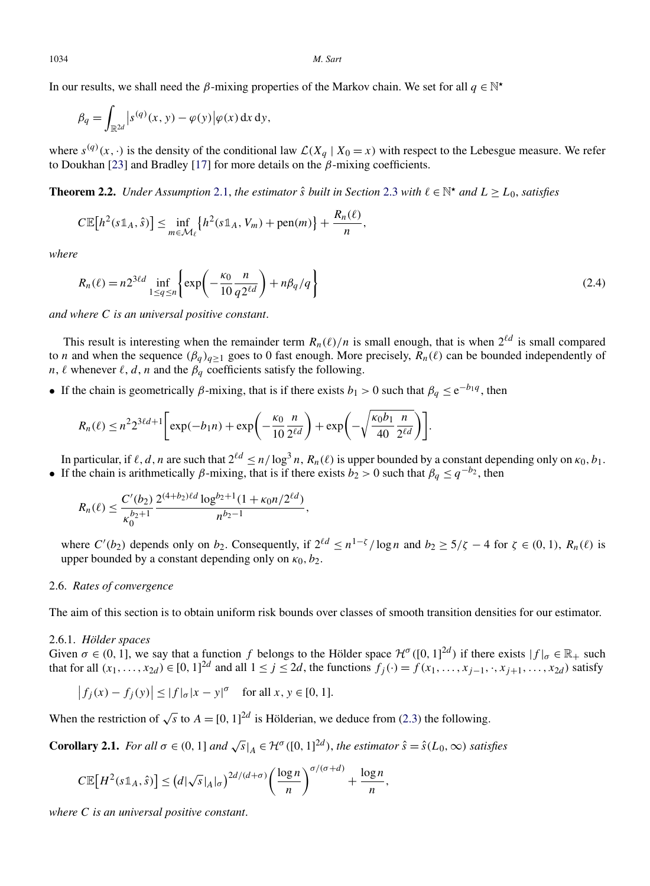In our results, we shall need the $\beta$-mixing properties of the Markov chain. We set for all $q \in \mathbb{N}^\star$

$$\beta_q = \int_{\mathbb{R}^{2d}} \left| s^{(q)}(x,y) - \varphi(y) \right| \varphi(x) \, \mathrm{d}x \, \mathrm{d}y,$$

where $s^{(q)}(x,\cdot)$ is the density of the conditional law $\mathcal{L}(X_q \mid X_0 = x)$ with respect to the Lebesgue measure. We refer to Doukhan [23] and Bradley [17] for more details on the $\beta$-mixing coefficients.

**Theorem 2.2.** *Under Assumption 2.1, the estimator $\hat{s}$ built in Section 2.3 with $\ell \in \mathbb{N}^\star$ and $L \geq L_0$, satisfies*

$$C\mathbb{E}\left[h^2(s\mathbb{1}_A, \hat{s})\right] \leq \inf_{m \in \mathcal{M}_\ell} \left\{ h^2(s\mathbb{1}_A, V_m) + \mathrm{pen}(m) \right\} + \frac{R_n(\ell)}{n},$$

*where*

$$R_n(\ell) = n 2^{3\ell d} \inf_{1 \leq q \leq n} \left\{ \exp\left( -\frac{\kappa_0}{10} \frac{n}{q 2^{\ell d}} \right) + n\beta_q / q \right\} \tag{2.4}$$

*and where $C$ is an universal positive constant.*

This result is interesting when the remainder term $R_n(\ell)/n$ is small enough, that is when $2^{\ell d}$ is small compared to $n$ and when the sequence $(\beta_q)_{q \geq 1}$ goes to 0 fast enough. More precisely, $R_n(\ell)$ can be bounded independently of $n$, $\ell$ whenever $\ell$, $d$, $n$ and the $\beta_q$ coefficients satisfy the following.

- If the chain is geometrically $\beta$-mixing, that is if there exists $b_1 > 0$ such that $\beta_q \leq \mathrm{e}^{-b_1 q}$, then

$$R_n(\ell) \leq n^2 2^{3\ell d + 1} \left[ \exp(-b_1 n) + \exp\left( -\frac{\kappa_0}{10} \frac{n}{2^{\ell d}} \right) + \exp\left( -\sqrt{\frac{\kappa_0 b_1}{40} \frac{n}{2^{\ell d}}} \right) \right].$$

  In particular, if $\ell, d, n$ are such that $2^{\ell d} \leq n / \log^3 n$, $R_n(\ell)$ is upper bounded by a constant depending only on $\kappa_0, b_1$.
- If the chain is arithmetically $\beta$-mixing, that is if there exists $b_2 > 0$ such that $\beta_q \leq q^{-b_2}$, then

$$R_n(\ell) \leq \frac{C'(b_2)}{\kappa_0^{b_2+1}} \frac{2^{(4+b_2)\ell d} \log^{b_2+1}(1 + \kappa_0 n / 2^{\ell d})}{n^{b_2 - 1}},$$

  where $C'(b_2)$ depends only on $b_2$. Consequently, if $2^{\ell d} \leq n^{1-\zeta} / \log n$ and $b_2 \geq 5/\zeta - 4$ for $\zeta \in (0,1)$, $R_n(\ell)$ is upper bounded by a constant depending only on $\kappa_0, b_2$.

### 2.6. *Rates of convergence*

The aim of this section is to obtain uniform risk bounds over classes of smooth transition densities for our estimator.

#### 2.6.1. *Hölder spaces*

Given $\sigma \in (0,1]$, we say that a function $f$ belongs to the Hölder space $\mathcal{H}^\sigma([0,1]^{2d})$ if there exists $|f|_\sigma \in \mathbb{R}_+$ such that for all $(x_1, \ldots, x_{2d}) \in [0,1]^{2d}$ and all $1 \leq j \leq 2d$, the functions $f_j(\cdot) = f(x_1, \ldots, x_{j-1}, \cdot, x_{j+1}, \ldots, x_{2d})$ satisfy

$$\left| f_j(x) - f_j(y) \right| \leq |f|_\sigma |x - y|^\sigma \quad \text{for all } x, y \in [0,1].$$

When the restriction of $\sqrt{s}$ to $A = [0,1]^{2d}$ is Hölderian, we deduce from (2.3) the following.

**Corollary 2.1.** *For all $\sigma \in (0,1]$ and $\sqrt{s}|_A \in \mathcal{H}^\sigma([0,1]^{2d})$, the estimator $\hat{s} = \hat{s}(L_0, \infty)$ satisfies*

$$C\mathbb{E}\left[H^2(s\mathbb{1}_A, \hat{s})\right] \leq \left( d|\sqrt{s}|_A|_\sigma \right)^{2d/(d+\sigma)} \left( \frac{\log n}{n} \right)^{\sigma/(\sigma+d)} + \frac{\log n}{n},$$

*where $C$ is an universal positive constant.*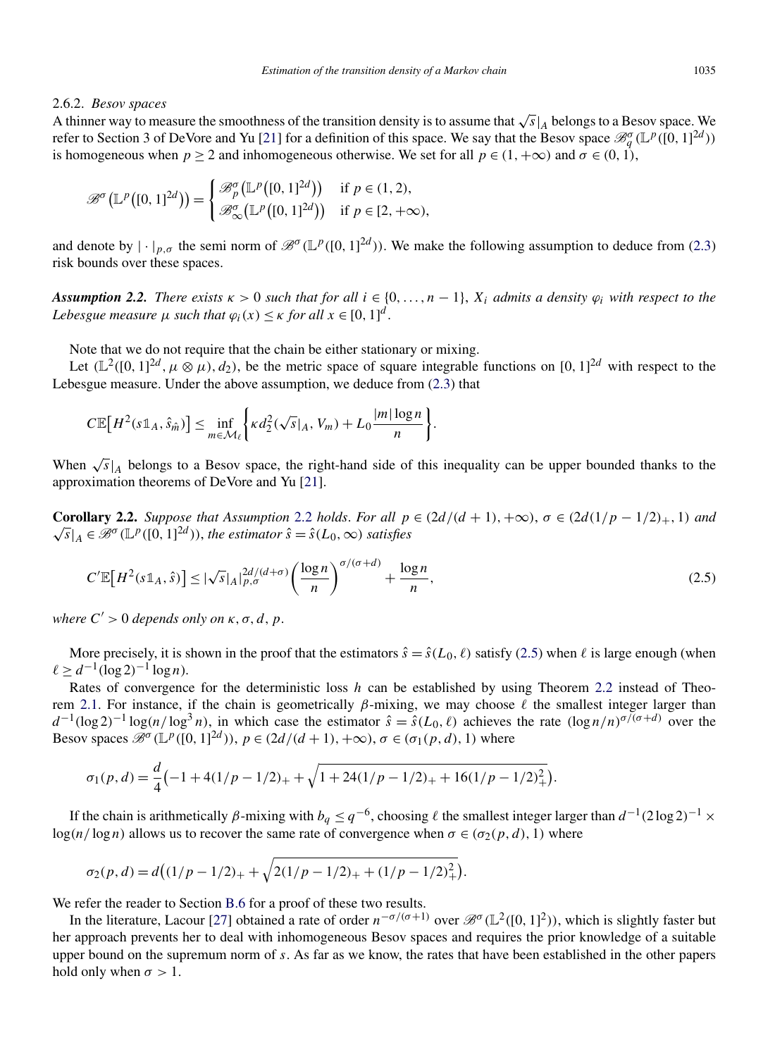### 2.6.2. *Besov spaces*

A thinner way to measure the smoothness of the transition density is to assume that $\sqrt{s}|_A$ belongs to a Besov space. We refer to Section 3 of DeVore and Yu [21] for a definition of this space. We say that the Besov space $\mathscr{B}_q^\sigma(\mathbb{L}^p([0,1]^{2d}))$ is homogeneous when $p \geq 2$ and inhomogeneous otherwise. We set for all $p \in (1, +\infty)$ and $\sigma \in (0, 1)$,

$$\mathscr{B}^\sigma\big(\mathbb{L}^p\big([0,1]^{2d}\big)\big) = \begin{cases} \mathscr{B}_p^\sigma\big(\mathbb{L}^p\big([0,1]^{2d}\big)\big) & \text{if } p \in (1,2), \\ \mathscr{B}_\infty^\sigma\big(\mathbb{L}^p\big([0,1]^{2d}\big)\big) & \text{if } p \in [2, +\infty), \end{cases}$$

and denote by $|\cdot|_{p,\sigma}$ the semi norm of $\mathscr{B}^\sigma(\mathbb{L}^p([0,1]^{2d}))$. We make the following assumption to deduce from (2.3) risk bounds over these spaces.

***Assumption 2.2.*** *There exists $\kappa > 0$ such that for all $i \in \{0, \dots, n-1\}$, $X_i$ admits a density $\varphi_i$ with respect to the Lebesgue measure $\mu$ such that $\varphi_i(x) \leq \kappa$ for all $x \in [0,1]^d$.*

Note that we do not require that the chain be either stationary or mixing.

Let $(\mathbb{L}^2([0,1]^{2d}, \mu \otimes \mu), d_2)$, be the metric space of square integrable functions on $[0,1]^{2d}$ with respect to the Lebesgue measure. Under the above assumption, we deduce from (2.3) that

$$C\mathbb{E}\big[H^2(s\mathbb{1}_A, \hat{s}_{\hat{m}})\big] \leq \inf_{m \in \mathcal{M}_\ell} \left\{ \kappa d_2^2(\sqrt{s}|_A, V_m) + L_0 \frac{|m| \log n}{n} \right\}.$$

When $\sqrt{s}|_A$ belongs to a Besov space, the right-hand side of this inequality can be upper bounded thanks to the approximation theorems of DeVore and Yu [21].

**Corollary 2.2.** *Suppose that Assumption 2.2 holds. For all $p \in (2d/(d+1), +\infty)$, $\sigma \in (2d(1/p - 1/2)_+, 1)$ and $\sqrt{s}|_A \in \mathscr{B}^\sigma(\mathbb{L}^p([0,1]^{2d}))$, the estimator $\hat{s} = \hat{s}(L_0, \infty)$ satisfies*

$$C'\mathbb{E}\big[H^2(s\mathbb{1}_A, \hat{s})\big] \leq |\sqrt{s}|_A|_{p,\sigma}^{2d/(d+\sigma)} \left(\frac{\log n}{n}\right)^{\sigma/(\sigma+d)} + \frac{\log n}{n}, \tag{2.5}$$

*where $C' > 0$ depends only on $\kappa, \sigma, d, p$.*

More precisely, it is shown in the proof that the estimators $\hat{s} = \hat{s}(L_0, \ell)$ satisfy (2.5) when $\ell$ is large enough (when $\ell \geq d^{-1}(\log 2)^{-1} \log n$).

Rates of convergence for the deterministic loss $h$ can be established by using Theorem 2.2 instead of Theorem 2.1. For instance, if the chain is geometrically $\beta$-mixing, we may choose $\ell$ the smallest integer larger than $d^{-1}(\log 2)^{-1} \log(n/\log^3 n)$, in which case the estimator $\hat{s} = \hat{s}(L_0, \ell)$ achieves the rate $(\log n/n)^{\sigma/(\sigma+d)}$ over the Besov spaces $\mathscr{B}^\sigma(\mathbb{L}^p([0,1]^{2d}))$, $p \in (2d/(d+1), +\infty)$, $\sigma \in (\sigma_1(p,d), 1)$ where

$$\sigma_1(p,d) = \frac{d}{4}\Big(-1 + 4(1/p - 1/2)_+ + \sqrt{1 + 24(1/p - 1/2)_+ + 16(1/p - 1/2)_+^2}\Big).$$

If the chain is arithmetically $\beta$-mixing with $b_q \leq q^{-6}$, choosing $\ell$ the smallest integer larger than $d^{-1}(2\log 2)^{-1} \times \log(n/\log n)$ allows us to recover the same rate of convergence when $\sigma \in (\sigma_2(p,d), 1)$ where

$$\sigma_2(p,d) = d\Big((1/p - 1/2)_+ + \sqrt{2(1/p - 1/2)_+ + (1/p - 1/2)_+^2}\Big).$$

We refer the reader to Section B.6 for a proof of these two results.

In the literature, Lacour [27] obtained a rate of order $n^{-\sigma/(\sigma+1)}$ over $\mathscr{B}^\sigma(\mathbb{L}^2([0,1]^2))$, which is slightly faster but her approach prevents her to deal with inhomogeneous Besov spaces and requires the prior knowledge of a suitable upper bound on the supremum norm of $s$. As far as we know, the rates that have been established in the other papers hold only when $\sigma > 1$.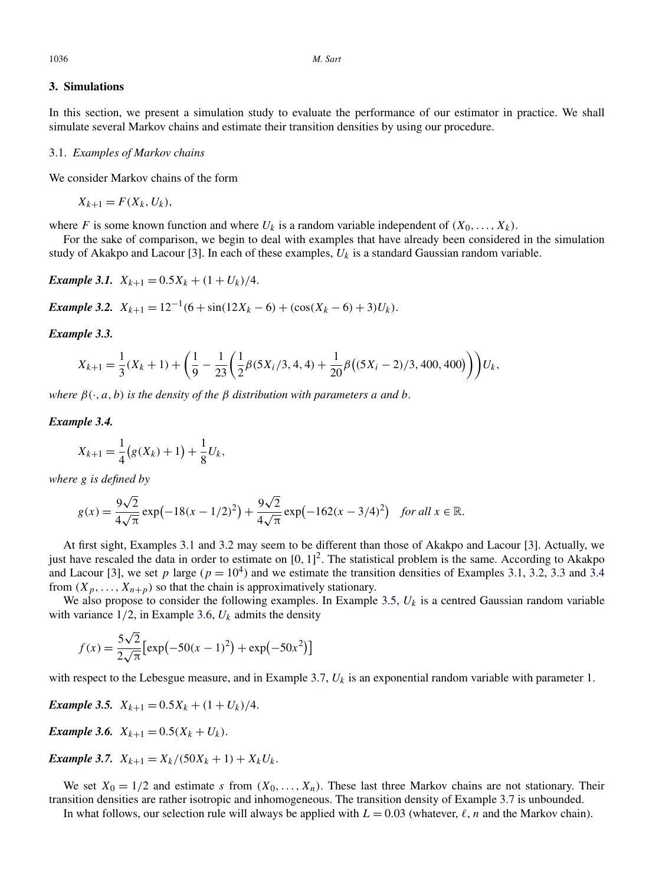## 3. Simulations

In this section, we present a simulation study to evaluate the performance of our estimator in practice. We shall simulate several Markov chains and estimate their transition densities by using our procedure.

### 3.1. *Examples of Markov chains*

We consider Markov chains of the form

$$X_{k+1} = F(X_k, U_k),$$

where $F$ is some known function and where $U_k$ is a random variable independent of $(X_0, \dots, X_k)$.

For the sake of comparison, we begin to deal with examples that have already been considered in the simulation study of Akakpo and Lacour [3]. In each of these examples, $U_k$ is a standard Gaussian random variable.

***Example 3.1.*** $X_{k+1} = 0.5 X_k + (1 + U_k)/4$.

***Example 3.2.*** $X_{k+1} = 12^{-1}(6 + \sin(12 X_k - 6) + (\cos(X_k - 6) + 3) U_k)$.

***Example 3.3.***

$$X_{k+1} = \frac{1}{3}(X_k + 1) + \left(\frac{1}{9} - \frac{1}{23}\left(\frac{1}{2}\beta(5X_i/3, 4, 4) + \frac{1}{20}\beta\big((5X_i - 2)/3, 400, 400\big)\right)\right) U_k,$$

*where $\beta(\cdot, a, b)$ is the density of the $\beta$ distribution with parameters $a$ and $b$.*

***Example 3.4.***

$$X_{k+1} = \frac{1}{4}\big(g(X_k) + 1\big) + \frac{1}{8} U_k,$$

*where $g$ is defined by*

$$g(x) = \frac{9\sqrt{2}}{4\sqrt{\pi}} \exp\big(-18(x - 1/2)^2\big) + \frac{9\sqrt{2}}{4\sqrt{\pi}} \exp\big(-162(x - 3/4)^2\big) \quad \textit{for all } x \in \mathbb{R}.$$

At first sight, Examples 3.1 and 3.2 may seem to be different than those of Akakpo and Lacour [3]. Actually, we just have rescaled the data in order to estimate on $[0, 1]^2$. The statistical problem is the same. According to Akakpo and Lacour [3], we set $p$ large ($p = 10^4$) and we estimate the transition densities of Examples 3.1, 3.2, 3.3 and 3.4 from $(X_p, \dots, X_{n+p})$ so that the chain is approximatively stationary.

We also propose to consider the following examples. In Example 3.5, $U_k$ is a centred Gaussian random variable with variance $1/2$, in Example 3.6, $U_k$ admits the density

$$f(x) = \frac{5\sqrt{2}}{2\sqrt{\pi}}\big[\exp\big(-50(x - 1)^2\big) + \exp\big(-50x^2\big)\big]$$

with respect to the Lebesgue measure, and in Example 3.7, $U_k$ is an exponential random variable with parameter 1.

***Example 3.5.*** $X_{k+1} = 0.5 X_k + (1 + U_k)/4$.

***Example 3.6.*** $X_{k+1} = 0.5(X_k + U_k)$.

***Example 3.7.*** $X_{k+1} = X_k/(50 X_k + 1) + X_k U_k$.

We set $X_0 = 1/2$ and estimate $s$ from $(X_0, \dots, X_n)$. These last three Markov chains are not stationary. Their transition densities are rather isotropic and inhomogeneous. The transition density of Example 3.7 is unbounded.

In what follows, our selection rule will always be applied with $L = 0.03$ (whatever, $\ell$, $n$ and the Markov chain).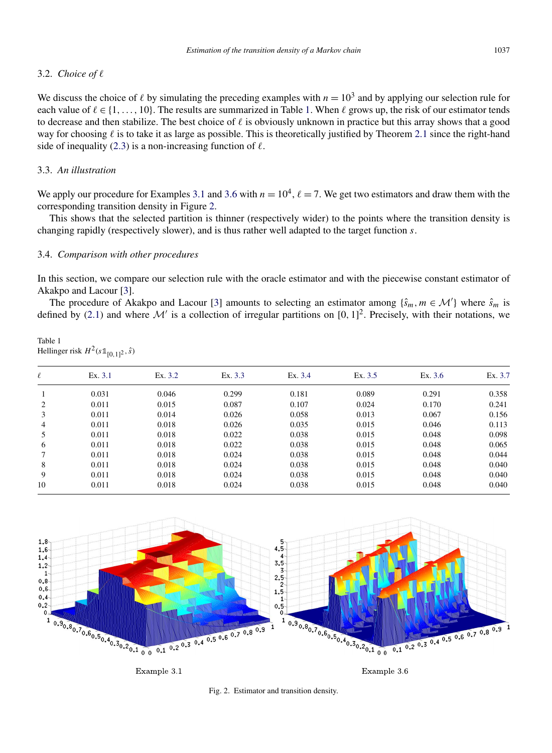### 3.2. *Choice of* $\ell$

We discuss the choice of $\ell$ by simulating the preceding examples with $n = 10^3$ and by applying our selection rule for each value of $\ell \in \{1, \dots, 10\}$. The results are summarized in Table 1. When $\ell$ grows up, the risk of our estimator tends to decrease and then stabilize. The best choice of $\ell$ is obviously unknown in practice but this array shows that a good way for choosing $\ell$ is to take it as large as possible. This is theoretically justified by Theorem 2.1 since the right-hand side of inequality (2.3) is a non-increasing function of $\ell$.

### 3.3. *An illustration*

We apply our procedure for Examples 3.1 and 3.6 with $n = 10^4$, $\ell = 7$. We get two estimators and draw them with the corresponding transition density in Figure 2.

This shows that the selected partition is thinner (respectively wider) to the points where the transition density is changing rapidly (respectively slower), and is thus rather well adapted to the target function $s$.

### 3.4. *Comparison with other procedures*

In this section, we compare our selection rule with the oracle estimator and with the piecewise constant estimator of Akakpo and Lacour [3].

The procedure of Akakpo and Lacour [3] amounts to selecting an estimator among $\{\hat{s}_m, m \in \mathcal{M}'\}$ where $\hat{s}_m$ is defined by (2.1) and where $\mathcal{M}'$ is a collection of irregular partitions on $[0,1]^2$. Precisely, with their notations, we

Table 1
Hellinger risk $H^2(s\mathbb{1}_{[0,1]^2}, \hat{s})$

| $\ell$ | Ex. 3.1 | Ex. 3.2 | Ex. 3.3 | Ex. 3.4 | Ex. 3.5 | Ex. 3.6 | Ex. 3.7 |
|---|---|---|---|---|---|---|---|
| 1 | 0.031 | 0.046 | 0.299 | 0.181 | 0.089 | 0.291 | 0.358 |
| 2 | 0.011 | 0.015 | 0.087 | 0.107 | 0.024 | 0.170 | 0.241 |
| 3 | 0.011 | 0.014 | 0.026 | 0.058 | 0.013 | 0.067 | 0.156 |
| 4 | 0.011 | 0.018 | 0.026 | 0.035 | 0.015 | 0.046 | 0.113 |
| 5 | 0.011 | 0.018 | 0.022 | 0.038 | 0.015 | 0.048 | 0.098 |
| 6 | 0.011 | 0.018 | 0.022 | 0.038 | 0.015 | 0.048 | 0.065 |
| 7 | 0.011 | 0.018 | 0.024 | 0.038 | 0.015 | 0.048 | 0.044 |
| 8 | 0.011 | 0.018 | 0.024 | 0.038 | 0.015 | 0.048 | 0.040 |
| 9 | 0.011 | 0.018 | 0.024 | 0.038 | 0.015 | 0.048 | 0.040 |
| 10 | 0.011 | 0.018 | 0.024 | 0.038 | 0.015 | 0.048 | 0.040 |

Example 3.1    Example 3.6

Fig. 2. Estimator and transition density.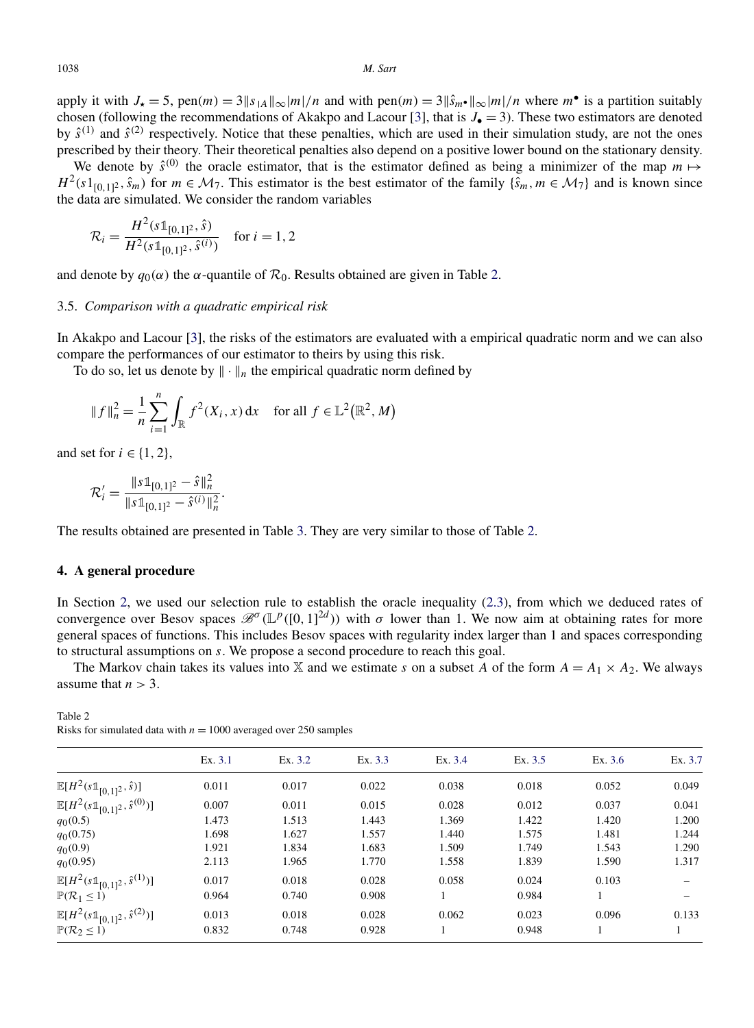apply it with $J_\star = 5$, $\text{pen}(m) = 3\|s_{|A}\|_\infty |m|/n$ and with $\text{pen}(m) = 3\|\hat{s}_{m^\bullet}\|_\infty |m|/n$ where $m^\bullet$ is a partition suitably chosen (following the recommendations of Akakpo and Lacour [3], that is $J_\bullet = 3$). These two estimators are denoted by $\hat{s}^{(1)}$ and $\hat{s}^{(2)}$ respectively. Notice that these penalties, which are used in their simulation study, are not the ones prescribed by their theory. Their theoretical penalties also depend on a positive lower bound on the stationary density.

We denote by $\hat{s}^{(0)}$ the oracle estimator, that is the estimator defined as being a minimizer of the map $m \mapsto H^2(s 1_{[0,1]^2}, \hat{s}_m)$ for $m \in \mathcal{M}_7$. This estimator is the best estimator of the family $\{\hat{s}_m, m \in \mathcal{M}_7\}$ and is known since the data are simulated. We consider the random variables

$$\mathcal{R}_i = \frac{H^2(s\mathbb{1}_{[0,1]^2}, \hat{s})}{H^2(s\mathbb{1}_{[0,1]^2}, \hat{s}^{(i)})} \quad \text{for } i = 1, 2$$

and denote by $q_0(\alpha)$ the $\alpha$-quantile of $\mathcal{R}_0$. Results obtained are given in Table 2.

### 3.5. *Comparison with a quadratic empirical risk*

In Akakpo and Lacour [3], the risks of the estimators are evaluated with a empirical quadratic norm and we can also compare the performances of our estimator to theirs by using this risk.

To do so, let us denote by $\|\cdot\|_n$ the empirical quadratic norm defined by

$$\|f\|_n^2 = \frac{1}{n}\sum_{i=1}^n \int_{\mathbb{R}} f^2(X_i, x)\,\mathrm{d}x \quad \text{for all } f \in \mathbb{L}^2(\mathbb{R}^2, M)$$

and set for $i \in \{1, 2\}$,

$$\mathcal{R}'_i = \frac{\|s\mathbb{1}_{[0,1]^2} - \hat{s}\|_n^2}{\|s\mathbb{1}_{[0,1]^2} - \hat{s}^{(i)}\|_n^2}.$$

The results obtained are presented in Table 3. They are very similar to those of Table 2.

## 4. A general procedure

In Section 2, we used our selection rule to establish the oracle inequality (2.3), from which we deduced rates of convergence over Besov spaces $\mathscr{B}^\sigma(\mathbb{L}^p([0,1]^{2d}))$ with $\sigma$ lower than 1. We now aim at obtaining rates for more general spaces of functions. This includes Besov spaces with regularity index larger than 1 and spaces corresponding to structural assumptions on $s$. We propose a second procedure to reach this goal.

The Markov chain takes its values into $\mathbb{X}$ and we estimate $s$ on a subset $A$ of the form $A = A_1 \times A_2$. We always assume that $n > 3$.

Table 2
Risks for simulated data with $n = 1000$ averaged over 250 samples

| | Ex. 3.1 | Ex. 3.2 | Ex. 3.3 | Ex. 3.4 | Ex. 3.5 | Ex. 3.6 | Ex. 3.7 |
|---|---|---|---|---|---|---|---|
| $\mathbb{E}[H^2(s\mathbb{1}_{[0,1]^2}, \hat{s})]$ | 0.011 | 0.017 | 0.022 | 0.038 | 0.018 | 0.052 | 0.049 |
| $\mathbb{E}[H^2(s\mathbb{1}_{[0,1]^2}, \hat{s}^{(0)})]$ | 0.007 | 0.011 | 0.015 | 0.028 | 0.012 | 0.037 | 0.041 |
| $q_0(0.5)$ | 1.473 | 1.513 | 1.443 | 1.369 | 1.422 | 1.420 | 1.200 |
| $q_0(0.75)$ | 1.698 | 1.627 | 1.557 | 1.440 | 1.575 | 1.481 | 1.244 |
| $q_0(0.9)$ | 1.921 | 1.834 | 1.683 | 1.509 | 1.749 | 1.543 | 1.290 |
| $q_0(0.95)$ | 2.113 | 1.965 | 1.770 | 1.558 | 1.839 | 1.590 | 1.317 |
| $\mathbb{E}[H^2(s\mathbb{1}_{[0,1]^2}, \hat{s}^{(1)})]$ | 0.017 | 0.018 | 0.028 | 0.058 | 0.024 | 0.103 | – |
| $\mathbb{P}(\mathcal{R}_1 \le 1)$ | 0.964 | 0.740 | 0.908 | 1 | 0.984 | 1 | – |
| $\mathbb{E}[H^2(s\mathbb{1}_{[0,1]^2}, \hat{s}^{(2)})]$ | 0.013 | 0.018 | 0.028 | 0.062 | 0.023 | 0.096 | 0.133 |
| $\mathbb{P}(\mathcal{R}_2 \le 1)$ | 0.832 | 0.748 | 0.928 | 1 | 0.948 | 1 | 1 |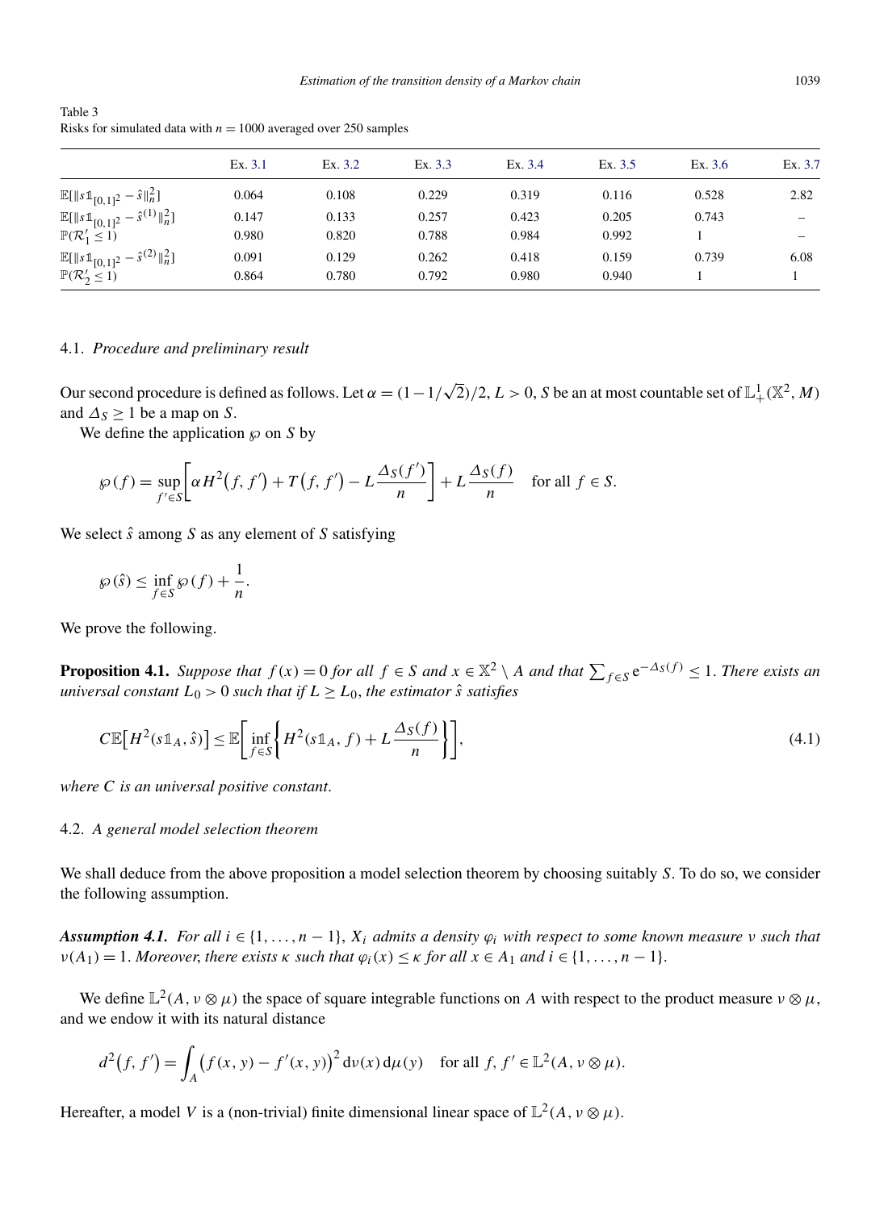Table 3
Risks for simulated data with $n = 1000$ averaged over 250 samples

| | Ex. 3.1 | Ex. 3.2 | Ex. 3.3 | Ex. 3.4 | Ex. 3.5 | Ex. 3.6 | Ex. 3.7 |
|---|---|---|---|---|---|---|---|
| $\mathbb{E}[\lVert s\mathbb{1}_{[0,1]^2} - \hat{s}\rVert_n^2]$ | 0.064 | 0.108 | 0.229 | 0.319 | 0.116 | 0.528 | 2.82 |
| $\mathbb{E}[\lVert s\mathbb{1}_{[0,1]^2} - \hat{s}^{(1)}\rVert_n^2]$ | 0.147 | 0.133 | 0.257 | 0.423 | 0.205 | 0.743 | – |
| $\mathbb{P}(\mathcal{R}_1' \le 1)$ | 0.980 | 0.820 | 0.788 | 0.984 | 0.992 | 1 | – |
| $\mathbb{E}[\lVert s\mathbb{1}_{[0,1]^2} - \hat{s}^{(2)}\rVert_n^2]$ | 0.091 | 0.129 | 0.262 | 0.418 | 0.159 | 0.739 | 6.08 |
| $\mathbb{P}(\mathcal{R}_2' \le 1)$ | 0.864 | 0.780 | 0.792 | 0.980 | 0.940 | 1 | 1 |

### 4.1. *Procedure and preliminary result*

Our second procedure is defined as follows. Let $\alpha = (1 - 1/\sqrt{2})/2$, $L > 0$, $S$ be an at most countable set of $\mathbb{L}_+^1(\mathbb{X}^2, M)$ and $\Delta_S \ge 1$ be a map on $S$.

We define the application $\wp$ on $S$ by

$$\wp(f) = \sup_{f' \in S}\left[\alpha H^2(f, f') + T(f, f') - L\frac{\Delta_S(f')}{n}\right] + L\frac{\Delta_S(f)}{n} \quad \text{for all } f \in S.$$

We select $\hat{s}$ among $S$ as any element of $S$ satisfying

$$\wp(\hat{s}) \le \inf_{f \in S} \wp(f) + \frac{1}{n}.$$

We prove the following.

**Proposition 4.1.** *Suppose that $f(x) = 0$ for all $f \in S$ and $x \in \mathbb{X}^2 \setminus A$ and that $\sum_{f \in S} \mathrm{e}^{-\Delta_S(f)} \le 1$. There exists an universal constant $L_0 > 0$ such that if $L \ge L_0$, the estimator $\hat{s}$ satisfies*

$$C\mathbb{E}\left[H^2(s\mathbb{1}_A, \hat{s})\right] \le \mathbb{E}\left[\inf_{f \in S}\left\{H^2(s\mathbb{1}_A, f) + L\frac{\Delta_S(f)}{n}\right\}\right], \tag{4.1}$$

*where $C$ is an universal positive constant.*

### 4.2. *A general model selection theorem*

We shall deduce from the above proposition a model selection theorem by choosing suitably $S$. To do so, we consider the following assumption.

***Assumption 4.1.*** *For all $i \in \{1, \dots, n-1\}$, $X_i$ admits a density $\varphi_i$ with respect to some known measure $\nu$ such that $\nu(A_1) = 1$. Moreover, there exists $\kappa$ such that $\varphi_i(x) \le \kappa$ for all $x \in A_1$ and $i \in \{1, \dots, n-1\}$.*

We define $\mathbb{L}^2(A, \nu \otimes \mu)$ the space of square integrable functions on $A$ with respect to the product measure $\nu \otimes \mu$, and we endow it with its natural distance

$$d^2(f, f') = \int_A \left(f(x, y) - f'(x, y)\right)^2 \mathrm{d}\nu(x)\,\mathrm{d}\mu(y) \quad \text{for all } f, f' \in \mathbb{L}^2(A, \nu \otimes \mu).$$

Hereafter, a model $V$ is a (non-trivial) finite dimensional linear space of $\mathbb{L}^2(A, \nu \otimes \mu)$.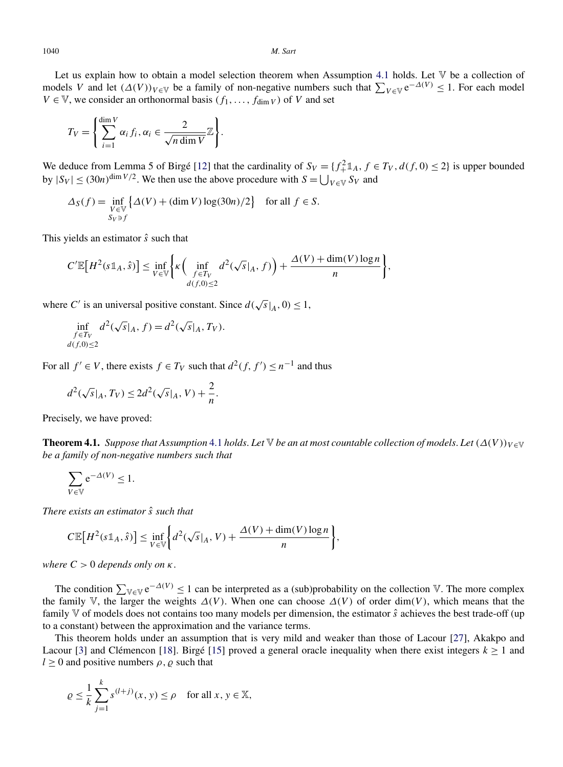Let us explain how to obtain a model selection theorem when Assumption 4.1 holds. Let $\mathbb{V}$ be a collection of models $V$ and let $(\Delta(V))_{V \in \mathbb{V}}$ be a family of non-negative numbers such that $\sum_{V \in \mathbb{V}} \mathrm{e}^{-\Delta(V)} \leq 1$. For each model $V \in \mathbb{V}$, we consider an orthonormal basis $(f_1, \dots, f_{\dim V})$ of $V$ and set

$$T_V = \left\{ \sum_{i=1}^{\dim V} \alpha_i f_i, \alpha_i \in \frac{2}{\sqrt{n \dim V}} \mathbb{Z} \right\}.$$

We deduce from Lemma 5 of Birgé [12] that the cardinality of $S_V = \{f_+^2 \mathbb{1}_A, f \in T_V, d(f, 0) \leq 2\}$ is upper bounded by $|S_V| \leq (30n)^{\dim V/2}$. We then use the above procedure with $S = \bigcup_{V \in \mathbb{V}} S_V$ and

$$\Delta_S(f) = \inf_{\substack{V \in \mathbb{V} \\ S_V \ni f}} \left\{ \Delta(V) + (\dim V) \log(30n)/2 \right\} \quad \text{for all } f \in S.$$

This yields an estimator $\hat{s}$ such that

$$C' \mathbb{E}\left[H^2(s\mathbb{1}_A, \hat{s})\right] \leq \inf_{V \in \mathbb{V}} \left\{ \kappa \Big( \inf_{\substack{f \in T_V \\ d(f,0) \leq 2}} d^2(\sqrt{s}|_A, f) \Big) + \frac{\Delta(V) + \dim(V) \log n}{n} \right\},$$

where $C'$ is an universal positive constant. Since $d(\sqrt{s}|_A, 0) \leq 1$,

$$\inf_{\substack{f \in T_V \\ d(f,0) \leq 2}} d^2(\sqrt{s}|_A, f) = d^2(\sqrt{s}|_A, T_V).$$

For all $f' \in V$, there exists $f \in T_V$ such that $d^2(f, f') \leq n^{-1}$ and thus

$$d^2(\sqrt{s}|_A, T_V) \leq 2 d^2(\sqrt{s}|_A, V) + \frac{2}{n}.$$

Precisely, we have proved:

**Theorem 4.1.** *Suppose that Assumption 4.1 holds. Let $\mathbb{V}$ be an at most countable collection of models. Let $(\Delta(V))_{V \in \mathbb{V}}$ be a family of non-negative numbers such that*

$$\sum_{V \in \mathbb{V}} \mathrm{e}^{-\Delta(V)} \leq 1.$$

*There exists an estimator $\hat{s}$ such that*

$$C \mathbb{E}\left[H^2(s\mathbb{1}_A, \hat{s})\right] \leq \inf_{V \in \mathbb{V}} \left\{ d^2(\sqrt{s}|_A, V) + \frac{\Delta(V) + \dim(V) \log n}{n} \right\},$$

*where $C > 0$ depends only on $\kappa$.*

The condition $\sum_{\mathbb{V} \in \mathbb{V}} \mathrm{e}^{-\Delta(V)} \leq 1$ can be interpreted as a (sub)probability on the collection $\mathbb{V}$. The more complex the family $\mathbb{V}$, the larger the weights $\Delta(V)$. When one can choose $\Delta(V)$ of order $\dim(V)$, which means that the family $\mathbb{V}$ of models does not contains too many models per dimension, the estimator $\hat{s}$ achieves the best trade-off (up to a constant) between the approximation and the variance terms.

This theorem holds under an assumption that is very mild and weaker than those of Lacour [27], Akakpo and Lacour [3] and Clémencon [18]. Birgé [15] proved a general oracle inequality when there exist integers $k \geq 1$ and $l \geq 0$ and positive numbers $\rho, \varrho$ such that

$$\varrho \leq \frac{1}{k} \sum_{j=1}^{k} s^{(l+j)}(x, y) \leq \rho \quad \text{for all } x, y \in \mathbb{X},$$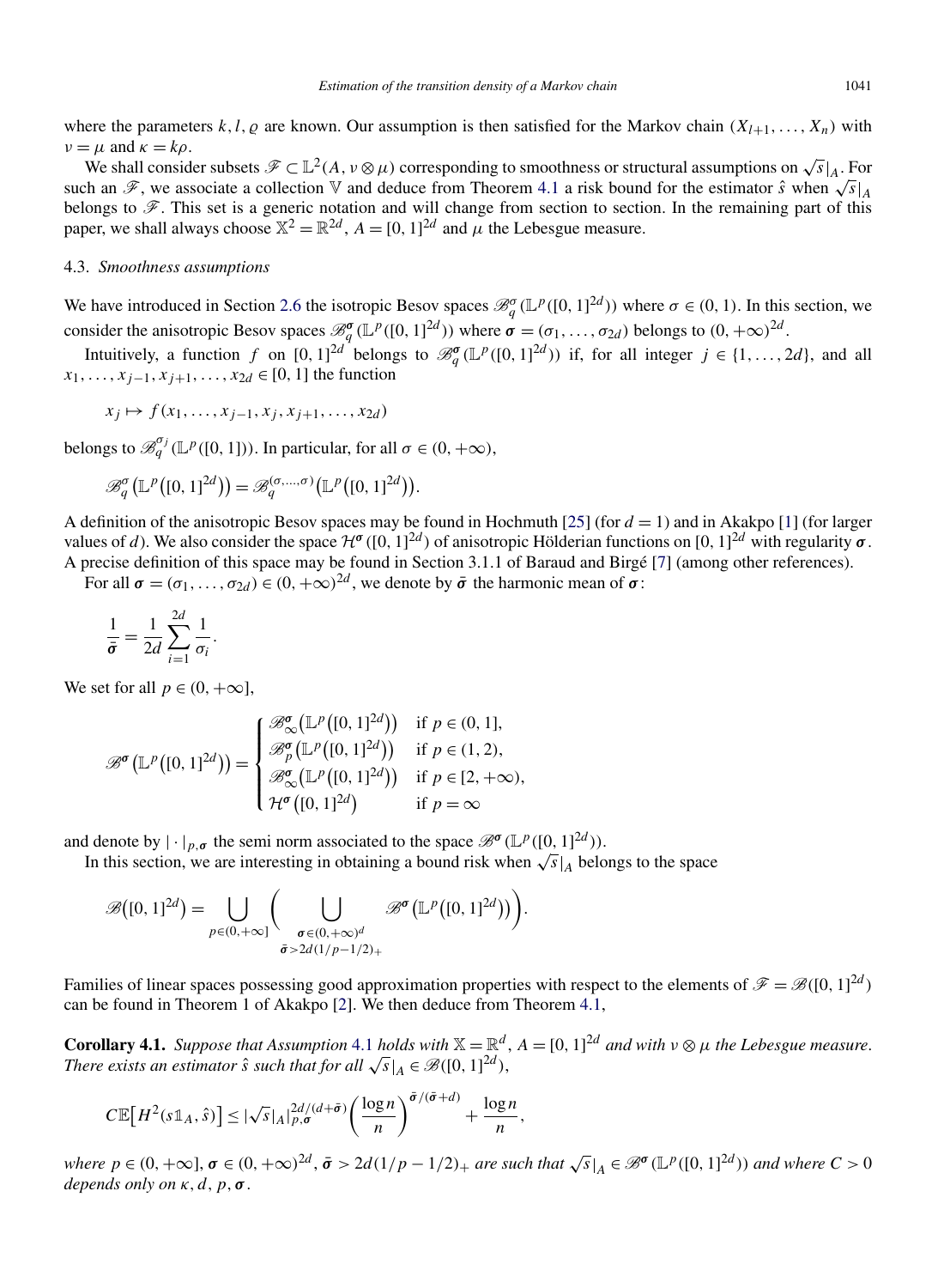where the parameters $k, l, \varrho$ are known. Our assumption is then satisfied for the Markov chain $(X_{l+1}, \dots, X_n)$ with $\nu = \mu$ and $\kappa = k\rho$.

We shall consider subsets $\mathscr{F} \subset \mathbb{L}^2(A, \nu \otimes \mu)$ corresponding to smoothness or structural assumptions on $\sqrt{s}|_A$. For such an $\mathscr{F}$, we associate a collection $\mathbb{V}$ and deduce from Theorem 4.1 a risk bound for the estimator $\hat{s}$ when $\sqrt{s}|_A$ belongs to $\mathscr{F}$. This set is a generic notation and will change from section to section. In the remaining part of this paper, we shall always choose $\mathbb{X}^2 = \mathbb{R}^{2d}$, $A = [0,1]^{2d}$ and $\mu$ the Lebesgue measure.

### 4.3. *Smoothness assumptions*

We have introduced in Section 2.6 the isotropic Besov spaces $\mathscr{B}_q^\sigma(\mathbb{L}^p([0,1]^{2d}))$ where $\sigma \in (0,1)$. In this section, we consider the anisotropic Besov spaces $\mathscr{B}_q^{\boldsymbol{\sigma}}(\mathbb{L}^p([0,1]^{2d}))$ where $\boldsymbol{\sigma} = (\sigma_1, \dots, \sigma_{2d})$ belongs to $(0, +\infty)^{2d}$.

Intuitively, a function $f$ on $[0,1]^{2d}$ belongs to $\mathscr{B}_q^{\boldsymbol{\sigma}}(\mathbb{L}^p([0,1]^{2d}))$ if, for all integer $j \in \{1, \dots, 2d\}$, and all $x_1, \dots, x_{j-1}, x_{j+1}, \dots, x_{2d} \in [0,1]$ the function

$$x_j \mapsto f(x_1, \dots, x_{j-1}, x_j, x_{j+1}, \dots, x_{2d})$$

belongs to $\mathscr{B}_q^{\sigma_j}(\mathbb{L}^p([0,1]))$. In particular, for all $\sigma \in (0, +\infty)$,

$$\mathscr{B}_q^\sigma(\mathbb{L}^p([0,1]^{2d})) = \mathscr{B}_q^{(\sigma,\dots,\sigma)}(\mathbb{L}^p([0,1]^{2d})).$$

A definition of the anisotropic Besov spaces may be found in Hochmuth [25] (for $d = 1$) and in Akakpo [1] (for larger values of $d$). We also consider the space $\mathcal{H}^{\boldsymbol{\sigma}}([0,1]^{2d})$ of anisotropic Hölderian functions on $[0,1]^{2d}$ with regularity $\boldsymbol{\sigma}$. A precise definition of this space may be found in Section 3.1.1 of Baraud and Birgé [7] (among other references).

For all $\boldsymbol{\sigma} = (\sigma_1, \dots, \sigma_{2d}) \in (0, +\infty)^{2d}$, we denote by $\bar{\boldsymbol{\sigma}}$ the harmonic mean of $\boldsymbol{\sigma}$:

$$\frac{1}{\bar{\boldsymbol{\sigma}}} = \frac{1}{2d} \sum_{i=1}^{2d} \frac{1}{\sigma_i}.$$

We set for all $p \in (0, +\infty]$,

$$\mathscr{B}^{\boldsymbol{\sigma}}(\mathbb{L}^p([0,1]^{2d})) = \begin{cases} \mathscr{B}_\infty^{\boldsymbol{\sigma}}(\mathbb{L}^p([0,1]^{2d})) & \text{if } p \in (0,1], \\ \mathscr{B}_p^{\boldsymbol{\sigma}}(\mathbb{L}^p([0,1]^{2d})) & \text{if } p \in (1,2), \\ \mathscr{B}_\infty^{\boldsymbol{\sigma}}(\mathbb{L}^p([0,1]^{2d})) & \text{if } p \in [2, +\infty), \\ \mathcal{H}^{\boldsymbol{\sigma}}([0,1]^{2d}) & \text{if } p = \infty \end{cases}$$

and denote by $|\cdot|_{p,\boldsymbol{\sigma}}$ the semi norm associated to the space $\mathscr{B}^{\boldsymbol{\sigma}}(\mathbb{L}^p([0,1]^{2d}))$.

In this section, we are interesting in obtaining a bound risk when $\sqrt{s}|_A$ belongs to the space

$$\mathscr{B}([0,1]^{2d}) = \bigcup_{p \in (0,+\infty]} \left( \bigcup_{\substack{\boldsymbol{\sigma} \in (0,+\infty)^d \\ \bar{\boldsymbol{\sigma}} > 2d(1/p - 1/2)_+}} \mathscr{B}^{\boldsymbol{\sigma}}(\mathbb{L}^p([0,1]^{2d})) \right).$$

Families of linear spaces possessing good approximation properties with respect to the elements of $\mathscr{F} = \mathscr{B}([0,1]^{2d})$ can be found in Theorem 1 of Akakpo [2]. We then deduce from Theorem 4.1,

**Corollary 4.1.** *Suppose that Assumption 4.1 holds with $\mathbb{X} = \mathbb{R}^d$, $A = [0,1]^{2d}$ and with $\nu \otimes \mu$ the Lebesgue measure. There exists an estimator $\hat{s}$ such that for all $\sqrt{s}|_A \in \mathscr{B}([0,1]^{2d})$,*

$$C\mathbb{E}\big[H^2(s\mathbb{1}_A, \hat{s})\big] \le |\sqrt{s}|_A|_{p,\boldsymbol{\sigma}}^{2d/(d+\bar{\boldsymbol{\sigma}})} \left(\frac{\log n}{n}\right)^{\bar{\boldsymbol{\sigma}}/(\bar{\boldsymbol{\sigma}}+d)} + \frac{\log n}{n},$$

*where $p \in (0, +\infty]$, $\boldsymbol{\sigma} \in (0, +\infty)^{2d}$, $\bar{\boldsymbol{\sigma}} > 2d(1/p - 1/2)_+$ are such that $\sqrt{s}|_A \in \mathscr{B}^{\boldsymbol{\sigma}}(\mathbb{L}^p([0,1]^{2d}))$ and where $C > 0$ depends only on $\kappa, d, p, \boldsymbol{\sigma}$.*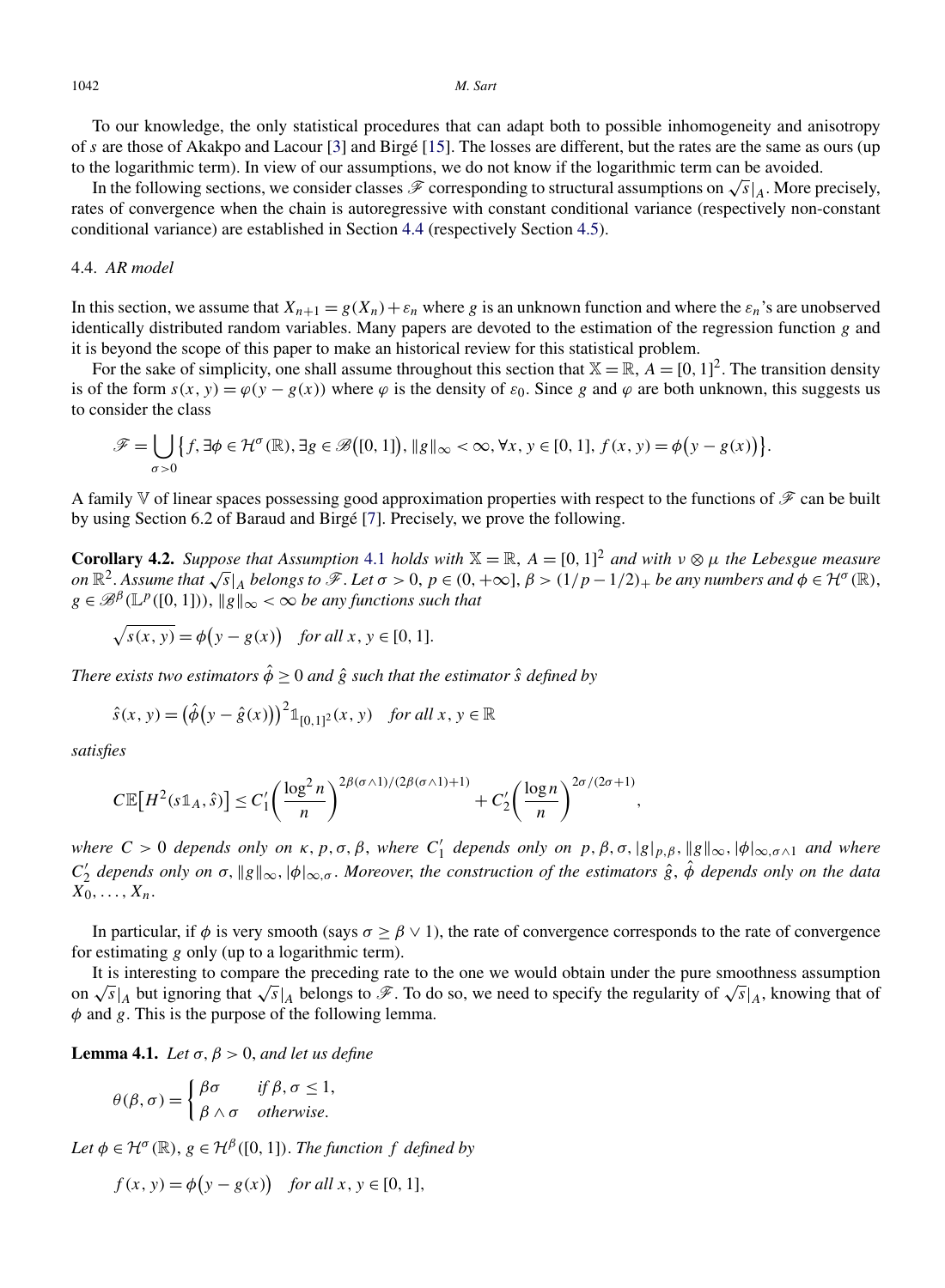To our knowledge, the only statistical procedures that can adapt both to possible inhomogeneity and anisotropy of $s$ are those of Akakpo and Lacour [3] and Birgé [15]. The losses are different, but the rates are the same as ours (up to the logarithmic term). In view of our assumptions, we do not know if the logarithmic term can be avoided.

In the following sections, we consider classes $\mathscr{F}$ corresponding to structural assumptions on $\sqrt{s}|_A$. More precisely, rates of convergence when the chain is autoregressive with constant conditional variance (respectively non-constant conditional variance) are established in Section 4.4 (respectively Section 4.5).

### 4.4. *AR model*

In this section, we assume that $X_{n+1} = g(X_n) + \varepsilon_n$ where $g$ is an unknown function and where the $\varepsilon_n$'s are unobserved identically distributed random variables. Many papers are devoted to the estimation of the regression function $g$ and it is beyond the scope of this paper to make an historical review for this statistical problem.

For the sake of simplicity, one shall assume throughout this section that $\mathbb{X} = \mathbb{R}$, $A = [0,1]^2$. The transition density is of the form $s(x,y) = \varphi(y - g(x))$ where $\varphi$ is the density of $\varepsilon_0$. Since $g$ and $\varphi$ are both unknown, this suggests us to consider the class

$$\mathscr{F} = \bigcup_{\sigma > 0} \bigl\{ f, \exists \phi \in \mathcal{H}^\sigma(\mathbb{R}), \exists g \in \mathscr{B}\bigl([0,1]\bigr), \|g\|_\infty < \infty, \forall x, y \in [0,1], f(x,y) = \phi\bigl(y - g(x)\bigr) \bigr\}.$$

A family $\mathbb{V}$ of linear spaces possessing good approximation properties with respect to the functions of $\mathscr{F}$ can be built by using Section 6.2 of Baraud and Birgé [7]. Precisely, we prove the following.

**Corollary 4.2.** *Suppose that Assumption 4.1 holds with $\mathbb{X} = \mathbb{R}$, $A = [0,1]^2$ and with $\nu \otimes \mu$ the Lebesgue measure on $\mathbb{R}^2$. Assume that $\sqrt{s}|_A$ belongs to $\mathscr{F}$. Let $\sigma > 0$, $p \in (0, +\infty]$, $\beta > (1/p - 1/2)_+$ be any numbers and $\phi \in \mathcal{H}^\sigma(\mathbb{R})$, $g \in \mathscr{B}^\beta(\mathbb{L}^p([0,1]))$, $\|g\|_\infty < \infty$ be any functions such that*

$$\sqrt{s(x,y)} = \phi\bigl(y - g(x)\bigr) \quad \text{for all } x, y \in [0,1].$$

*There exists two estimators $\hat{\phi} \geq 0$ and $\hat{g}$ such that the estimator $\hat{s}$ defined by*

$$\hat{s}(x,y) = \bigl(\hat{\phi}\bigl(y - \hat{g}(x)\bigr)\bigr)^2 \mathbb{1}_{[0,1]^2}(x,y) \quad \text{for all } x, y \in \mathbb{R}$$

*satisfies*

$$C\mathbb{E}\bigl[H^2(s\mathbb{1}_A, \hat{s})\bigr] \leq C_1' \left(\frac{\log^2 n}{n}\right)^{2\beta(\sigma \wedge 1)/(2\beta(\sigma \wedge 1)+1)} + C_2' \left(\frac{\log n}{n}\right)^{2\sigma/(2\sigma+1)},$$

*where $C > 0$ depends only on $\kappa, p, \sigma, \beta$, where $C_1'$ depends only on $p, \beta, \sigma, |g|_{p,\beta}, \|g\|_\infty, |\phi|_{\infty, \sigma \wedge 1}$ and where $C_2'$ depends only on $\sigma, \|g\|_\infty, |\phi|_{\infty,\sigma}$. Moreover, the construction of the estimators $\hat{g}$, $\hat{\phi}$ depends only on the data $X_0, \ldots, X_n$.*

In particular, if $\phi$ is very smooth (says $\sigma \geq \beta \vee 1$), the rate of convergence corresponds to the rate of convergence for estimating $g$ only (up to a logarithmic term).

It is interesting to compare the preceding rate to the one we would obtain under the pure smoothness assumption on $\sqrt{s}|_A$ but ignoring that $\sqrt{s}|_A$ belongs to $\mathscr{F}$. To do so, we need to specify the regularity of $\sqrt{s}|_A$, knowing that of $\phi$ and $g$. This is the purpose of the following lemma.

**Lemma 4.1.** *Let $\sigma, \beta > 0$, and let us define*

$$\theta(\beta, \sigma) = \begin{cases} \beta\sigma & \text{if } \beta, \sigma \leq 1, \\ \beta \wedge \sigma & \text{otherwise}. \end{cases}$$

*Let $\phi \in \mathcal{H}^\sigma(\mathbb{R})$, $g \in \mathcal{H}^\beta([0,1])$. The function $f$ defined by*

$$f(x,y) = \phi\bigl(y - g(x)\bigr) \quad \text{for all } x, y \in [0,1],$$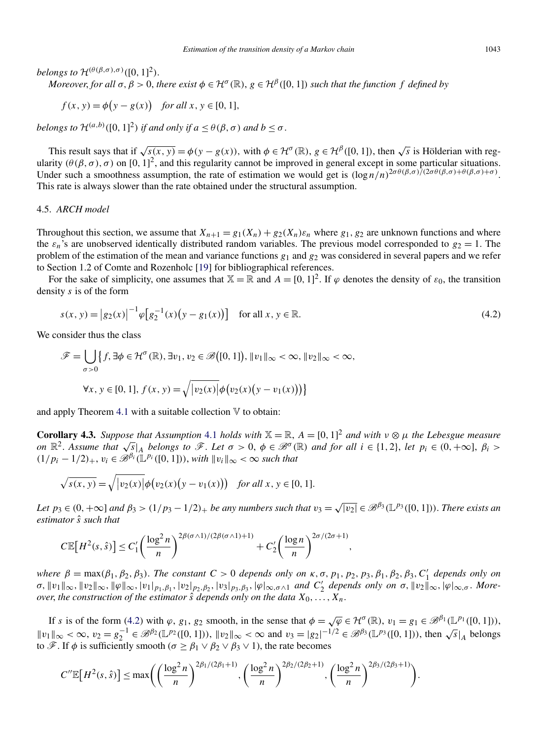*belongs to* $\mathcal{H}^{(\theta(\beta,\sigma),\sigma)}([0,1]^2)$.

*Moreover, for all* $\sigma, \beta > 0$, *there exist* $\phi \in \mathcal{H}^{\sigma}(\mathbb{R})$, $g \in \mathcal{H}^{\beta}([0,1])$ *such that the function* $f$ *defined by*

$$f(x, y) = \phi\big(y - g(x)\big) \quad \text{for all } x, y \in [0,1],$$

*belongs to* $\mathcal{H}^{(a,b)}([0,1]^2)$ *if and only if* $a \leq \theta(\beta,\sigma)$ *and* $b \leq \sigma$.

This result says that if $\sqrt{s(x,y)} = \phi(y - g(x))$, with $\phi \in \mathcal{H}^{\sigma}(\mathbb{R})$, $g \in \mathcal{H}^{\beta}([0,1])$, then $\sqrt{s}$ is Hölderian with regularity $(\theta(\beta,\sigma),\sigma)$ on $[0,1]^2$, and this regularity cannot be improved in general except in some particular situations. Under such a smoothness assumption, the rate of estimation we would get is $(\log n/n)^{2\sigma\theta(\beta,\sigma)/(2\sigma\theta(\beta,\sigma)+\theta(\beta,\sigma)+\sigma)}$. This rate is always slower than the rate obtained under the structural assumption.

### 4.5. *ARCH model*

Throughout this section, we assume that $X_{n+1} = g_1(X_n) + g_2(X_n)\varepsilon_n$ where $g_1, g_2$ are unknown functions and where the $\varepsilon_n$'s are unobserved identically distributed random variables. The previous model corresponded to $g_2 = 1$. The problem of the estimation of the mean and variance functions $g_1$ and $g_2$ was considered in several papers and we refer to Section 1.2 of Comte and Rozenholc [19] for bibliographical references.

For the sake of simplicity, one assumes that $\mathbb{X} = \mathbb{R}$ and $A = [0,1]^2$. If $\varphi$ denotes the density of $\varepsilon_0$, the transition density $s$ is of the form

$$s(x, y) = \big|g_2(x)\big|^{-1}\varphi\big[g_2^{-1}(x)\big(y - g_1(x)\big)\big] \quad \text{for all } x, y \in \mathbb{R}. \tag{4.2}$$

We consider thus the class

$$\mathscr{F} = \bigcup_{\sigma > 0}\Big\{f, \exists \phi \in \mathcal{H}^{\sigma}(\mathbb{R}), \exists v_1, v_2 \in \mathscr{B}\big([0,1]\big), \|v_1\|_\infty < \infty, \|v_2\|_\infty < \infty,$$
$$\forall x, y \in [0,1], f(x,y) = \sqrt{\big|v_2(x)\big|}\phi\big(v_2(x)\big(y - v_1(x)\big)\big)\Big\}$$

and apply Theorem 4.1 with a suitable collection $\mathbb{V}$ to obtain:

**Corollary 4.3.** *Suppose that Assumption 4.1 holds with* $\mathbb{X} = \mathbb{R}$, $A = [0,1]^2$ *and with* $\nu \otimes \mu$ *the Lebesgue measure on* $\mathbb{R}^2$. *Assume that* $\sqrt{s}|_A$ *belongs to* $\mathscr{F}$. *Let* $\sigma > 0$, $\phi \in \mathscr{B}^{\sigma}(\mathbb{R})$ *and for all* $i \in \{1,2\}$, *let* $p_i \in (0, +\infty]$, $\beta_i > (1/p_i - 1/2)_+$, $v_i \in \mathscr{B}^{\beta_i}(\mathbb{L}^{p_i}([0,1]))$, *with* $\|v_i\|_\infty < \infty$ *such that*

$$\sqrt{s(x,y)} = \sqrt{\big|v_2(x)\big|}\phi\big(v_2(x)\big(y - v_1(x)\big)\big) \quad \text{for all } x, y \in [0,1].$$

*Let* $p_3 \in (0, +\infty]$ *and* $\beta_3 > (1/p_3 - 1/2)_+$ *be any numbers such that* $v_3 = \sqrt{|v_2|} \in \mathscr{B}^{\beta_3}(\mathbb{L}^{p_3}([0,1]))$. *There exists an estimator* $\hat{s}$ *such that*

$$C\mathbb{E}\big[H^2(s,\hat{s})\big] \leq C_1'\left(\frac{\log^2 n}{n}\right)^{2\beta(\sigma\wedge 1)/(2\beta(\sigma\wedge 1)+1)} + C_2'\left(\frac{\log n}{n}\right)^{2\sigma/(2\sigma+1)},$$

*where* $\beta = \max(\beta_1, \beta_2, \beta_3)$. *The constant* $C > 0$ *depends only on* $\kappa, \sigma, p_1, p_2, p_3, \beta_1, \beta_2, \beta_3$, $C_1'$ *depends only on* $\sigma, \|v_1\|_\infty, \|v_2\|_\infty, \|\varphi\|_\infty, |v_1|_{p_1,\beta_1}, |v_2|_{p_2,\beta_2}, |v_3|_{p_3,\beta_3}, |\varphi|_{\infty,\sigma\wedge 1}$ *and* $C_2'$ *depends only on* $\sigma, \|v_2\|_\infty, |\varphi|_{\infty,\sigma}$. *Moreover, the construction of the estimator* $\hat{s}$ *depends only on the data* $X_0, \ldots, X_n$.

If $s$ is of the form (4.2) with $\varphi$, $g_1$, $g_2$ smooth, in the sense that $\phi = \sqrt{\varphi} \in \mathcal{H}^{\sigma}(\mathbb{R})$, $v_1 = g_1 \in \mathscr{B}^{\beta_1}(\mathbb{L}^{p_1}([0,1]))$, $\|v_1\|_\infty < \infty$, $v_2 = g_2^{-1} \in \mathscr{B}^{\beta_2}(\mathbb{L}^{p_2}([0,1]))$, $\|v_2\|_\infty < \infty$ and $v_3 = |g_2|^{-1/2} \in \mathscr{B}^{\beta_3}(\mathbb{L}^{p_3}([0,1]))$, then $\sqrt{s}|_A$ belongs to $\mathscr{F}$. If $\phi$ is sufficiently smooth ($\sigma \geq \beta_1 \vee \beta_2 \vee \beta_3 \vee 1$), the rate becomes

$$C''\mathbb{E}\big[H^2(s,\hat{s})\big] \leq \max\left(\left(\frac{\log^2 n}{n}\right)^{2\beta_1/(2\beta_1+1)}, \left(\frac{\log^2 n}{n}\right)^{2\beta_2/(2\beta_2+1)}, \left(\frac{\log^2 n}{n}\right)^{2\beta_3/(2\beta_3+1)}\right).$$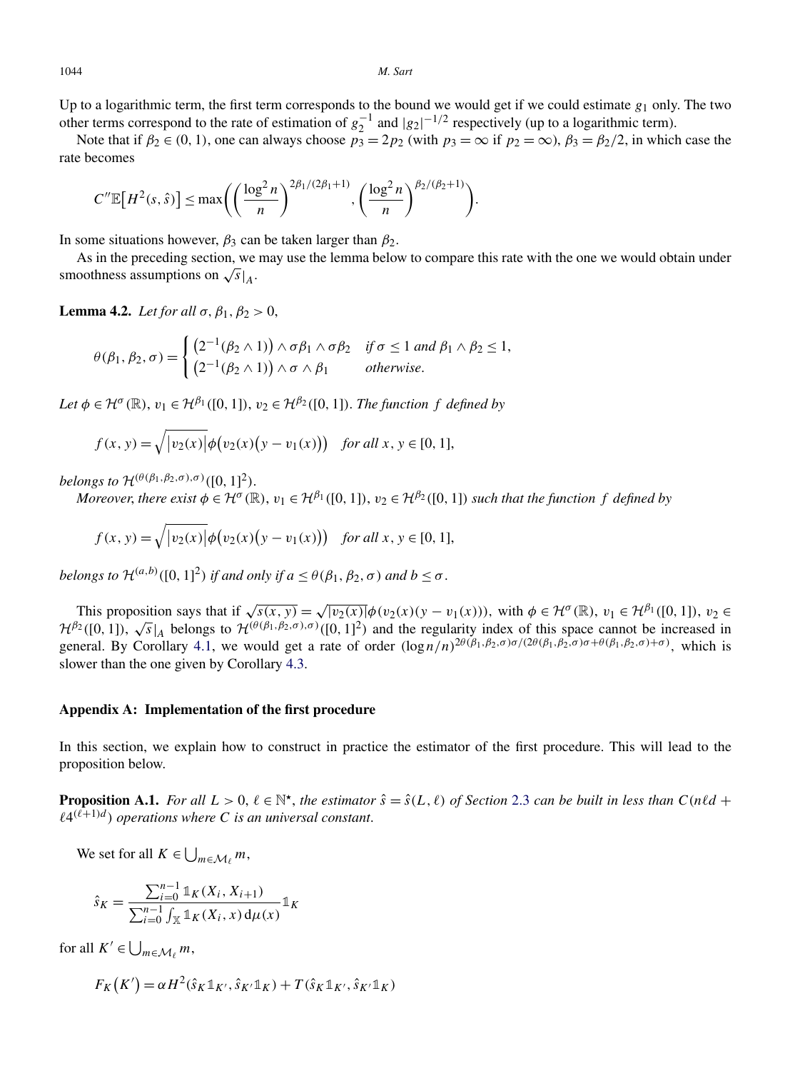Up to a logarithmic term, the first term corresponds to the bound we would get if we could estimate $g_1$ only. The two other terms correspond to the rate of estimation of $g_2^{-1}$ and $|g_2|^{-1/2}$ respectively (up to a logarithmic term).

Note that if $\beta_2 \in (0, 1)$, one can always choose $p_3 = 2p_2$ (with $p_3 = \infty$ if $p_2 = \infty$), $\beta_3 = \beta_2/2$, in which case the rate becomes

$$C''\mathbb{E}\big[H^2(s, \hat{s})\big] \leq \max\left(\left(\frac{\log^2 n}{n}\right)^{2\beta_1/(2\beta_1+1)}, \left(\frac{\log^2 n}{n}\right)^{\beta_2/(\beta_2+1)}\right).$$

In some situations however, $\beta_3$ can be taken larger than $\beta_2$.

As in the preceding section, we may use the lemma below to compare this rate with the one we would obtain under smoothness assumptions on $\sqrt{s}|_A$.

**Lemma 4.2.** *Let for all* $\sigma, \beta_1, \beta_2 > 0$,

$$\theta(\beta_1, \beta_2, \sigma) = \begin{cases} \big(2^{-1}(\beta_2 \wedge 1)\big) \wedge \sigma\beta_1 \wedge \sigma\beta_2 & \text{if } \sigma \leq 1 \text{ and } \beta_1 \wedge \beta_2 \leq 1, \\ \big(2^{-1}(\beta_2 \wedge 1)\big) \wedge \sigma \wedge \beta_1 & \text{otherwise.} \end{cases}$$

*Let* $\phi \in \mathcal{H}^\sigma(\mathbb{R})$, $v_1 \in \mathcal{H}^{\beta_1}([0,1])$, $v_2 \in \mathcal{H}^{\beta_2}([0,1])$. *The function* $f$ *defined by*

$$f(x, y) = \sqrt{|v_2(x)|}\phi\big(v_2(x)\big(y - v_1(x)\big)\big) \quad \text{for all } x, y \in [0, 1],$$

*belongs to* $\mathcal{H}^{(\theta(\beta_1, \beta_2, \sigma), \sigma)}([0, 1]^2)$.

*Moreover, there exist* $\phi \in \mathcal{H}^\sigma(\mathbb{R})$, $v_1 \in \mathcal{H}^{\beta_1}([0,1])$, $v_2 \in \mathcal{H}^{\beta_2}([0,1])$ *such that the function* $f$ *defined by*

$$f(x, y) = \sqrt{|v_2(x)|}\phi\big(v_2(x)\big(y - v_1(x)\big)\big) \quad \text{for all } x, y \in [0, 1],$$

*belongs to* $\mathcal{H}^{(a,b)}([0,1]^2)$ *if and only if* $a \leq \theta(\beta_1, \beta_2, \sigma)$ *and* $b \leq \sigma$.

This proposition says that if $\sqrt{s(x, y)} = \sqrt{|v_2(x)|}\phi(v_2(x)(y - v_1(x)))$, with $\phi \in \mathcal{H}^\sigma(\mathbb{R})$, $v_1 \in \mathcal{H}^{\beta_1}([0, 1])$, $v_2 \in \mathcal{H}^{\beta_2}([0, 1])$, $\sqrt{s}|_A$ belongs to $\mathcal{H}^{(\theta(\beta_1,\beta_2,\sigma),\sigma)}([0, 1]^2)$ and the regularity index of this space cannot be increased in general. By Corollary 4.1, we would get a rate of order $(\log n/n)^{2\theta(\beta_1,\beta_2,\sigma)\sigma/(2\theta(\beta_1,\beta_2,\sigma)\sigma+\theta(\beta_1,\beta_2,\sigma)+\sigma)}$, which is slower than the one given by Corollary 4.3.

## Appendix A: Implementation of the first procedure

In this section, we explain how to construct in practice the estimator of the first procedure. This will lead to the proposition below.

**Proposition A.1.** *For all* $L > 0$, $\ell \in \mathbb{N}^\star$, *the estimator* $\hat{s} = \hat{s}(L, \ell)$ *of Section* 2.3 *can be built in less than* $C(n\ell d + \ell 4^{(\ell+1)d})$ *operations where* $C$ *is an universal constant*.

We set for all $K \in \bigcup_{m \in \mathcal{M}_\ell} m$,

$$\hat{s}_K = \frac{\sum_{i=0}^{n-1} \mathbb{1}_K(X_i, X_{i+1})}{\sum_{i=0}^{n-1} \int_{\mathbb{X}} \mathbb{1}_K(X_i, x)\,\mathrm{d}\mu(x)} \mathbb{1}_K$$

for all $K' \in \bigcup_{m \in \mathcal{M}_\ell} m$,

$$F_K\big(K'\big) = \alpha H^2(\hat{s}_K \mathbb{1}_{K'}, \hat{s}_{K'}\mathbb{1}_K) + T(\hat{s}_K \mathbb{1}_{K'}, \hat{s}_{K'}\mathbb{1}_K)$$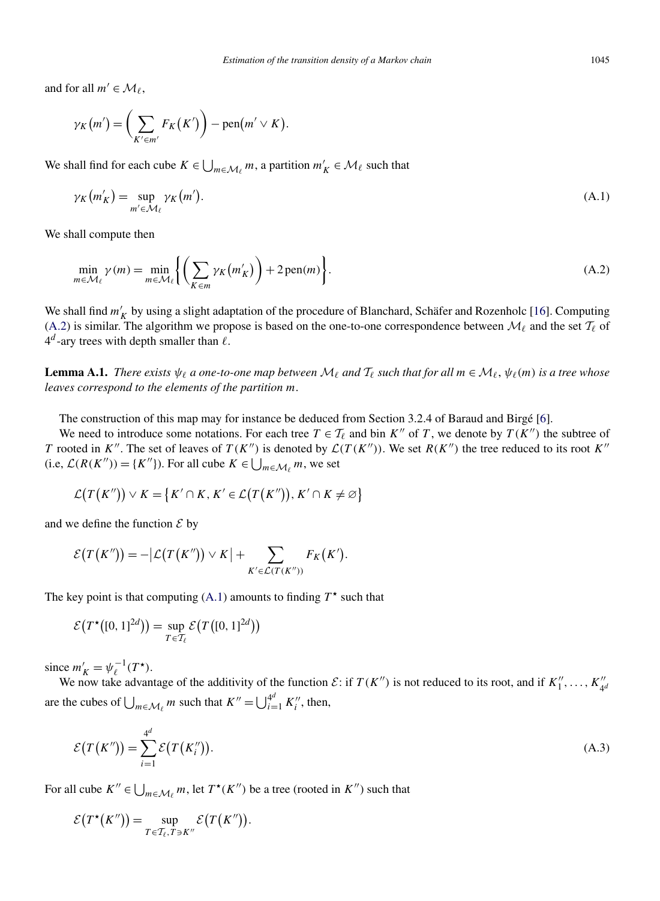and for all $m' \in \mathcal{M}_\ell$,

$$\gamma_K(m') = \left( \sum_{K' \in m'} F_K(K') \right) - \text{pen}(m' \vee K).$$

We shall find for each cube $K \in \bigcup_{m \in \mathcal{M}_\ell} m$, a partition $m'_K \in \mathcal{M}_\ell$ such that

$$\gamma_K(m'_K) = \sup_{m' \in \mathcal{M}_\ell} \gamma_K(m'). \tag{A.1}$$

We shall compute then

$$\min_{m \in \mathcal{M}_\ell} \gamma(m) = \min_{m \in \mathcal{M}_\ell} \left\{ \left( \sum_{K \in m} \gamma_K(m'_K) \right) + 2\,\text{pen}(m) \right\}. \tag{A.2}$$

We shall find $m'_K$ by using a slight adaptation of the procedure of Blanchard, Schäfer and Rozenholc [16]. Computing (A.2) is similar. The algorithm we propose is based on the one-to-one correspondence between $\mathcal{M}_\ell$ and the set $\mathcal{T}_\ell$ of $4^d$-ary trees with depth smaller than $\ell$.

**Lemma A.1.** *There exists $\psi_\ell$ a one-to-one map between $\mathcal{M}_\ell$ and $\mathcal{T}_\ell$ such that for all $m \in \mathcal{M}_\ell$, $\psi_\ell(m)$ is a tree whose leaves correspond to the elements of the partition $m$.*

The construction of this map may for instance be deduced from Section 3.2.4 of Baraud and Birgé [6].

We need to introduce some notations. For each tree $T \in \mathcal{T}_\ell$ and bin $K''$ of $T$, we denote by $T(K'')$ the subtree of $T$ rooted in $K''$. The set of leaves of $T(K'')$ is denoted by $\mathcal{L}(T(K''))$. We set $R(K'')$ the tree reduced to its root $K''$ (i.e, $\mathcal{L}(R(K'')) = \{K''\}$). For all cube $K \in \bigcup_{m \in \mathcal{M}_\ell} m$, we set

$$\mathcal{L}(T(K'')) \vee K = \{K' \cap K, K' \in \mathcal{L}(T(K'')), K' \cap K \neq \varnothing\}$$

and we define the function $\mathcal{E}$ by

$$\mathcal{E}(T(K'')) = -\left|\mathcal{L}(T(K'')) \vee K\right| + \sum_{K' \in \mathcal{L}(T(K''))} F_K(K').$$

The key point is that computing (A.1) amounts to finding $T^\star$ such that

$$\mathcal{E}(T^\star([0,1]^{2d})) = \sup_{T \in \mathcal{T}_\ell} \mathcal{E}(T([0,1]^{2d}))$$

since $m'_K = \psi_\ell^{-1}(T^\star)$.

We now take advantage of the additivity of the function $\mathcal{E}$: if $T(K'')$ is not reduced to its root, and if $K''_1, \ldots, K''_{4^d}$ are the cubes of $\bigcup_{m \in \mathcal{M}_\ell} m$ such that $K'' = \bigcup_{i=1}^{4^d} K''_i$, then,

$$\mathcal{E}(T(K'')) = \sum_{i=1}^{4^d} \mathcal{E}(T(K''_i)). \tag{A.3}$$

For all cube $K'' \in \bigcup_{m \in \mathcal{M}_\ell} m$, let $T^\star(K'')$ be a tree (rooted in $K''$) such that

$$\mathcal{E}(T^\star(K'')) = \sup_{T \in \mathcal{T}_\ell, T \ni K''} \mathcal{E}(T(K'')).$$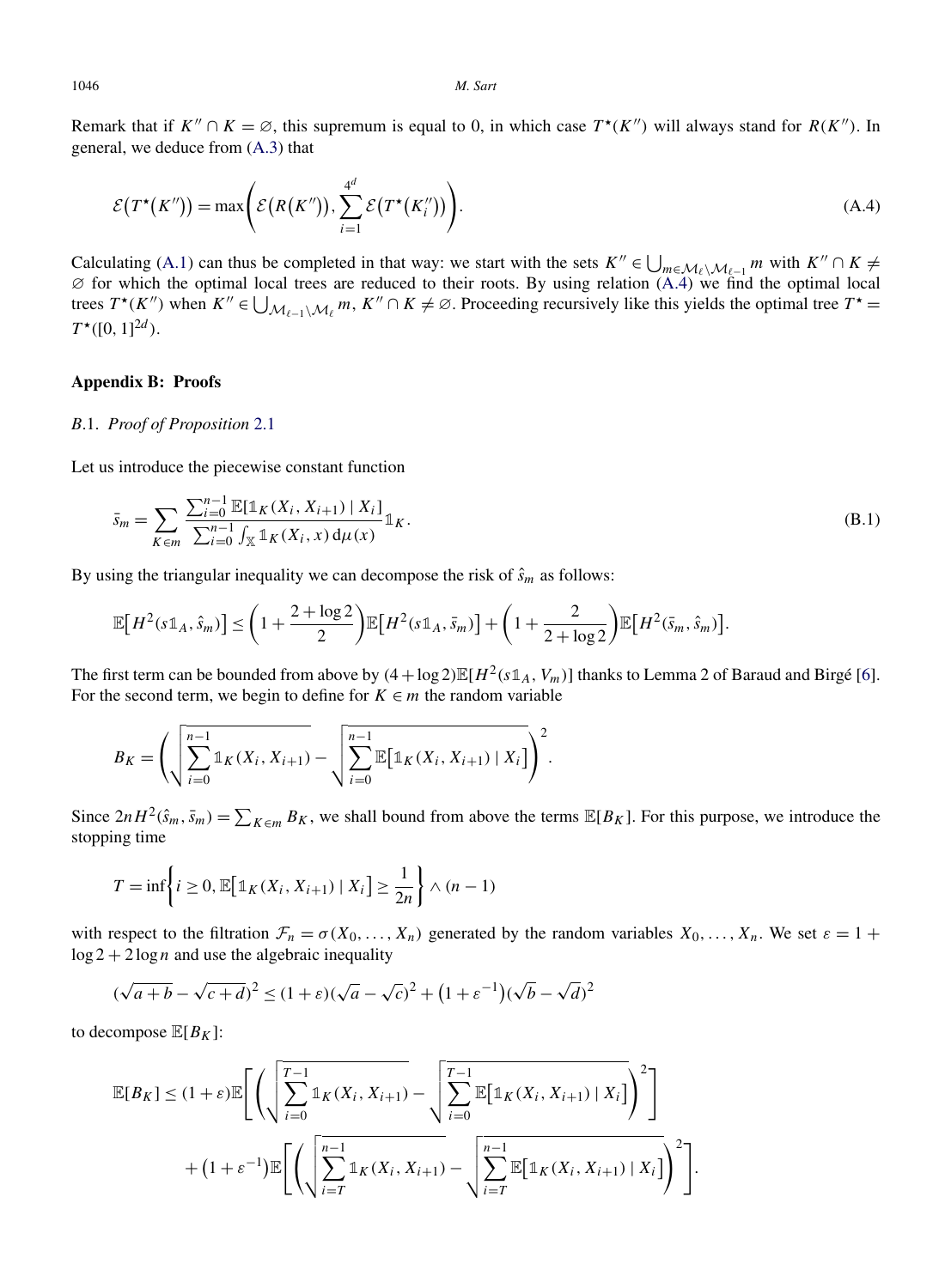Remark that if $K'' \cap K = \varnothing$, this supremum is equal to 0, in which case $T^\star(K'')$ will always stand for $R(K'')$. In general, we deduce from (A.3) that

$$\mathcal{E}\big(T^\star(K'')\big) = \max\left(\mathcal{E}\big(R(K'')\big), \sum_{i=1}^{4^d} \mathcal{E}\big(T^\star(K''_i)\big)\right). \tag{A.4}$$

Calculating (A.1) can thus be completed in that way: we start with the sets $K'' \in \bigcup_{m \in \mathcal{M}_\ell \setminus \mathcal{M}_{\ell-1}} m$ with $K'' \cap K \neq \varnothing$ for which the optimal local trees are reduced to their roots. By using relation (A.4) we find the optimal local trees $T^\star(K'')$ when $K'' \in \bigcup_{\mathcal{M}_{\ell-1} \setminus \mathcal{M}_\ell} m$, $K'' \cap K \neq \varnothing$. Proceeding recursively like this yields the optimal tree $T^\star = T^\star([0,1]^{2d})$.

## Appendix B: Proofs

### B.1. *Proof of Proposition* 2.1

Let us introduce the piecewise constant function

$$\bar{s}_m = \sum_{K \in m} \frac{\sum_{i=0}^{n-1} \mathbb{E}[\mathbb{1}_K(X_i, X_{i+1}) \mid X_i]}{\sum_{i=0}^{n-1} \int_{\mathbb{X}} \mathbb{1}_K(X_i, x)\,\mathrm{d}\mu(x)} \mathbb{1}_K. \tag{B.1}$$

By using the triangular inequality we can decompose the risk of $\hat{s}_m$ as follows:

$$\mathbb{E}\big[H^2(s\mathbb{1}_A, \hat{s}_m)\big] \leq \left(1 + \frac{2 + \log 2}{2}\right)\mathbb{E}\big[H^2(s\mathbb{1}_A, \bar{s}_m)\big] + \left(1 + \frac{2}{2 + \log 2}\right)\mathbb{E}\big[H^2(\bar{s}_m, \hat{s}_m)\big].$$

The first term can be bounded from above by $(4 + \log 2)\mathbb{E}[H^2(s\mathbb{1}_A, V_m)]$ thanks to Lemma 2 of Baraud and Birgé [6]. For the second term, we begin to define for $K \in m$ the random variable

$$B_K = \left(\sqrt{\sum_{i=0}^{n-1} \mathbb{1}_K(X_i, X_{i+1})} - \sqrt{\sum_{i=0}^{n-1} \mathbb{E}\big[\mathbb{1}_K(X_i, X_{i+1}) \mid X_i\big]}\right)^2.$$

Since $2nH^2(\hat{s}_m, \bar{s}_m) = \sum_{K \in m} B_K$, we shall bound from above the terms $\mathbb{E}[B_K]$. For this purpose, we introduce the stopping time

$$T = \inf\left\{i \geq 0, \mathbb{E}\big[\mathbb{1}_K(X_i, X_{i+1}) \mid X_i\big] \geq \frac{1}{2n}\right\} \wedge (n-1)$$

with respect to the filtration $\mathcal{F}_n = \sigma(X_0, \ldots, X_n)$ generated by the random variables $X_0, \ldots, X_n$. We set $\varepsilon = 1 + \log 2 + 2\log n$ and use the algebraic inequality

$$(\sqrt{a+b} - \sqrt{c+d})^2 \leq (1+\varepsilon)(\sqrt{a} - \sqrt{c})^2 + \big(1 + \varepsilon^{-1}\big)(\sqrt{b} - \sqrt{d})^2$$

to decompose $\mathbb{E}[B_K]$:

$$\begin{aligned}
\mathbb{E}[B_K] \leq{}& (1+\varepsilon)\mathbb{E}\left[\left(\sqrt{\sum_{i=0}^{T-1} \mathbb{1}_K(X_i, X_{i+1})} - \sqrt{\sum_{i=0}^{T-1} \mathbb{E}\big[\mathbb{1}_K(X_i, X_{i+1}) \mid X_i\big]}\right)^2\right] \\
&+ \big(1 + \varepsilon^{-1}\big)\mathbb{E}\left[\left(\sqrt{\sum_{i=T}^{n-1} \mathbb{1}_K(X_i, X_{i+1})} - \sqrt{\sum_{i=T}^{n-1} \mathbb{E}\big[\mathbb{1}_K(X_i, X_{i+1}) \mid X_i\big]}\right)^2\right].
\end{aligned}$$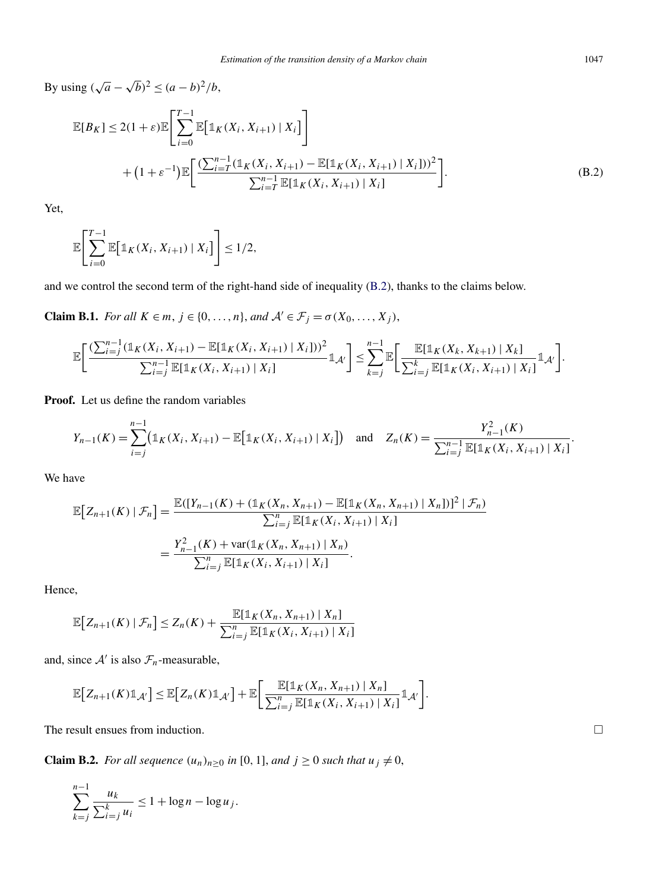By using $(\sqrt{a} - \sqrt{b})^2 \le (a-b)^2/b$,

$$
\mathbb{E}[B_K] \le 2(1+\varepsilon)\mathbb{E}\left[\sum_{i=0}^{T-1} \mathbb{E}\left[\mathbb{1}_K(X_i, X_{i+1}) \mid X_i\right]\right] + \left(1+\varepsilon^{-1}\right)\mathbb{E}\left[\frac{(\sum_{i=T}^{n-1}(\mathbb{1}_K(X_i, X_{i+1}) - \mathbb{E}[\mathbb{1}_K(X_i, X_{i+1}) \mid X_i]))^2}{\sum_{i=T}^{n-1}\mathbb{E}[\mathbb{1}_K(X_i, X_{i+1}) \mid X_i]}\right]. \tag{B.2}
$$

Yet,

$$
\mathbb{E}\left[\sum_{i=0}^{T-1} \mathbb{E}\left[\mathbb{1}_K(X_i, X_{i+1}) \mid X_i\right]\right] \le 1/2,
$$

and we control the second term of the right-hand side of inequality (B.2), thanks to the claims below.

**Claim B.1.** *For all $K \in m$, $j \in \{0, \dots, n\}$, and $\mathcal{A}' \in \mathcal{F}_j = \sigma(X_0, \dots, X_j)$,*

$$
\mathbb{E}\left[\frac{(\sum_{i=j}^{n-1}(\mathbb{1}_K(X_i, X_{i+1}) - \mathbb{E}[\mathbb{1}_K(X_i, X_{i+1}) \mid X_i]))^2}{\sum_{i=j}^{n-1}\mathbb{E}[\mathbb{1}_K(X_i, X_{i+1}) \mid X_i]}\mathbb{1}_{\mathcal{A}'}\right] \le \sum_{k=j}^{n-1}\mathbb{E}\left[\frac{\mathbb{E}[\mathbb{1}_K(X_k, X_{k+1}) \mid X_k]}{\sum_{i=j}^{k}\mathbb{E}[\mathbb{1}_K(X_i, X_{i+1}) \mid X_i]}\mathbb{1}_{\mathcal{A}'}\right].
$$

**Proof.** Let us define the random variables

$$
Y_{n-1}(K) = \sum_{i=j}^{n-1}\left(\mathbb{1}_K(X_i, X_{i+1}) - \mathbb{E}\left[\mathbb{1}_K(X_i, X_{i+1}) \mid X_i\right]\right) \quad \text{and} \quad Z_n(K) = \frac{Y_{n-1}^2(K)}{\sum_{i=j}^{n-1}\mathbb{E}[\mathbb{1}_K(X_i, X_{i+1}) \mid X_i]}.
$$

We have

$$
\begin{aligned}
\mathbb{E}\left[Z_{n+1}(K) \mid \mathcal{F}_n\right] &= \frac{\mathbb{E}([Y_{n-1}(K) + (\mathbb{1}_K(X_n, X_{n+1}) - \mathbb{E}[\mathbb{1}_K(X_n, X_{n+1}) \mid X_n])]^2 \mid \mathcal{F}_n)}{\sum_{i=j}^{n}\mathbb{E}[\mathbb{1}_K(X_i, X_{i+1}) \mid X_i]} \\
&= \frac{Y_{n-1}^2(K) + \operatorname{var}(\mathbb{1}_K(X_n, X_{n+1}) \mid X_n)}{\sum_{i=j}^{n}\mathbb{E}[\mathbb{1}_K(X_i, X_{i+1}) \mid X_i]}.
\end{aligned}
$$

Hence,

$$
\mathbb{E}\left[Z_{n+1}(K) \mid \mathcal{F}_n\right] \le Z_n(K) + \frac{\mathbb{E}[\mathbb{1}_K(X_n, X_{n+1}) \mid X_n]}{\sum_{i=j}^{n}\mathbb{E}[\mathbb{1}_K(X_i, X_{i+1}) \mid X_i]}
$$

and, since $\mathcal{A}'$ is also $\mathcal{F}_n$-measurable,

$$
\mathbb{E}\left[Z_{n+1}(K)\mathbb{1}_{\mathcal{A}'}\right] \le \mathbb{E}\left[Z_n(K)\mathbb{1}_{\mathcal{A}'}\right] + \mathbb{E}\left[\frac{\mathbb{E}[\mathbb{1}_K(X_n, X_{n+1}) \mid X_n]}{\sum_{i=j}^{n}\mathbb{E}[\mathbb{1}_K(X_i, X_{i+1}) \mid X_i]}\mathbb{1}_{\mathcal{A}'}\right].
$$

The result ensues from induction. □

**Claim B.2.** *For all sequence $(u_n)_{n\ge 0}$ in $[0,1]$, and $j \ge 0$ such that $u_j \ne 0$,*

$$
\sum_{k=j}^{n-1}\frac{u_k}{\sum_{i=j}^{k}u_i} \le 1 + \log n - \log u_j.
$$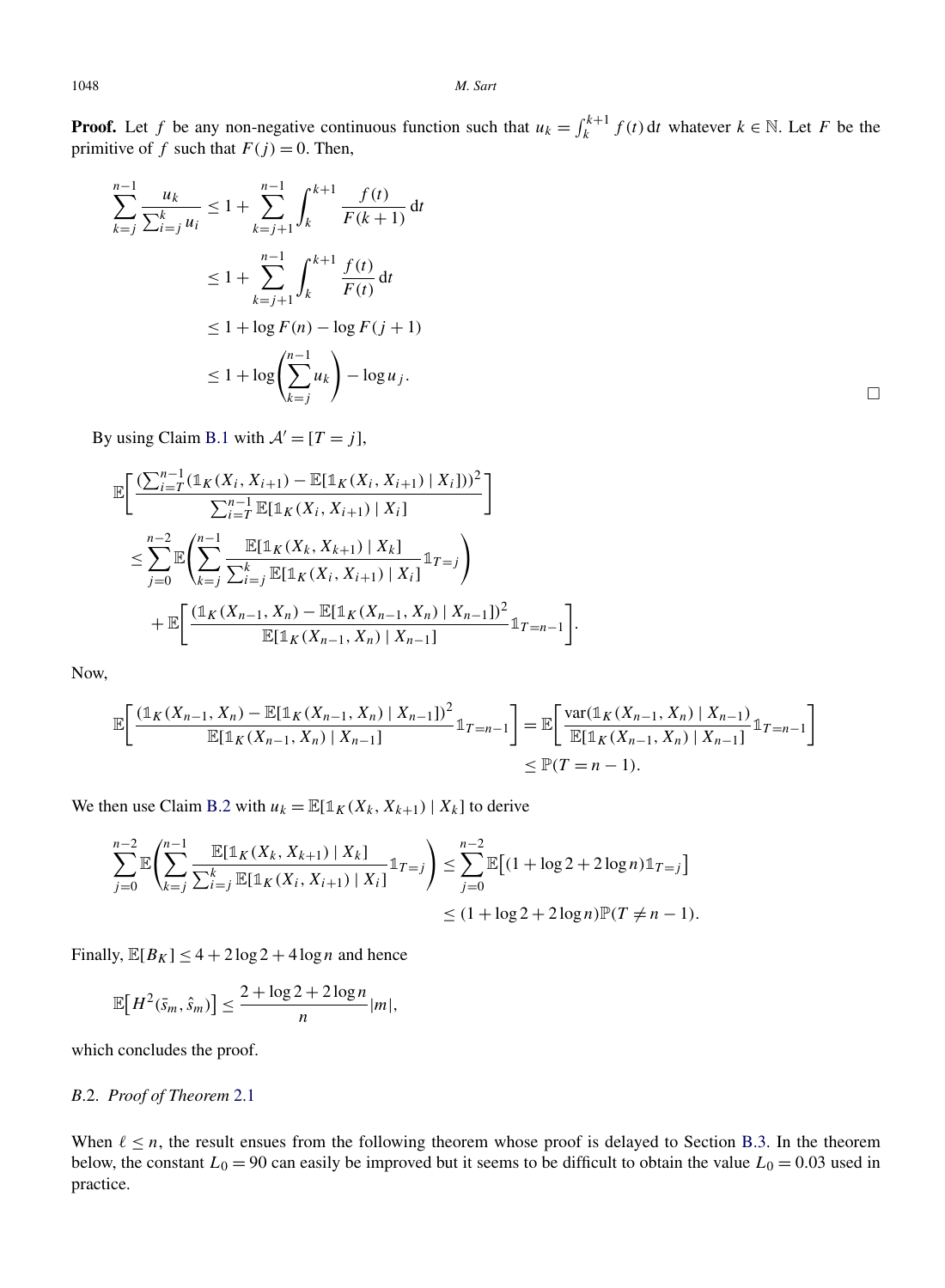**Proof.** Let $f$ be any non-negative continuous function such that $u_k = \int_k^{k+1} f(t)\,\mathrm{d}t$ whatever $k \in \mathbb{N}$. Let $F$ be the primitive of $f$ such that $F(j) = 0$. Then,

$$
\begin{aligned}
\sum_{k=j}^{n-1} \frac{u_k}{\sum_{i=j}^{k} u_i} &\le 1 + \sum_{k=j+1}^{n-1} \int_k^{k+1} \frac{f(t)}{F(k+1)}\,\mathrm{d}t \\
&\le 1 + \sum_{k=j+1}^{n-1} \int_k^{k+1} \frac{f(t)}{F(t)}\,\mathrm{d}t \\
&\le 1 + \log F(n) - \log F(j+1) \\
&\le 1 + \log\left(\sum_{k=j}^{n-1} u_k\right) - \log u_j.
\end{aligned}
$$

$\square$

By using Claim B.1 with $\mathcal{A}' = [T = j]$,

$$
\begin{aligned}
&\mathbb{E}\left[\frac{(\sum_{i=T}^{n-1}(\mathbb{1}_K(X_i, X_{i+1}) - \mathbb{E}[\mathbb{1}_K(X_i, X_{i+1}) \mid X_i]))^2}{\sum_{i=T}^{n-1} \mathbb{E}[\mathbb{1}_K(X_i, X_{i+1}) \mid X_i]}\right] \\
&\quad \le \sum_{j=0}^{n-2} \mathbb{E}\left(\sum_{k=j}^{n-1} \frac{\mathbb{E}[\mathbb{1}_K(X_k, X_{k+1}) \mid X_k]}{\sum_{i=j}^{k} \mathbb{E}[\mathbb{1}_K(X_i, X_{i+1}) \mid X_i]} \mathbb{1}_{T=j}\right) \\
&\qquad + \mathbb{E}\left[\frac{(\mathbb{1}_K(X_{n-1}, X_n) - \mathbb{E}[\mathbb{1}_K(X_{n-1}, X_n) \mid X_{n-1}])^2}{\mathbb{E}[\mathbb{1}_K(X_{n-1}, X_n) \mid X_{n-1}]} \mathbb{1}_{T=n-1}\right].
\end{aligned}
$$

Now,

$$
\begin{aligned}
\mathbb{E}\left[\frac{(\mathbb{1}_K(X_{n-1}, X_n) - \mathbb{E}[\mathbb{1}_K(X_{n-1}, X_n) \mid X_{n-1}])^2}{\mathbb{E}[\mathbb{1}_K(X_{n-1}, X_n) \mid X_{n-1}]} \mathbb{1}_{T=n-1}\right] &= \mathbb{E}\left[\frac{\operatorname{var}(\mathbb{1}_K(X_{n-1}, X_n) \mid X_{n-1})}{\mathbb{E}[\mathbb{1}_K(X_{n-1}, X_n) \mid X_{n-1}]} \mathbb{1}_{T=n-1}\right] \\
&\le \mathbb{P}(T = n-1).
\end{aligned}
$$

We then use Claim B.2 with $u_k = \mathbb{E}[\mathbb{1}_K(X_k, X_{k+1}) \mid X_k]$ to derive

$$
\begin{aligned}
\sum_{j=0}^{n-2} \mathbb{E}\left(\sum_{k=j}^{n-1} \frac{\mathbb{E}[\mathbb{1}_K(X_k, X_{k+1}) \mid X_k]}{\sum_{i=j}^{k} \mathbb{E}[\mathbb{1}_K(X_i, X_{i+1}) \mid X_i]} \mathbb{1}_{T=j}\right) &\le \sum_{j=0}^{n-2} \mathbb{E}\big[(1 + \log 2 + 2\log n)\mathbb{1}_{T=j}\big] \\
&\le (1 + \log 2 + 2\log n)\mathbb{P}(T \ne n-1).
\end{aligned}
$$

Finally, $\mathbb{E}[B_K] \le 4 + 2\log 2 + 4\log n$ and hence

$$
\mathbb{E}\big[H^2(\bar{s}_m, \hat{s}_m)\big] \le \frac{2 + \log 2 + 2\log n}{n} |m|,
$$

which concludes the proof.

### B.2. *Proof of Theorem* 2.1

When $\ell \le n$, the result ensues from the following theorem whose proof is delayed to Section B.3. In the theorem below, the constant $L_0 = 90$ can easily be improved but it seems to be difficult to obtain the value $L_0 = 0.03$ used in practice.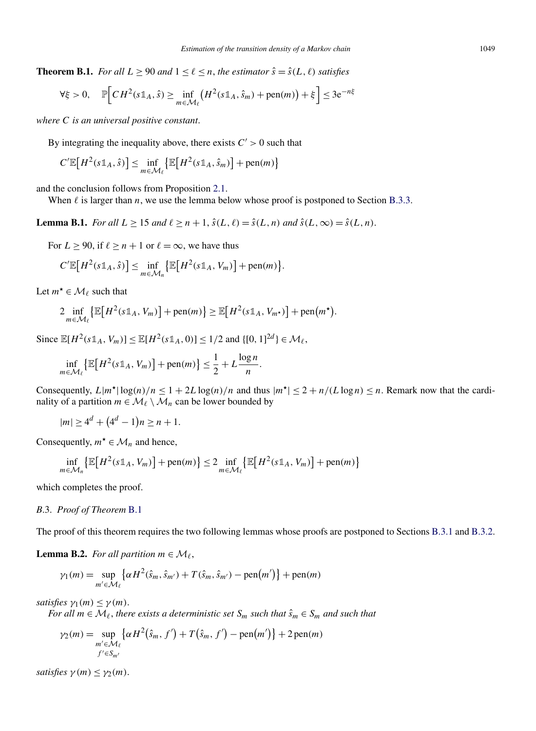**Theorem B.1.** *For all $L \geq 90$ and $1 \leq \ell \leq n$, the estimator $\hat{s} = \hat{s}(L, \ell)$ satisfies*

$$\forall \xi > 0, \quad \mathbb{P}\Big[C H^2(s\mathbb{1}_A, \hat{s}) \geq \inf_{m \in \mathcal{M}_\ell} \big(H^2(s\mathbb{1}_A, \hat{s}_m) + \mathrm{pen}(m)\big) + \xi\Big] \leq 3\mathrm{e}^{-n\xi}$$

*where $C$ is an universal positive constant.*

By integrating the inequality above, there exists $C' > 0$ such that

$$C'\mathbb{E}\big[H^2(s\mathbb{1}_A, \hat{s})\big] \leq \inf_{m \in \mathcal{M}_\ell} \big\{\mathbb{E}\big[H^2(s\mathbb{1}_A, \hat{s}_m)\big] + \mathrm{pen}(m)\big\}$$

and the conclusion follows from Proposition 2.1.

When $\ell$ is larger than $n$, we use the lemma below whose proof is postponed to Section B.3.3.

**Lemma B.1.** *For all $L \geq 15$ and $\ell \geq n+1$, $\hat{s}(L, \ell) = \hat{s}(L, n)$ and $\hat{s}(L, \infty) = \hat{s}(L, n)$.*

For $L \geq 90$, if $\ell \geq n+1$ or $\ell = \infty$, we have thus

$$C'\mathbb{E}\big[H^2(s\mathbb{1}_A, \hat{s})\big] \leq \inf_{m \in \mathcal{M}_n} \big\{\mathbb{E}\big[H^2(s\mathbb{1}_A, V_m)\big] + \mathrm{pen}(m)\big\}.$$

Let $m^\star \in \mathcal{M}_\ell$ such that

$$2 \inf_{m \in \mathcal{M}_\ell} \big\{\mathbb{E}\big[H^2(s\mathbb{1}_A, V_m)\big] + \mathrm{pen}(m)\big\} \geq \mathbb{E}\big[H^2(s\mathbb{1}_A, V_{m^\star})\big] + \mathrm{pen}\big(m^\star\big).$$

Since $\mathbb{E}[H^2(s\mathbb{1}_A, V_m)] \leq \mathbb{E}[H^2(s\mathbb{1}_A, 0)] \leq 1/2$ and $\{[0,1]^{2d}\} \in \mathcal{M}_\ell$,

$$\inf_{m \in \mathcal{M}_\ell} \big\{\mathbb{E}\big[H^2(s\mathbb{1}_A, V_m)\big] + \mathrm{pen}(m)\big\} \leq \frac{1}{2} + L\frac{\log n}{n}.$$

Consequently, $L|m^\star|\log(n)/n \leq 1 + 2L\log(n)/n$ and thus $|m^\star| \leq 2 + n/(L\log n) \leq n$. Remark now that the cardinality of a partition $m \in \mathcal{M}_\ell \setminus \mathcal{M}_n$ can be lower bounded by

$$|m| \geq 4^d + \big(4^d - 1\big)n \geq n + 1.$$

Consequently, $m^\star \in \mathcal{M}_n$ and hence,

$$\inf_{m \in \mathcal{M}_n} \big\{\mathbb{E}\big[H^2(s\mathbb{1}_A, V_m)\big] + \mathrm{pen}(m)\big\} \leq 2 \inf_{m \in \mathcal{M}_\ell} \big\{\mathbb{E}\big[H^2(s\mathbb{1}_A, V_m)\big] + \mathrm{pen}(m)\big\}$$

which completes the proof.

### *B.3. Proof of Theorem* B.1

The proof of this theorem requires the two following lemmas whose proofs are postponed to Sections B.3.1 and B.3.2.

**Lemma B.2.** *For all partition $m \in \mathcal{M}_\ell$,*

$$\gamma_1(m) = \sup_{m' \in \mathcal{M}_\ell} \big\{\alpha H^2(\hat{s}_m, \hat{s}_{m'}) + T(\hat{s}_m, \hat{s}_{m'}) - \mathrm{pen}\big(m'\big)\big\} + \mathrm{pen}(m)$$

*satisfies $\gamma_1(m) \leq \gamma(m)$.*

*For all $m \in \mathcal{M}_\ell$, there exists a deterministic set $S_m$ such that $\hat{s}_m \in S_m$ and such that*

$$\gamma_2(m) = \sup_{\substack{m' \in \mathcal{M}_\ell \\ f' \in S_{m'}}} \big\{\alpha H^2\big(\hat{s}_m, f'\big) + T\big(\hat{s}_m, f'\big) - \mathrm{pen}\big(m'\big)\big\} + 2\,\mathrm{pen}(m)$$

*satisfies $\gamma(m) \leq \gamma_2(m)$.*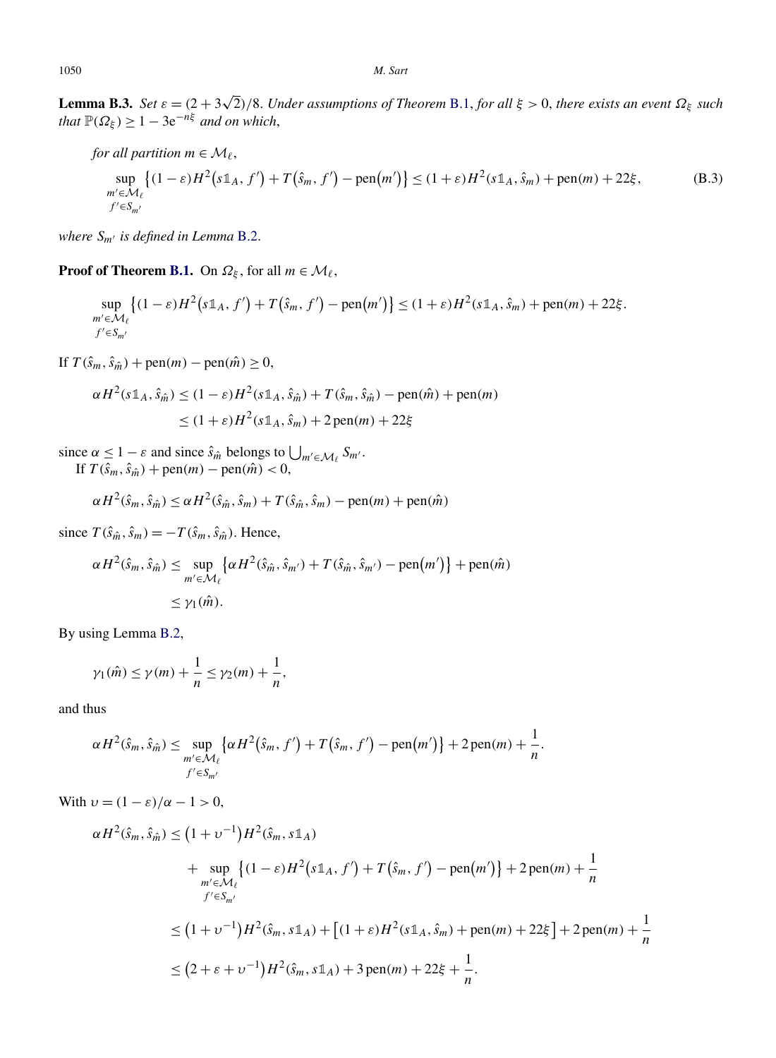**Lemma B.3.** *Set $\varepsilon = (2 + 3\sqrt{2})/8$. Under assumptions of Theorem* B.1, *for all $\xi > 0$, there exists an event $\Omega_\xi$ such that $\mathbb{P}(\Omega_\xi) \geq 1 - 3e^{-n\xi}$ and on which,*

*for all partition $m \in \mathcal{M}_\ell$,*

$$\sup_{\substack{m' \in \mathcal{M}_\ell \\ f' \in S_{m'}}} \left\{(1-\varepsilon) H^2\left(s\mathbb{1}_A, f'\right) + T\left(\hat{s}_m, f'\right) - \operatorname{pen}\left(m'\right)\right\} \leq (1+\varepsilon) H^2(s\mathbb{1}_A, \hat{s}_m) + \operatorname{pen}(m) + 22\xi, \tag{B.3}$$

*where $S_{m'}$ is defined in Lemma* B.2.

**Proof of Theorem B.1.** On $\Omega_\xi$, for all $m \in \mathcal{M}_\ell$,

$$\sup_{\substack{m' \in \mathcal{M}_\ell \\ f' \in S_{m'}}} \left\{(1-\varepsilon) H^2\left(s\mathbb{1}_A, f'\right) + T\left(\hat{s}_m, f'\right) - \operatorname{pen}\left(m'\right)\right\} \leq (1+\varepsilon) H^2(s\mathbb{1}_A, \hat{s}_m) + \operatorname{pen}(m) + 22\xi.$$

If $T(\hat{s}_m, \hat{s}_{\hat{m}}) + \operatorname{pen}(m) - \operatorname{pen}(\hat{m}) \geq 0$,

$$\begin{aligned}
\alpha H^2(s\mathbb{1}_A, \hat{s}_{\hat{m}}) &\leq (1-\varepsilon) H^2(s\mathbb{1}_A, \hat{s}_{\hat{m}}) + T(\hat{s}_m, \hat{s}_{\hat{m}}) - \operatorname{pen}(\hat{m}) + \operatorname{pen}(m) \\
&\leq (1+\varepsilon) H^2(s\mathbb{1}_A, \hat{s}_m) + 2\operatorname{pen}(m) + 22\xi
\end{aligned}$$

since $\alpha \leq 1 - \varepsilon$ and since $\hat{s}_{\hat{m}}$ belongs to $\bigcup_{m' \in \mathcal{M}_\ell} S_{m'}$.

If $T(\hat{s}_m, \hat{s}_{\hat{m}}) + \operatorname{pen}(m) - \operatorname{pen}(\hat{m}) < 0$,

$$\alpha H^2(\hat{s}_m, \hat{s}_{\hat{m}}) \leq \alpha H^2(\hat{s}_{\hat{m}}, \hat{s}_m) + T(\hat{s}_{\hat{m}}, \hat{s}_m) - \operatorname{pen}(m) + \operatorname{pen}(\hat{m})$$

since $T(\hat{s}_{\hat{m}}, \hat{s}_m) = -T(\hat{s}_m, \hat{s}_{\hat{m}})$. Hence,

$$\begin{aligned}
\alpha H^2(\hat{s}_m, \hat{s}_{\hat{m}}) &\leq \sup_{m' \in \mathcal{M}_\ell} \left\{\alpha H^2(\hat{s}_{\hat{m}}, \hat{s}_{m'}) + T(\hat{s}_{\hat{m}}, \hat{s}_{m'}) - \operatorname{pen}\left(m'\right)\right\} + \operatorname{pen}(\hat{m}) \\
&\leq \gamma_1(\hat{m}).
\end{aligned}$$

By using Lemma B.2,

$$\gamma_1(\hat{m}) \leq \gamma(m) + \frac{1}{n} \leq \gamma_2(m) + \frac{1}{n},$$

and thus

$$\alpha H^2(\hat{s}_m, \hat{s}_{\hat{m}}) \leq \sup_{\substack{m' \in \mathcal{M}_\ell \\ f' \in S_{m'}}} \left\{\alpha H^2\left(\hat{s}_m, f'\right) + T\left(\hat{s}_m, f'\right) - \operatorname{pen}\left(m'\right)\right\} + 2\operatorname{pen}(m) + \frac{1}{n}.$$

With $\upsilon = (1-\varepsilon)/\alpha - 1 > 0$,

$$\begin{aligned}
\alpha H^2(\hat{s}_m, \hat{s}_{\hat{m}}) &\leq \left(1 + \upsilon^{-1}\right) H^2(\hat{s}_m, s\mathbb{1}_A) \\
&\quad + \sup_{\substack{m' \in \mathcal{M}_\ell \\ f' \in S_{m'}}} \left\{(1-\varepsilon) H^2\left(s\mathbb{1}_A, f'\right) + T\left(\hat{s}_m, f'\right) - \operatorname{pen}\left(m'\right)\right\} + 2\operatorname{pen}(m) + \frac{1}{n} \\
&\leq \left(1 + \upsilon^{-1}\right) H^2(\hat{s}_m, s\mathbb{1}_A) + \left[(1+\varepsilon) H^2(s\mathbb{1}_A, \hat{s}_m) + \operatorname{pen}(m) + 22\xi\right] + 2\operatorname{pen}(m) + \frac{1}{n} \\
&\leq \left(2 + \varepsilon + \upsilon^{-1}\right) H^2(\hat{s}_m, s\mathbb{1}_A) + 3\operatorname{pen}(m) + 22\xi + \frac{1}{n}.
\end{aligned}$$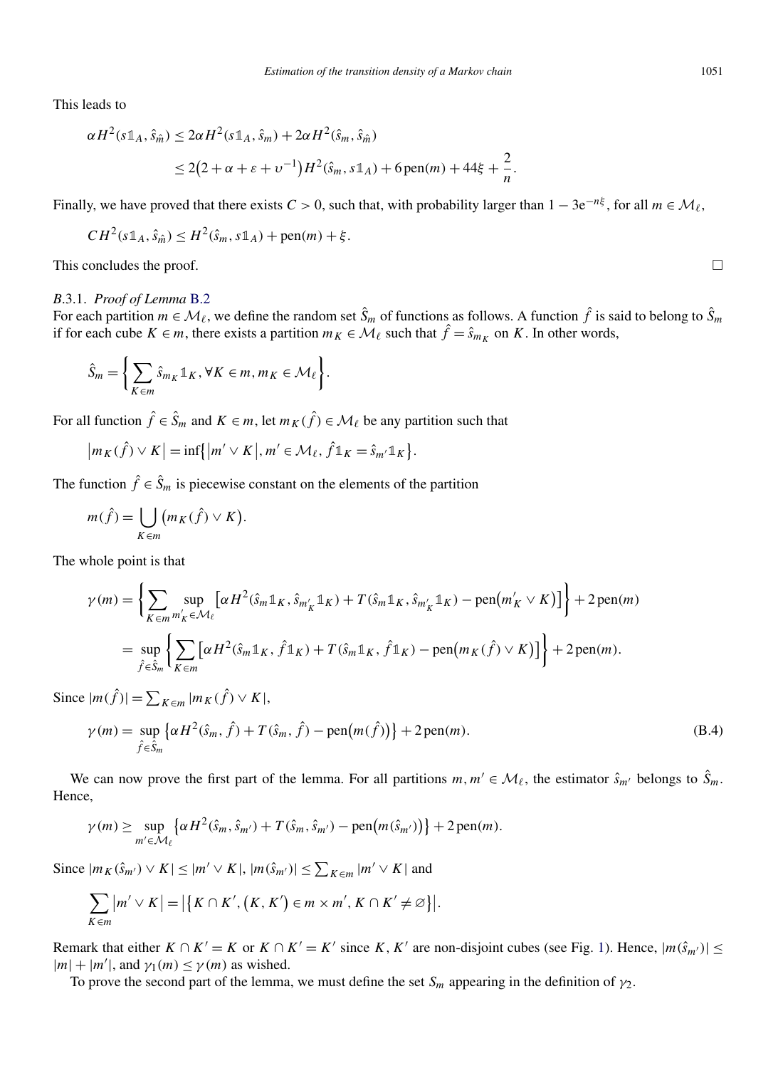This leads to

$$\begin{aligned}
\alpha H^2(s\mathbb{1}_A, \hat{s}_{\hat{m}}) &\le 2\alpha H^2(s\mathbb{1}_A, \hat{s}_m) + 2\alpha H^2(\hat{s}_m, \hat{s}_{\hat{m}}) \\
&\le 2\bigl(2+\alpha+\varepsilon+\upsilon^{-1}\bigr)H^2(\hat{s}_m, s\mathbb{1}_A) + 6\,\mathrm{pen}(m) + 44\xi + \frac{2}{n}.
\end{aligned}$$

Finally, we have proved that there exists $C>0$, such that, with probability larger than $1-3\mathrm{e}^{-n\xi}$, for all $m \in \mathcal{M}_\ell$,

$$CH^2(s\mathbb{1}_A, \hat{s}_{\hat{m}}) \le H^2(\hat{s}_m, s\mathbb{1}_A) + \mathrm{pen}(m) + \xi.$$

This concludes the proof. □

*B.3.1. Proof of Lemma B.2*

For each partition $m \in \mathcal{M}_\ell$, we define the random set $\hat{S}_m$ of functions as follows. A function $\hat{f}$ is said to belong to $\hat{S}_m$ if for each cube $K \in m$, there exists a partition $m_K \in \mathcal{M}_\ell$ such that $\hat{f} = \hat{s}_{m_K}$ on $K$. In other words,

$$\hat{S}_m = \left\{ \sum_{K \in m} \hat{s}_{m_K}\mathbb{1}_K, \forall K \in m, m_K \in \mathcal{M}_\ell \right\}.$$

For all function $\hat{f} \in \hat{S}_m$ and $K \in m$, let $m_K(\hat{f}) \in \mathcal{M}_\ell$ be any partition such that

$$\bigl|m_K(\hat{f}) \vee K\bigr| = \inf\bigl\{\bigl|m' \vee K\bigr|, m' \in \mathcal{M}_\ell, \hat{f}\mathbb{1}_K = \hat{s}_{m'}\mathbb{1}_K\bigr\}.$$

The function $\hat{f} \in \hat{S}_m$ is piecewise constant on the elements of the partition

$$m(\hat{f}) = \bigcup_{K \in m}\bigl(m_K(\hat{f}) \vee K\bigr).$$

The whole point is that

$$\begin{aligned}
\gamma(m) &= \left\{ \sum_{K \in m} \sup_{m'_K \in \mathcal{M}_\ell} \bigl[\alpha H^2(\hat{s}_m\mathbb{1}_K, \hat{s}_{m'_K}\mathbb{1}_K) + T(\hat{s}_m\mathbb{1}_K, \hat{s}_{m'_K}\mathbb{1}_K) - \mathrm{pen}\bigl(m'_K \vee K\bigr)\bigr] \right\} + 2\,\mathrm{pen}(m) \\
&= \sup_{\hat{f} \in \hat{S}_m} \left\{ \sum_{K \in m} \bigl[\alpha H^2(\hat{s}_m\mathbb{1}_K, \hat{f}\mathbb{1}_K) + T(\hat{s}_m\mathbb{1}_K, \hat{f}\mathbb{1}_K) - \mathrm{pen}\bigl(m_K(\hat{f}) \vee K\bigr)\bigr] \right\} + 2\,\mathrm{pen}(m).
\end{aligned}$$

Since $|m(\hat{f})| = \sum_{K \in m} |m_K(\hat{f}) \vee K|$,

$$\gamma(m) = \sup_{\hat{f} \in \hat{S}_m} \bigl\{\alpha H^2(\hat{s}_m, \hat{f}) + T(\hat{s}_m, \hat{f}) - \mathrm{pen}\bigl(m(\hat{f})\bigr)\bigr\} + 2\,\mathrm{pen}(m). \tag{B.4}$$

We can now prove the first part of the lemma. For all partitions $m, m' \in \mathcal{M}_\ell$, the estimator $\hat{s}_{m'}$ belongs to $\hat{S}_m$. Hence,

$$\gamma(m) \ge \sup_{m' \in \mathcal{M}_\ell} \bigl\{\alpha H^2(\hat{s}_m, \hat{s}_{m'}) + T(\hat{s}_m, \hat{s}_{m'}) - \mathrm{pen}\bigl(m(\hat{s}_{m'})\bigr)\bigr\} + 2\,\mathrm{pen}(m).$$

Since $|m_K(\hat{s}_{m'}) \vee K| \le |m' \vee K|$, $|m(\hat{s}_{m'})| \le \sum_{K \in m} |m' \vee K|$ and

$$\sum_{K \in m} \bigl|m' \vee K\bigr| = \bigl|\bigl\{K \cap K', \bigl(K, K'\bigr) \in m \times m', K \cap K' \neq \varnothing\bigr\}\bigr|.$$

Remark that either $K \cap K' = K$ or $K \cap K' = K'$ since $K, K'$ are non-disjoint cubes (see Fig. 1). Hence, $|m(\hat{s}_{m'})| \le |m| + |m'|$, and $\gamma_1(m) \le \gamma(m)$ as wished.

To prove the second part of the lemma, we must define the set $S_m$ appearing in the definition of $\gamma_2$.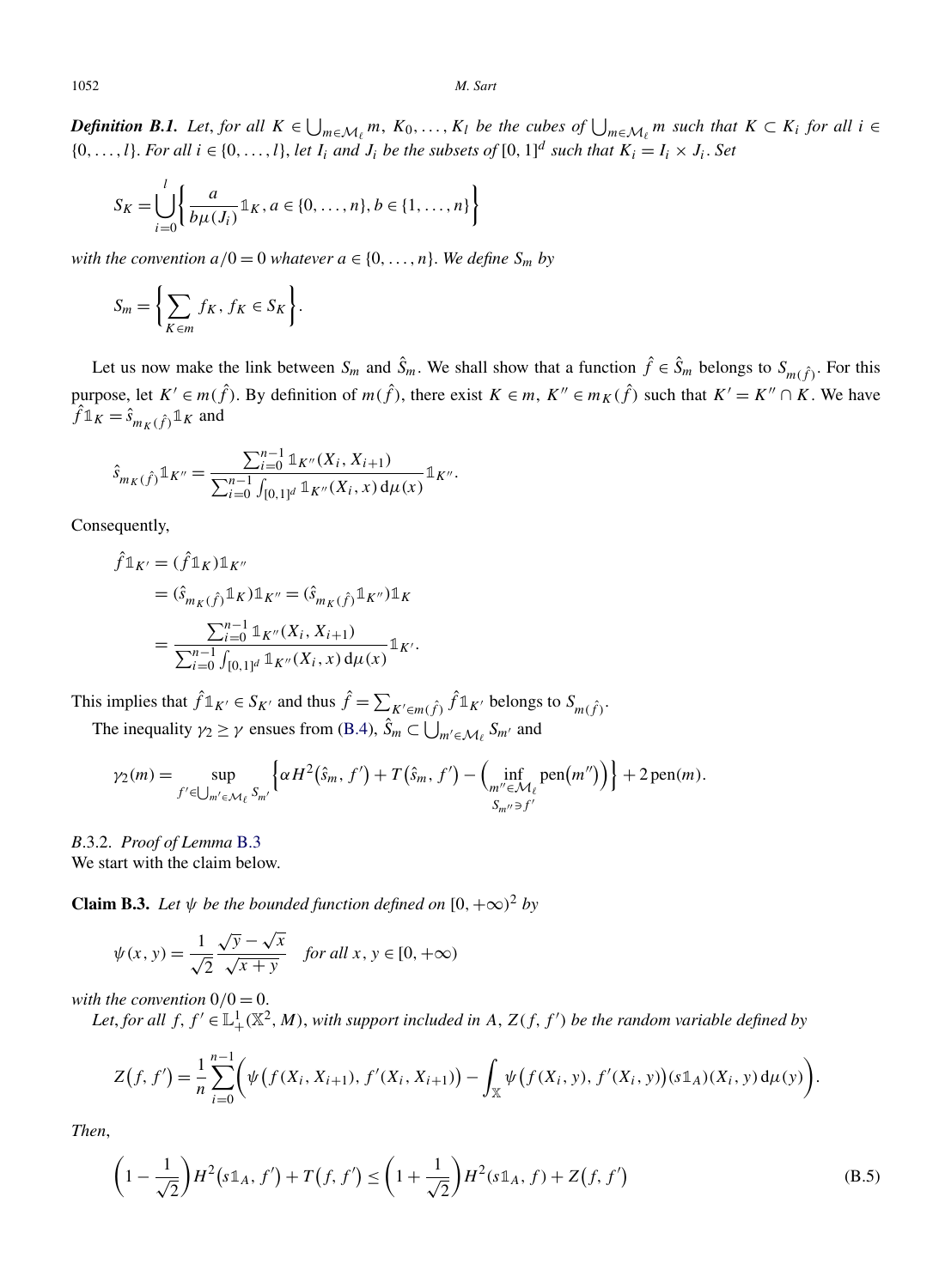***Definition B.1.*** *Let, for all $K \in \bigcup_{m \in \mathcal{M}_\ell} m$, $K_0, \ldots, K_l$ be the cubes of $\bigcup_{m \in \mathcal{M}_\ell} m$ such that $K \subset K_i$ for all $i \in \{0, \ldots, l\}$. For all $i \in \{0, \ldots, l\}$, let $I_i$ and $J_i$ be the subsets of $[0,1]^d$ such that $K_i = I_i \times J_i$. Set*

$$S_K = \bigcup_{i=0}^{l} \left\{ \frac{a}{b\mu(J_i)} \mathbb{1}_K, a \in \{0, \ldots, n\}, b \in \{1, \ldots, n\} \right\}$$

*with the convention $a/0 = 0$ whatever $a \in \{0, \ldots, n\}$. We define $S_m$ by*

$$S_m = \left\{ \sum_{K \in m} f_K, f_K \in S_K \right\}.$$

Let us now make the link between $S_m$ and $\hat{S}_m$. We shall show that a function $\hat{f} \in \hat{S}_m$ belongs to $S_{m(\hat{f})}$. For this purpose, let $K' \in m(\hat{f})$. By definition of $m(\hat{f})$, there exist $K \in m$, $K'' \in m_K(\hat{f})$ such that $K' = K'' \cap K$. We have $\hat{f}\mathbb{1}_K = \hat{s}_{m_K(\hat{f})}\mathbb{1}_K$ and

$$\hat{s}_{m_K(\hat{f})}\mathbb{1}_{K''} = \frac{\sum_{i=0}^{n-1} \mathbb{1}_{K''}(X_i, X_{i+1})}{\sum_{i=0}^{n-1} \int_{[0,1]^d} \mathbb{1}_{K''}(X_i, x)\,\mathrm{d}\mu(x)} \mathbb{1}_{K''}.$$

Consequently,

$$\begin{aligned}
\hat{f}\mathbb{1}_{K'} &= (\hat{f}\mathbb{1}_K)\mathbb{1}_{K''} \\
&= (\hat{s}_{m_K(\hat{f})}\mathbb{1}_K)\mathbb{1}_{K''} = (\hat{s}_{m_K(\hat{f})}\mathbb{1}_{K''})\mathbb{1}_K \\
&= \frac{\sum_{i=0}^{n-1} \mathbb{1}_{K''}(X_i, X_{i+1})}{\sum_{i=0}^{n-1} \int_{[0,1]^d} \mathbb{1}_{K''}(X_i, x)\,\mathrm{d}\mu(x)} \mathbb{1}_{K'}.
\end{aligned}$$

This implies that $\hat{f}\mathbb{1}_{K'} \in S_{K'}$ and thus $\hat{f} = \sum_{K' \in m(\hat{f})} \hat{f}\mathbb{1}_{K'}$ belongs to $S_{m(\hat{f})}$.

The inequality $\gamma_2 \geq \gamma$ ensues from (B.4), $\hat{S}_m \subset \bigcup_{m' \in \mathcal{M}_\ell} S_{m'}$ and

$$\gamma_2(m) = \sup_{f' \in \bigcup_{m' \in \mathcal{M}_\ell} S_{m'}} \left\{ \alpha H^2(\hat{s}_m, f') + T(\hat{s}_m, f') - \Big( \inf_{\substack{m'' \in \mathcal{M}_\ell \\ S_{m''} \ni f'}} \operatorname{pen}(m'') \Big) \right\} + 2\operatorname{pen}(m).$$

*B.3.2. Proof of Lemma B.3*

We start with the claim below.

**Claim B.3.** *Let $\psi$ be the bounded function defined on $[0, +\infty)^2$ by*

$$\psi(x, y) = \frac{1}{\sqrt{2}} \frac{\sqrt{y} - \sqrt{x}}{\sqrt{x + y}} \quad \text{for all } x, y \in [0, +\infty)$$

*with the convention $0/0 = 0$.*

*Let, for all $f, f' \in \mathbb{L}^1_+(\mathbb{X}^2, M)$, with support included in $A$, $Z(f, f')$ be the random variable defined by*

$$Z(f, f') = \frac{1}{n} \sum_{i=0}^{n-1} \left( \psi\big(f(X_i, X_{i+1}), f'(X_i, X_{i+1})\big) - \int_{\mathbb{X}} \psi\big(f(X_i, y), f'(X_i, y)\big)(s\mathbb{1}_A)(X_i, y)\,\mathrm{d}\mu(y) \right).$$

*Then,*

$$\left(1 - \frac{1}{\sqrt{2}}\right) H^2(s\mathbb{1}_A, f') + T(f, f') \leq \left(1 + \frac{1}{\sqrt{2}}\right) H^2(s\mathbb{1}_A, f) + Z(f, f') \tag{B.5}$$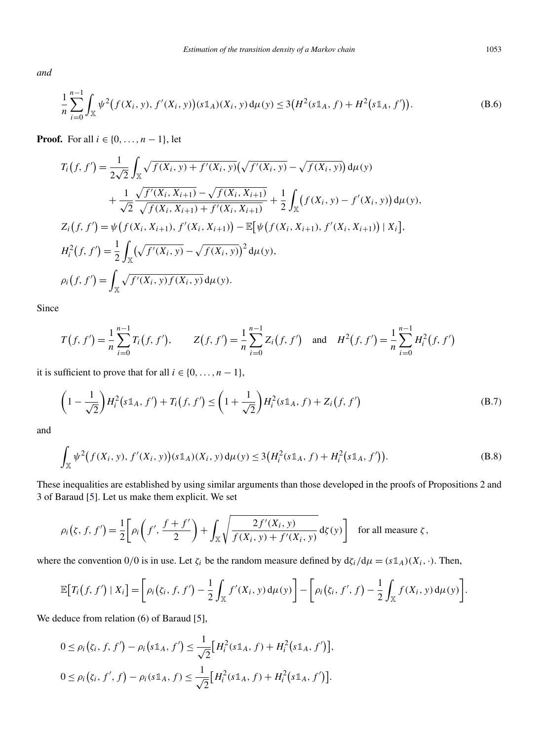*and*

$$\frac{1}{n}\sum_{i=0}^{n-1}\int_{\mathbb{X}}\psi^2\big(f(X_i,y),f'(X_i,y)\big)(s\mathbb{1}_A)(X_i,y)\,\mathrm{d}\mu(y)\leq 3\big(H^2(s\mathbb{1}_A,f)+H^2\big(s\mathbb{1}_A,f'\big)\big). \tag{B.6}$$

**Proof.** For all $i\in\{0,\dots,n-1\}$, let

$$\begin{aligned}
T_i\big(f,f'\big)&=\frac{1}{2\sqrt{2}}\int_{\mathbb{X}}\sqrt{f(X_i,y)+f'(X_i,y)}\big(\sqrt{f'(X_i,y)}-\sqrt{f(X_i,y)}\big)\,\mathrm{d}\mu(y)\\
&\quad+\frac{1}{\sqrt{2}}\frac{\sqrt{f'(X_i,X_{i+1})}-\sqrt{f(X_i,X_{i+1})}}{\sqrt{f(X_i,X_{i+1})+f'(X_i,X_{i+1})}}+\frac{1}{2}\int_{\mathbb{X}}\big(f(X_i,y)-f'(X_i,y)\big)\,\mathrm{d}\mu(y),\\
Z_i\big(f,f'\big)&=\psi\big(f(X_i,X_{i+1}),f'(X_i,X_{i+1})\big)-\mathbb{E}\big[\psi\big(f(X_i,X_{i+1}),f'(X_i,X_{i+1})\big)\mid X_i\big],\\
H_i^2\big(f,f'\big)&=\frac{1}{2}\int_{\mathbb{X}}\big(\sqrt{f'(X_i,y)}-\sqrt{f(X_i,y)}\big)^2\,\mathrm{d}\mu(y),\\
\rho_i\big(f,f'\big)&=\int_{\mathbb{X}}\sqrt{f'(X_i,y)f(X_i,y)}\,\mathrm{d}\mu(y).
\end{aligned}$$

Since

$$T\big(f,f'\big)=\frac{1}{n}\sum_{i=0}^{n-1}T_i\big(f,f'\big),\qquad Z\big(f,f'\big)=\frac{1}{n}\sum_{i=0}^{n-1}Z_i\big(f,f'\big)\quad\text{and}\quad H^2\big(f,f'\big)=\frac{1}{n}\sum_{i=0}^{n-1}H_i^2\big(f,f'\big)$$

it is sufficient to prove that for all $i\in\{0,\dots,n-1\}$,

$$\left(1-\frac{1}{\sqrt{2}}\right)H_i^2\big(s\mathbb{1}_A,f'\big)+T_i\big(f,f'\big)\leq\left(1+\frac{1}{\sqrt{2}}\right)H_i^2(s\mathbb{1}_A,f)+Z_i\big(f,f'\big) \tag{B.7}$$

and

$$\int_{\mathbb{X}}\psi^2\big(f(X_i,y),f'(X_i,y)\big)(s\mathbb{1}_A)(X_i,y)\,\mathrm{d}\mu(y)\leq 3\big(H_i^2(s\mathbb{1}_A,f)+H_i^2\big(s\mathbb{1}_A,f'\big)\big). \tag{B.8}$$

These inequalities are established by using similar arguments than those developed in the proofs of Propositions 2 and 3 of Baraud [5]. Let us make them explicit. We set

$$\rho_i\big(\zeta,f,f'\big)=\frac{1}{2}\left[\rho_i\left(f',\frac{f+f'}{2}\right)+\int_{\mathbb{X}}\sqrt{\frac{2f'(X_i,y)}{f(X_i,y)+f'(X_i,y)}}\,\mathrm{d}\zeta(y)\right]\quad\text{for all measure }\zeta,$$

where the convention $0/0$ is in use. Let $\zeta_i$ be the random measure defined by $\mathrm{d}\zeta_i/\mathrm{d}\mu=(s\mathbb{1}_A)(X_i,\cdot)$. Then,

$$\mathbb{E}\big[T_i\big(f,f'\big)\mid X_i\big]=\left[\rho_i\big(\zeta_i,f,f'\big)-\frac{1}{2}\int_{\mathbb{X}}f'(X_i,y)\,\mathrm{d}\mu(y)\right]-\left[\rho_i\big(\zeta_i,f',f\big)-\frac{1}{2}\int_{\mathbb{X}}f(X_i,y)\,\mathrm{d}\mu(y)\right].$$

We deduce from relation (6) of Baraud [5],

$$\begin{aligned}
&0\leq\rho_i\big(\zeta_i,f,f'\big)-\rho_i\big(s\mathbb{1}_A,f'\big)\leq\frac{1}{\sqrt{2}}\big[H_i^2(s\mathbb{1}_A,f)+H_i^2\big(s\mathbb{1}_A,f'\big)\big],\\
&0\leq\rho_i\big(\zeta_i,f',f\big)-\rho_i(s\mathbb{1}_A,f)\leq\frac{1}{\sqrt{2}}\big[H_i^2(s\mathbb{1}_A,f)+H_i^2\big(s\mathbb{1}_A,f'\big)\big].
\end{aligned}$$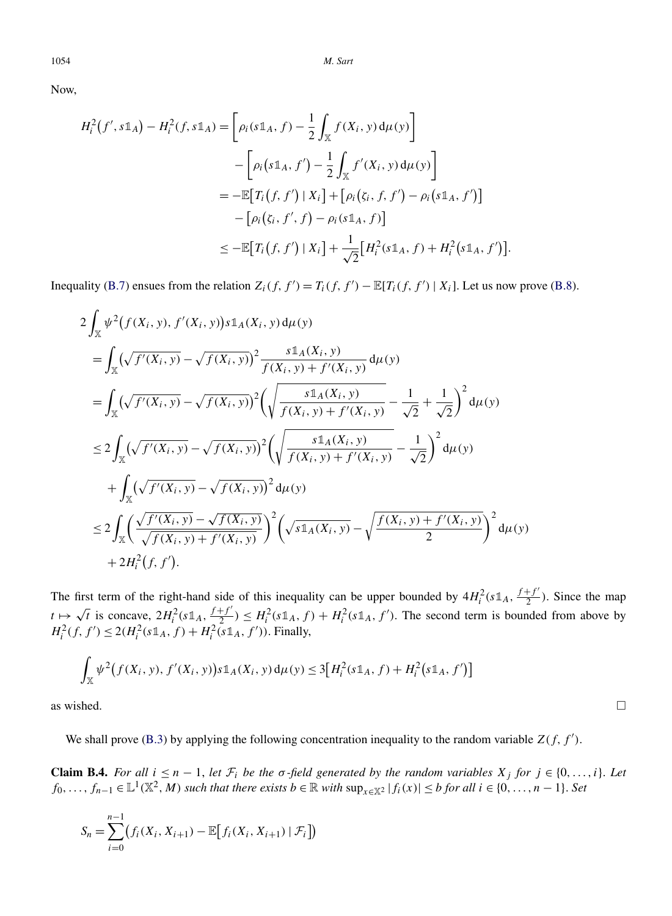Now,

$$
\begin{aligned}
H_i^2(f', s\mathbb{1}_A) - H_i^2(f, s\mathbb{1}_A) &= \left[\rho_i(s\mathbb{1}_A, f) - \frac{1}{2}\int_{\mathbb{X}} f(X_i, y)\,\mathrm{d}\mu(y)\right] \\
&\quad - \left[\rho_i(s\mathbb{1}_A, f') - \frac{1}{2}\int_{\mathbb{X}} f'(X_i, y)\,\mathrm{d}\mu(y)\right] \\
&= -\mathbb{E}\big[T_i(f, f') \mid X_i\big] + \big[\rho_i(\zeta_i, f, f') - \rho_i(s\mathbb{1}_A, f')\big] \\
&\quad - \big[\rho_i(\zeta_i, f', f) - \rho_i(s\mathbb{1}_A, f)\big] \\
&\le -\mathbb{E}\big[T_i(f, f') \mid X_i\big] + \frac{1}{\sqrt{2}}\big[H_i^2(s\mathbb{1}_A, f) + H_i^2(s\mathbb{1}_A, f')\big].
\end{aligned}
$$

Inequality (B.7) ensues from the relation $Z_i(f, f') = T_i(f, f') - \mathbb{E}[T_i(f, f') \mid X_i]$. Let us now prove (B.8).

$$
\begin{aligned}
&2\int_{\mathbb{X}} \psi^2\big(f(X_i, y), f'(X_i, y)\big) s\mathbb{1}_A(X_i, y)\,\mathrm{d}\mu(y) \\
&= \int_{\mathbb{X}} \big(\sqrt{f'(X_i, y)} - \sqrt{f(X_i, y)}\big)^2 \frac{s\mathbb{1}_A(X_i, y)}{f(X_i, y) + f'(X_i, y)}\,\mathrm{d}\mu(y) \\
&= \int_{\mathbb{X}} \big(\sqrt{f'(X_i, y)} - \sqrt{f(X_i, y)}\big)^2 \left(\sqrt{\frac{s\mathbb{1}_A(X_i, y)}{f(X_i, y) + f'(X_i, y)}} - \frac{1}{\sqrt{2}} + \frac{1}{\sqrt{2}}\right)^2 \mathrm{d}\mu(y) \\
&\le 2\int_{\mathbb{X}} \big(\sqrt{f'(X_i, y)} - \sqrt{f(X_i, y)}\big)^2 \left(\sqrt{\frac{s\mathbb{1}_A(X_i, y)}{f(X_i, y) + f'(X_i, y)}} - \frac{1}{\sqrt{2}}\right)^2 \mathrm{d}\mu(y) \\
&\quad + \int_{\mathbb{X}} \big(\sqrt{f'(X_i, y)} - \sqrt{f(X_i, y)}\big)^2\,\mathrm{d}\mu(y) \\
&\le 2\int_{\mathbb{X}} \left(\frac{\sqrt{f'(X_i, y)} - \sqrt{f(X_i, y)}}{\sqrt{f(X_i, y) + f'(X_i, y)}}\right)^2 \left(\sqrt{s\mathbb{1}_A(X_i, y)} - \sqrt{\frac{f(X_i, y) + f'(X_i, y)}{2}}\right)^2 \mathrm{d}\mu(y) \\
&\quad + 2H_i^2(f, f').
\end{aligned}
$$

The first term of the right-hand side of this inequality can be upper bounded by $4H_i^2(s\mathbb{1}_A, \frac{f+f'}{2})$. Since the map $t \mapsto \sqrt{t}$ is concave, $2H_i^2(s\mathbb{1}_A, \frac{f+f'}{2}) \le H_i^2(s\mathbb{1}_A, f) + H_i^2(s\mathbb{1}_A, f')$. The second term is bounded from above by $H_i^2(f, f') \le 2(H_i^2(s\mathbb{1}_A, f) + H_i^2(s\mathbb{1}_A, f'))$. Finally,

$$
\int_{\mathbb{X}} \psi^2\big(f(X_i, y), f'(X_i, y)\big) s\mathbb{1}_A(X_i, y)\,\mathrm{d}\mu(y) \le 3\big[H_i^2(s\mathbb{1}_A, f) + H_i^2(s\mathbb{1}_A, f')\big]
$$

as wished. □

We shall prove (B.3) by applying the following concentration inequality to the random variable $Z(f, f')$.

**Claim B.4.** *For all $i \le n-1$, let $\mathcal{F}_i$ be the $\sigma$-field generated by the random variables $X_j$ for $j \in \{0, \dots, i\}$. Let $f_0, \dots, f_{n-1} \in \mathbb{L}^1(\mathbb{X}^2, M)$ such that there exists $b \in \mathbb{R}$ with $\sup_{x \in \mathbb{X}^2} |f_i(x)| \le b$ for all $i \in \{0, \dots, n-1\}$. Set*

$$
S_n = \sum_{i=0}^{n-1} \big(f_i(X_i, X_{i+1}) - \mathbb{E}\big[f_i(X_i, X_{i+1}) \mid \mathcal{F}_i\big]\big)
$$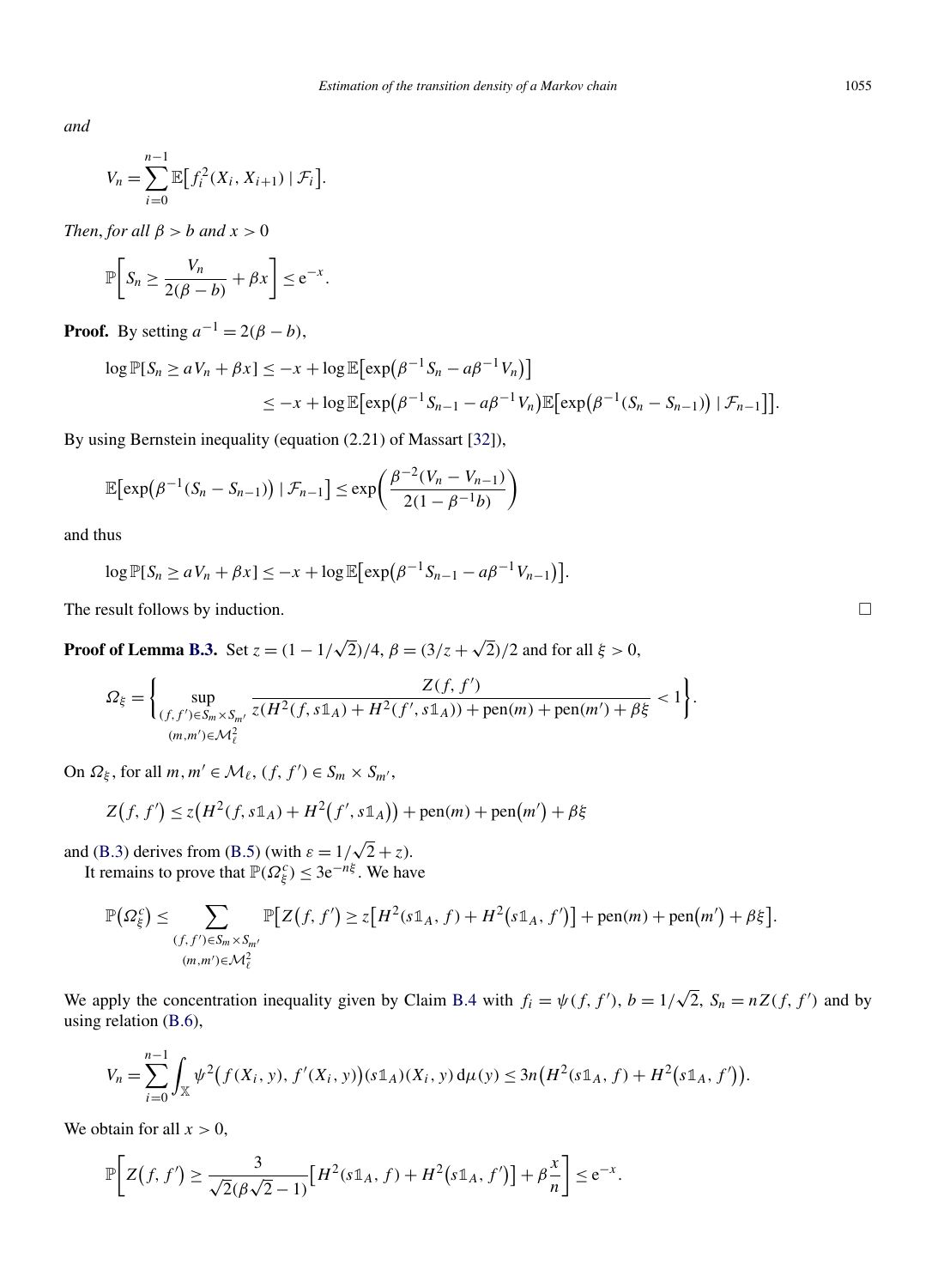*and*

$$V_n = \sum_{i=0}^{n-1} \mathbb{E}\big[f_i^2(X_i, X_{i+1}) \mid \mathcal{F}_i\big].$$

*Then, for all $\beta > b$ and $x > 0$*

$$\mathbb{P}\left[S_n \geq \frac{V_n}{2(\beta - b)} + \beta x\right] \leq \mathrm{e}^{-x}.$$

**Proof.** By setting $a^{-1} = 2(\beta - b)$,

$$\begin{aligned}
\log \mathbb{P}[S_n \geq a V_n + \beta x] &\leq -x + \log \mathbb{E}\big[\exp\big(\beta^{-1} S_n - a\beta^{-1} V_n\big)\big] \\
&\leq -x + \log \mathbb{E}\big[\exp\big(\beta^{-1} S_{n-1} - a\beta^{-1} V_n\big)\mathbb{E}\big[\exp\big(\beta^{-1}(S_n - S_{n-1})\big) \mid \mathcal{F}_{n-1}\big]\big].
\end{aligned}$$

By using Bernstein inequality (equation (2.21) of Massart [32]),

$$\mathbb{E}\big[\exp\big(\beta^{-1}(S_n - S_{n-1})\big) \mid \mathcal{F}_{n-1}\big] \leq \exp\left(\frac{\beta^{-2}(V_n - V_{n-1})}{2(1 - \beta^{-1} b)}\right)$$

and thus

$$\log \mathbb{P}[S_n \geq a V_n + \beta x] \leq -x + \log \mathbb{E}\big[\exp\big(\beta^{-1} S_{n-1} - a\beta^{-1} V_{n-1}\big)\big].$$

The result follows by induction. $\square$

**Proof of Lemma B.3.** Set $z = (1 - 1/\sqrt{2})/4$, $\beta = (3/z + \sqrt{2})/2$ and for all $\xi > 0$,

$$\Omega_\xi = \left\{ \sup_{\substack{(f, f') \in S_m \times S_{m'} \\ (m, m') \in \mathcal{M}_\ell^2}} \frac{Z(f, f')}{z(H^2(f, s\mathbb{1}_A) + H^2(f', s\mathbb{1}_A)) + \mathrm{pen}(m) + \mathrm{pen}(m') + \beta\xi} < 1 \right\}.$$

On $\Omega_\xi$, for all $m, m' \in \mathcal{M}_\ell$, $(f, f') \in S_m \times S_{m'}$,

$$Z\big(f, f'\big) \leq z\big(H^2(f, s\mathbb{1}_A) + H^2\big(f', s\mathbb{1}_A\big)\big) + \mathrm{pen}(m) + \mathrm{pen}\big(m'\big) + \beta\xi$$

and (B.3) derives from (B.5) (with $\varepsilon = 1/\sqrt{2} + z$).

It remains to prove that $\mathbb{P}(\Omega_\xi^c) \leq 3\mathrm{e}^{-n\xi}$. We have

$$\mathbb{P}\big(\Omega_\xi^c\big) \leq \sum_{\substack{(f, f') \in S_m \times S_{m'} \\ (m, m') \in \mathcal{M}_\ell^2}} \mathbb{P}\big[Z\big(f, f'\big) \geq z\big[H^2(s\mathbb{1}_A, f) + H^2\big(s\mathbb{1}_A, f'\big)\big] + \mathrm{pen}(m) + \mathrm{pen}\big(m'\big) + \beta\xi\big].$$

We apply the concentration inequality given by Claim B.4 with $f_i = \psi(f, f')$, $b = 1/\sqrt{2}$, $S_n = nZ(f, f')$ and by using relation (B.6),

$$V_n = \sum_{i=0}^{n-1} \int_{\mathbb{X}} \psi^2\big(f(X_i, y), f'(X_i, y)\big)(s\mathbb{1}_A)(X_i, y)\,\mathrm{d}\mu(y) \leq 3n\big(H^2(s\mathbb{1}_A, f) + H^2\big(s\mathbb{1}_A, f'\big)\big).$$

We obtain for all $x > 0$,

$$\mathbb{P}\left[Z\big(f, f'\big) \geq \frac{3}{\sqrt{2}(\beta\sqrt{2} - 1)}\big[H^2(s\mathbb{1}_A, f) + H^2\big(s\mathbb{1}_A, f'\big)\big] + \beta\frac{x}{n}\right] \leq \mathrm{e}^{-x}.$$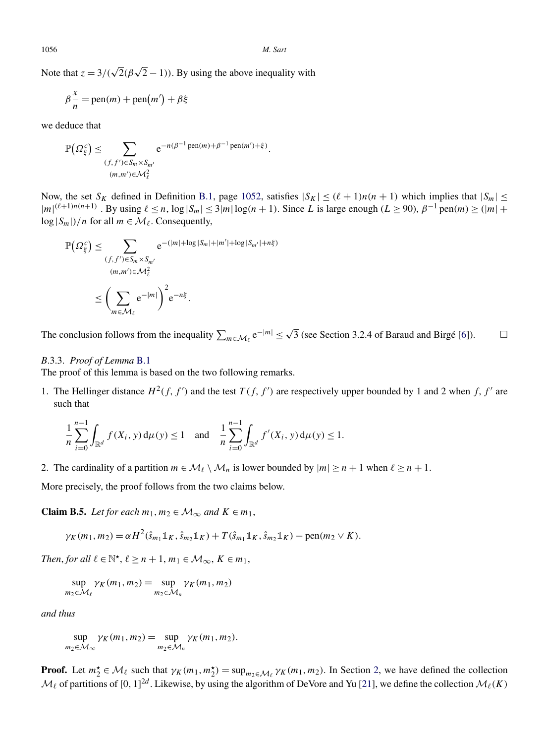Note that $z = 3/(\sqrt{2}(\beta\sqrt{2} - 1))$. By using the above inequality with

$$\beta \frac{x}{n} = \mathrm{pen}(m) + \mathrm{pen}(m') + \beta\xi$$

we deduce that

$$\mathbb{P}(\Omega_\xi^c) \le \sum_{\substack{(f,f') \in S_m \times S_{m'} \\ (m,m') \in \mathcal{M}_\ell^2}} \mathrm{e}^{-n(\beta^{-1} \mathrm{pen}(m) + \beta^{-1} \mathrm{pen}(m') + \xi)}.$$

Now, the set $S_K$ defined in Definition B.1, page 1052, satisfies $|S_K| \le (\ell + 1)n(n+1)$ which implies that $|S_m| \le |m|^{(\ell+1)n(n+1)}$. By using $\ell \le n$, $\log |S_m| \le 3|m| \log(n+1)$. Since $L$ is large enough ($L \ge 90$), $\beta^{-1} \mathrm{pen}(m) \ge (|m| + \log |S_m|)/n$ for all $m \in \mathcal{M}_\ell$. Consequently,

$$\begin{aligned}
\mathbb{P}(\Omega_\xi^c) &\le \sum_{\substack{(f,f') \in S_m \times S_{m'} \\ (m,m') \in \mathcal{M}_\ell^2}} \mathrm{e}^{-(|m| + \log |S_m| + |m'| + \log |S_{m'}| + n\xi)} \\
&\le \left( \sum_{m \in \mathcal{M}_\ell} \mathrm{e}^{-|m|} \right)^2 \mathrm{e}^{-n\xi}.
\end{aligned}$$

The conclusion follows from the inequality $\sum_{m \in \mathcal{M}_\ell} \mathrm{e}^{-|m|} \le \sqrt{3}$ (see Section 3.2.4 of Baraud and Birgé [6]). $\square$

### B.3.3. *Proof of Lemma* B.1

The proof of this lemma is based on the two following remarks.

1. The Hellinger distance $H^2(f, f')$ and the test $T(f, f')$ are respectively upper bounded by 1 and 2 when $f, f'$ are such that

$$\frac{1}{n} \sum_{i=0}^{n-1} \int_{\mathbb{R}^d} f(X_i, y)\, \mathrm{d}\mu(y) \le 1 \quad \text{and} \quad \frac{1}{n} \sum_{i=0}^{n-1} \int_{\mathbb{R}^d} f'(X_i, y)\, \mathrm{d}\mu(y) \le 1.$$

2. The cardinality of a partition $m \in \mathcal{M}_\ell \setminus \mathcal{M}_n$ is lower bounded by $|m| \ge n + 1$ when $\ell \ge n + 1$.

More precisely, the proof follows from the two claims below.

**Claim B.5.** *Let for each $m_1, m_2 \in \mathcal{M}_\infty$ and $K \in m_1$,*

$$\gamma_K(m_1, m_2) = \alpha H^2(\hat{s}_{m_1} \mathbb{1}_K, \hat{s}_{m_2} \mathbb{1}_K) + T(\hat{s}_{m_1} \mathbb{1}_K, \hat{s}_{m_2} \mathbb{1}_K) - \mathrm{pen}(m_2 \vee K).$$

*Then, for all $\ell \in \mathbb{N}^\star$, $\ell \ge n + 1$, $m_1 \in \mathcal{M}_\infty$, $K \in m_1$,*

$$\sup_{m_2 \in \mathcal{M}_\ell} \gamma_K(m_1, m_2) = \sup_{m_2 \in \mathcal{M}_n} \gamma_K(m_1, m_2)$$

*and thus*

$$\sup_{m_2 \in \mathcal{M}_\infty} \gamma_K(m_1, m_2) = \sup_{m_2 \in \mathcal{M}_n} \gamma_K(m_1, m_2).$$

**Proof.** Let $m_2^\star \in \mathcal{M}_\ell$ such that $\gamma_K(m_1, m_2^\star) = \sup_{m_2 \in \mathcal{M}_\ell} \gamma_K(m_1, m_2)$. In Section 2, we have defined the collection $\mathcal{M}_\ell$ of partitions of $[0, 1]^{2d}$. Likewise, by using the algorithm of DeVore and Yu [21], we define the collection $\mathcal{M}_\ell(K)$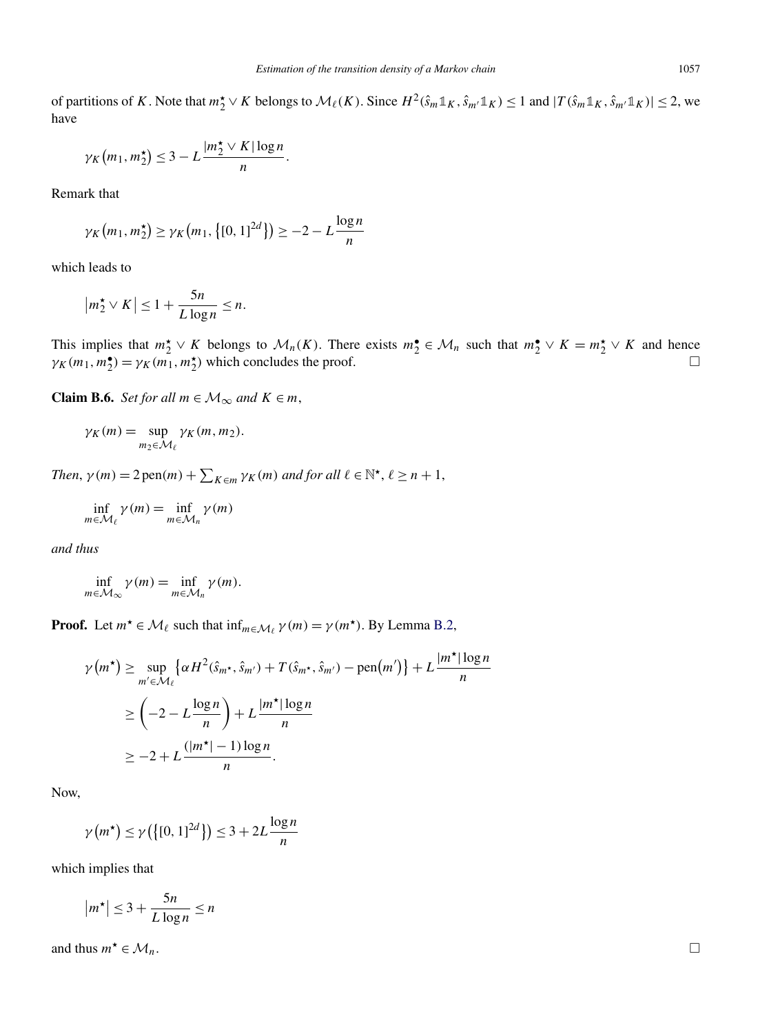of partitions of $K$. Note that $m_2^\star \vee K$ belongs to $\mathcal{M}_\ell(K)$. Since $H^2(\hat{s}_m \mathbb{1}_K, \hat{s}_{m'} \mathbb{1}_K) \leq 1$ and $|T(\hat{s}_m \mathbb{1}_K, \hat{s}_{m'} \mathbb{1}_K)| \leq 2$, we have

$$\gamma_K\left(m_1, m_2^\star\right) \leq 3 - L \frac{|m_2^\star \vee K| \log n}{n}.$$

Remark that

$$\gamma_K\left(m_1, m_2^\star\right) \geq \gamma_K\left(m_1, \left\{[0,1]^{2d}\right\}\right) \geq -2 - L \frac{\log n}{n}$$

which leads to

$$\left|m_2^\star \vee K\right| \leq 1 + \frac{5n}{L \log n} \leq n.$$

This implies that $m_2^\star \vee K$ belongs to $\mathcal{M}_n(K)$. There exists $m_2^\bullet \in \mathcal{M}_n$ such that $m_2^\bullet \vee K = m_2^\star \vee K$ and hence $\gamma_K(m_1, m_2^\bullet) = \gamma_K(m_1, m_2^\star)$ which concludes the proof. $\square$

**Claim B.6.** *Set for all $m \in \mathcal{M}_\infty$ and $K \in m$,*

$$\gamma_K(m) = \sup_{m_2 \in \mathcal{M}_\ell} \gamma_K(m, m_2).$$

*Then, $\gamma(m) = 2\,\mathrm{pen}(m) + \sum_{K \in m} \gamma_K(m)$ and for all $\ell \in \mathbb{N}^\star$, $\ell \geq n+1$,*

$$\inf_{m \in \mathcal{M}_\ell} \gamma(m) = \inf_{m \in \mathcal{M}_n} \gamma(m)$$

*and thus*

$$\inf_{m \in \mathcal{M}_\infty} \gamma(m) = \inf_{m \in \mathcal{M}_n} \gamma(m).$$

**Proof.** Let $m^\star \in \mathcal{M}_\ell$ such that $\inf_{m \in \mathcal{M}_\ell} \gamma(m) = \gamma(m^\star)$. By Lemma B.2,

$$\begin{aligned}
\gamma\left(m^\star\right) &\geq \sup_{m' \in \mathcal{M}_\ell} \left\{\alpha H^2(\hat{s}_{m^\star}, \hat{s}_{m'}) + T(\hat{s}_{m^\star}, \hat{s}_{m'}) - \mathrm{pen}\left(m'\right)\right\} + L \frac{|m^\star| \log n}{n} \\
&\geq \left(-2 - L \frac{\log n}{n}\right) + L \frac{|m^\star| \log n}{n} \\
&\geq -2 + L \frac{(|m^\star| - 1) \log n}{n}.
\end{aligned}$$

Now,

$$\gamma\left(m^\star\right) \leq \gamma\left(\left\{[0,1]^{2d}\right\}\right) \leq 3 + 2L \frac{\log n}{n}$$

which implies that

$$\left|m^\star\right| \leq 3 + \frac{5n}{L \log n} \leq n$$

and thus $m^\star \in \mathcal{M}_n$. $\square$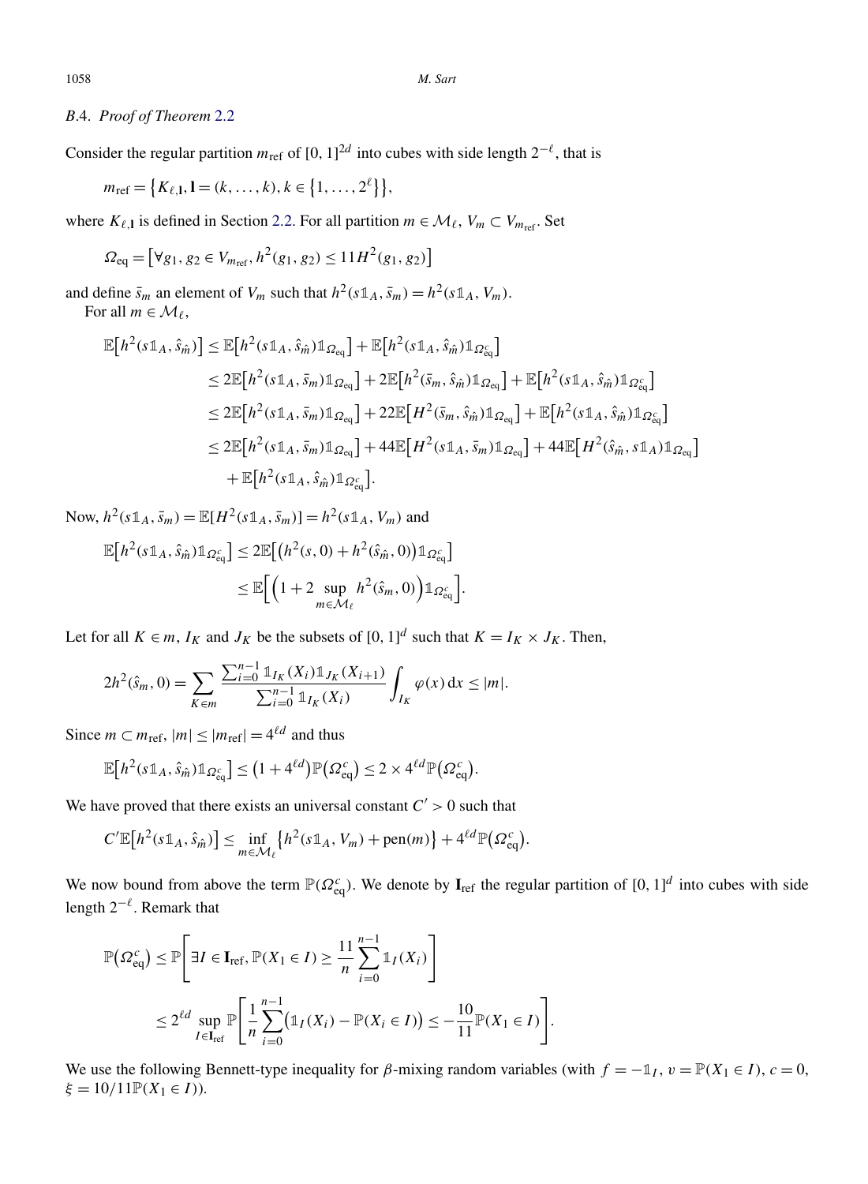*B*.4. *Proof of Theorem* 2.2

Consider the regular partition $m_{\mathrm{ref}}$ of $[0,1]^{2d}$ into cubes with side length $2^{-\ell}$, that is

$$m_{\mathrm{ref}} = \{K_{\ell,\mathbf{l}}, \mathbf{l} = (k,\dots,k), k \in \{1,\dots,2^{\ell}\}\},$$

where $K_{\ell,\mathbf{l}}$ is defined in Section 2.2. For all partition $m \in \mathcal{M}_\ell$, $V_m \subset V_{m_{\mathrm{ref}}}$. Set

$$\Omega_{\mathrm{eq}} = \left[\forall g_1, g_2 \in V_{m_{\mathrm{ref}}}, h^2(g_1, g_2) \le 11 H^2(g_1, g_2)\right]$$

and define $\bar{s}_m$ an element of $V_m$ such that $h^2(s\mathbb{1}_A, \bar{s}_m) = h^2(s\mathbb{1}_A, V_m)$.

For all $m \in \mathcal{M}_\ell$,

$$\begin{aligned}
\mathbb{E}\left[h^2(s\mathbb{1}_A, \hat{s}_{\hat{m}})\right] &\le \mathbb{E}\left[h^2(s\mathbb{1}_A, \hat{s}_{\hat{m}})\mathbb{1}_{\Omega_{\mathrm{eq}}}\right] + \mathbb{E}\left[h^2(s\mathbb{1}_A, \hat{s}_{\hat{m}})\mathbb{1}_{\Omega_{\mathrm{eq}}^c}\right] \\
&\le 2\mathbb{E}\left[h^2(s\mathbb{1}_A, \bar{s}_m)\mathbb{1}_{\Omega_{\mathrm{eq}}}\right] + 2\mathbb{E}\left[h^2(\bar{s}_m, \hat{s}_{\hat{m}})\mathbb{1}_{\Omega_{\mathrm{eq}}}\right] + \mathbb{E}\left[h^2(s\mathbb{1}_A, \hat{s}_{\hat{m}})\mathbb{1}_{\Omega_{\mathrm{eq}}^c}\right] \\
&\le 2\mathbb{E}\left[h^2(s\mathbb{1}_A, \bar{s}_m)\mathbb{1}_{\Omega_{\mathrm{eq}}}\right] + 22\mathbb{E}\left[H^2(\bar{s}_m, \hat{s}_{\hat{m}})\mathbb{1}_{\Omega_{\mathrm{eq}}}\right] + \mathbb{E}\left[h^2(s\mathbb{1}_A, \hat{s}_{\hat{m}})\mathbb{1}_{\Omega_{\mathrm{eq}}^c}\right] \\
&\le 2\mathbb{E}\left[h^2(s\mathbb{1}_A, \bar{s}_m)\mathbb{1}_{\Omega_{\mathrm{eq}}}\right] + 44\mathbb{E}\left[H^2(s\mathbb{1}_A, \bar{s}_m)\mathbb{1}_{\Omega_{\mathrm{eq}}}\right] + 44\mathbb{E}\left[H^2(\hat{s}_{\hat{m}}, s\mathbb{1}_A)\mathbb{1}_{\Omega_{\mathrm{eq}}}\right] \\
&\quad + \mathbb{E}\left[h^2(s\mathbb{1}_A, \hat{s}_{\hat{m}})\mathbb{1}_{\Omega_{\mathrm{eq}}^c}\right].
\end{aligned}$$

Now, $h^2(s\mathbb{1}_A, \bar{s}_m) = \mathbb{E}[H^2(s\mathbb{1}_A, \bar{s}_m)] = h^2(s\mathbb{1}_A, V_m)$ and

$$\begin{aligned}
\mathbb{E}\left[h^2(s\mathbb{1}_A, \hat{s}_{\hat{m}})\mathbb{1}_{\Omega_{\mathrm{eq}}^c}\right] &\le 2\mathbb{E}\left[\left(h^2(s,0) + h^2(\hat{s}_{\hat{m}}, 0)\right)\mathbb{1}_{\Omega_{\mathrm{eq}}^c}\right] \\
&\le \mathbb{E}\left[\left(1 + 2\sup_{m \in \mathcal{M}_\ell} h^2(\hat{s}_m, 0)\right)\mathbb{1}_{\Omega_{\mathrm{eq}}^c}\right].
\end{aligned}$$

Let for all $K \in m$, $I_K$ and $J_K$ be the subsets of $[0,1]^d$ such that $K = I_K \times J_K$. Then,

$$2h^2(\hat{s}_m, 0) = \sum_{K \in m} \frac{\sum_{i=0}^{n-1} \mathbb{1}_{I_K}(X_i)\mathbb{1}_{J_K}(X_{i+1})}{\sum_{i=0}^{n-1} \mathbb{1}_{I_K}(X_i)} \int_{I_K} \varphi(x)\,\mathrm{d}x \le |m|.$$

Since $m \subset m_{\mathrm{ref}}$, $|m| \le |m_{\mathrm{ref}}| = 4^{\ell d}$ and thus

$$\mathbb{E}\left[h^2(s\mathbb{1}_A, \hat{s}_{\hat{m}})\mathbb{1}_{\Omega_{\mathrm{eq}}^c}\right] \le \left(1 + 4^{\ell d}\right)\mathbb{P}\left(\Omega_{\mathrm{eq}}^c\right) \le 2 \times 4^{\ell d}\mathbb{P}\left(\Omega_{\mathrm{eq}}^c\right).$$

We have proved that there exists an universal constant $C' > 0$ such that

$$C'\mathbb{E}\left[h^2(s\mathbb{1}_A, \hat{s}_{\hat{m}})\right] \le \inf_{m \in \mathcal{M}_\ell}\left\{h^2(s\mathbb{1}_A, V_m) + \mathrm{pen}(m)\right\} + 4^{\ell d}\mathbb{P}\left(\Omega_{\mathrm{eq}}^c\right).$$

We now bound from above the term $\mathbb{P}(\Omega_{\mathrm{eq}}^c)$. We denote by $\mathbf{I}_{\mathrm{ref}}$ the regular partition of $[0,1]^d$ into cubes with side length $2^{-\ell}$. Remark that

$$\begin{aligned}
\mathbb{P}\left(\Omega_{\mathrm{eq}}^c\right) &\le \mathbb{P}\left[\exists I \in \mathbf{I}_{\mathrm{ref}}, \mathbb{P}(X_1 \in I) \ge \frac{11}{n}\sum_{i=0}^{n-1}\mathbb{1}_I(X_i)\right] \\
&\le 2^{\ell d}\sup_{I \in \mathbf{I}_{\mathrm{ref}}}\mathbb{P}\left[\frac{1}{n}\sum_{i=0}^{n-1}\left(\mathbb{1}_I(X_i) - \mathbb{P}(X_i \in I)\right) \le -\frac{10}{11}\mathbb{P}(X_1 \in I)\right].
\end{aligned}$$

We use the following Bennett-type inequality for $\beta$-mixing random variables (with $f = -\mathbb{1}_I$, $v = \mathbb{P}(X_1 \in I)$, $c = 0$, $\xi = 10/11\mathbb{P}(X_1 \in I)$).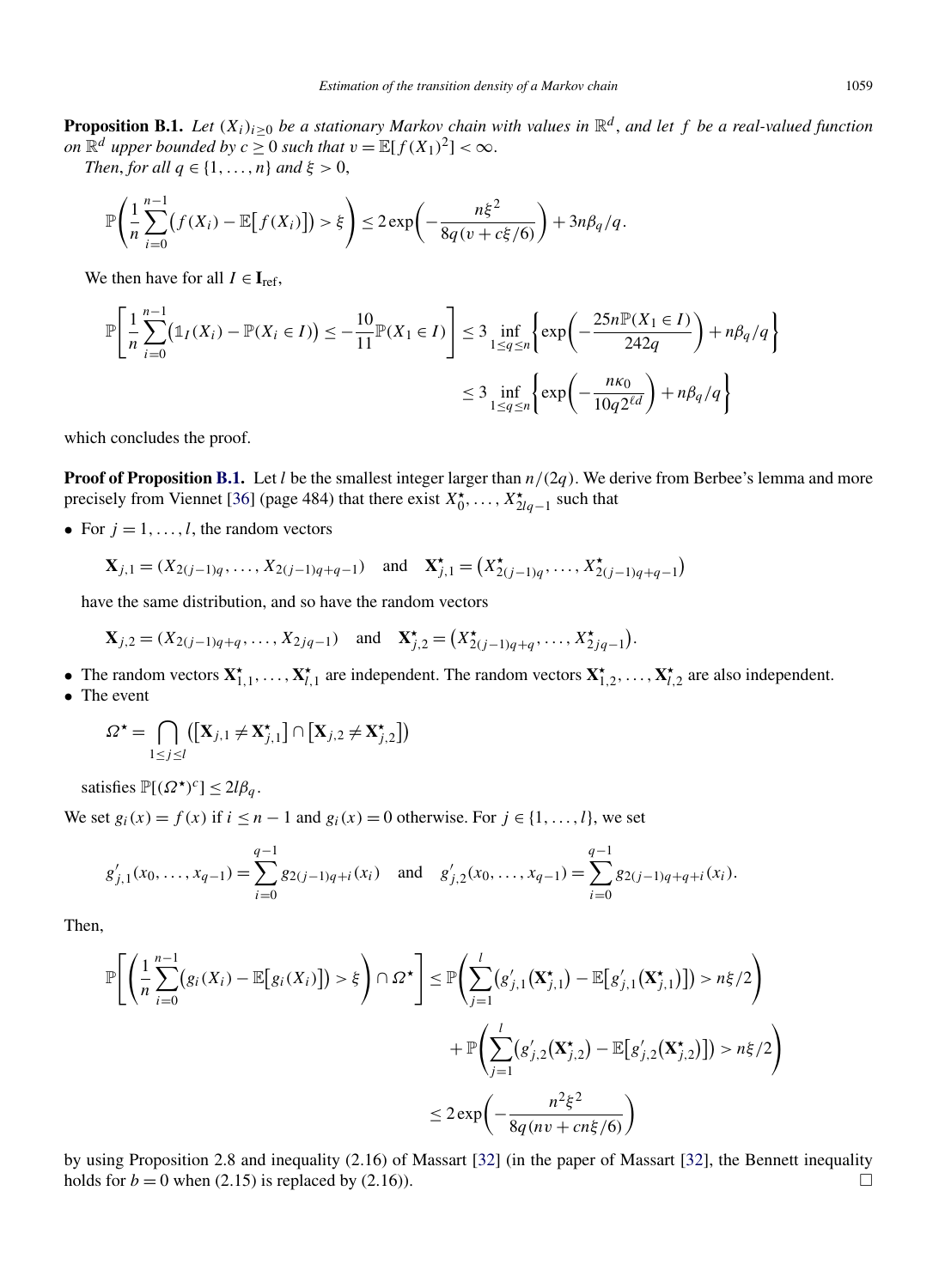**Proposition B.1.** *Let $(X_i)_{i\geq 0}$ be a stationary Markov chain with values in $\mathbb{R}^d$, and let $f$ be a real-valued function on $\mathbb{R}^d$ upper bounded by $c \geq 0$ such that $v = \mathbb{E}[f(X_1)^2] < \infty$.*

*Then, for all $q \in \{1, \dots, n\}$ and $\xi > 0$,*

$$\mathbb{P}\left(\frac{1}{n}\sum_{i=0}^{n-1}\big(f(X_i) - \mathbb{E}\big[f(X_i)\big]\big) > \xi\right) \leq 2\exp\left(-\frac{n\xi^2}{8q(v + c\xi/6)}\right) + 3n\beta_q/q.$$

We then have for all $I \in \mathbf{I}_{\text{ref}}$,

$$\begin{aligned}\mathbb{P}\left[\frac{1}{n}\sum_{i=0}^{n-1}\big(\mathbb{1}_I(X_i) - \mathbb{P}(X_i \in I)\big) \leq -\frac{10}{11}\mathbb{P}(X_1 \in I)\right] &\leq 3 \inf_{1\leq q\leq n}\left\{\exp\left(-\frac{25n\mathbb{P}(X_1 \in I)}{242q}\right) + n\beta_q/q\right\} \\ &\leq 3 \inf_{1\leq q\leq n}\left\{\exp\left(-\frac{n\kappa_0}{10q2^{\ell d}}\right) + n\beta_q/q\right\}\end{aligned}$$

which concludes the proof.

**Proof of Proposition B.1.** Let $l$ be the smallest integer larger than $n/(2q)$. We derive from Berbee's lemma and more precisely from Viennet [36] (page 484) that there exist $X_0^\star, \dots, X_{2lq-1}^\star$ such that

- For $j = 1, \dots, l$, the random vectors

  $$\mathbf{X}_{j,1} = (X_{2(j-1)q}, \dots, X_{2(j-1)q+q-1}) \quad \text{and} \quad \mathbf{X}_{j,1}^\star = \big(X_{2(j-1)q}^\star, \dots, X_{2(j-1)q+q-1}^\star\big)$$

  have the same distribution, and so have the random vectors

  $$\mathbf{X}_{j,2} = (X_{2(j-1)q+q}, \dots, X_{2jq-1}) \quad \text{and} \quad \mathbf{X}_{j,2}^\star = \big(X_{2(j-1)q+q}^\star, \dots, X_{2jq-1}^\star\big).$$

- The random vectors $\mathbf{X}_{1,1}^\star, \dots, \mathbf{X}_{l,1}^\star$ are independent. The random vectors $\mathbf{X}_{1,2}^\star, \dots, \mathbf{X}_{l,2}^\star$ are also independent.
- The event

  $$\Omega^\star = \bigcap_{1\leq j\leq l}\big(\big[\mathbf{X}_{j,1} \neq \mathbf{X}_{j,1}^\star\big] \cap \big[\mathbf{X}_{j,2} \neq \mathbf{X}_{j,2}^\star\big]\big)$$

  satisfies $\mathbb{P}[(\Omega^\star)^c] \leq 2l\beta_q$.

We set $g_i(x) = f(x)$ if $i \leq n-1$ and $g_i(x) = 0$ otherwise. For $j \in \{1, \dots, l\}$, we set

$$g'_{j,1}(x_0, \dots, x_{q-1}) = \sum_{i=0}^{q-1} g_{2(j-1)q+i}(x_i) \quad \text{and} \quad g'_{j,2}(x_0, \dots, x_{q-1}) = \sum_{i=0}^{q-1} g_{2(j-1)q+q+i}(x_i).$$

Then,

$$\begin{aligned}\mathbb{P}\left[\left(\frac{1}{n}\sum_{i=0}^{n-1}\big(g_i(X_i) - \mathbb{E}\big[g_i(X_i)\big]\big) > \xi\right) \cap \Omega^\star\right] &\leq \mathbb{P}\left(\sum_{j=1}^{l}\big(g'_{j,1}\big(\mathbf{X}_{j,1}^\star\big) - \mathbb{E}\big[g'_{j,1}\big(\mathbf{X}_{j,1}^\star\big)\big]\big) > n\xi/2\right) \\ &\quad + \mathbb{P}\left(\sum_{j=1}^{l}\big(g'_{j,2}\big(\mathbf{X}_{j,2}^\star\big) - \mathbb{E}\big[g'_{j,2}\big(\mathbf{X}_{j,2}^\star\big)\big]\big) > n\xi/2\right) \\ &\leq 2\exp\left(-\frac{n^2\xi^2}{8q(nv + cn\xi/6)}\right)\end{aligned}$$

by using Proposition 2.8 and inequality (2.16) of Massart [32] (in the paper of Massart [32], the Bennett inequality holds for $b = 0$ when (2.15) is replaced by (2.16)). □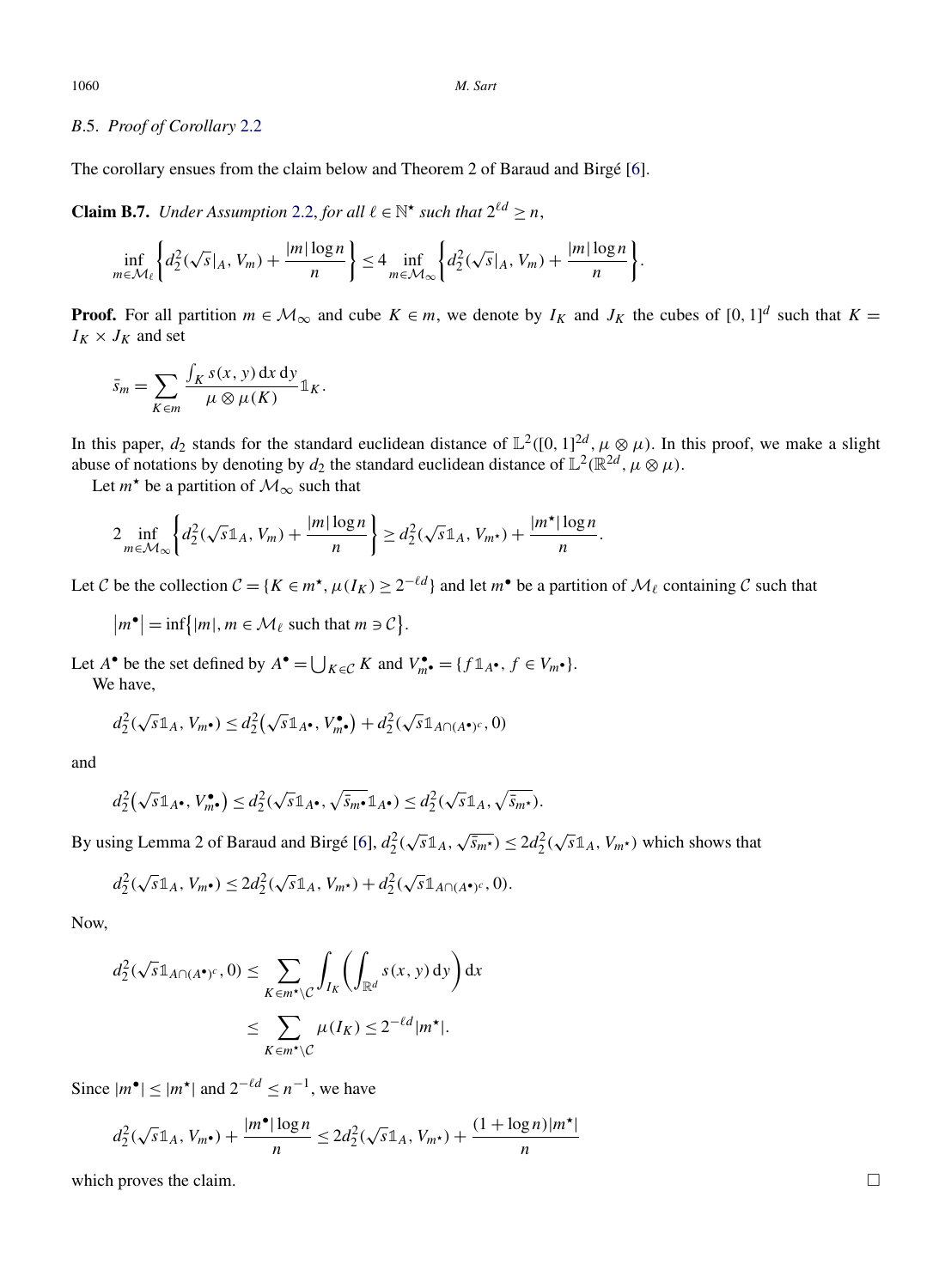### B.5. *Proof of Corollary* 2.2

The corollary ensues from the claim below and Theorem 2 of Baraud and Birgé [6].

**Claim B.7.** *Under Assumption* 2.2, *for all* $\ell \in \mathbb{N}^\star$ *such that* $2^{\ell d} \geq n$,

$$\inf_{m \in \mathcal{M}_\ell} \left\{ d_2^2(\sqrt{s}|_A, V_m) + \frac{|m| \log n}{n} \right\} \leq 4 \inf_{m \in \mathcal{M}_\infty} \left\{ d_2^2(\sqrt{s}|_A, V_m) + \frac{|m| \log n}{n} \right\}.$$

**Proof.** For all partition $m \in \mathcal{M}_\infty$ and cube $K \in m$, we denote by $I_K$ and $J_K$ the cubes of $[0,1]^d$ such that $K = I_K \times J_K$ and set

$$\bar{s}_m = \sum_{K \in m} \frac{\int_K s(x,y) \, \mathrm{d}x \, \mathrm{d}y}{\mu \otimes \mu(K)} \mathbb{1}_K.$$

In this paper, $d_2$ stands for the standard euclidean distance of $\mathbb{L}^2([0,1]^{2d}, \mu \otimes \mu)$. In this proof, we make a slight abuse of notations by denoting by $d_2$ the standard euclidean distance of $\mathbb{L}^2(\mathbb{R}^{2d}, \mu \otimes \mu)$.

Let $m^\star$ be a partition of $\mathcal{M}_\infty$ such that

$$2 \inf_{m \in \mathcal{M}_\infty} \left\{ d_2^2(\sqrt{s}\mathbb{1}_A, V_m) + \frac{|m| \log n}{n} \right\} \geq d_2^2(\sqrt{s}\mathbb{1}_A, V_{m^\star}) + \frac{|m^\star| \log n}{n}.$$

Let $\mathcal{C}$ be the collection $\mathcal{C} = \{K \in m^\star, \mu(I_K) \geq 2^{-\ell d}\}$ and let $m^\bullet$ be a partition of $\mathcal{M}_\ell$ containing $\mathcal{C}$ such that

$$|m^\bullet| = \inf\{|m|, m \in \mathcal{M}_\ell \text{ such that } m \ni \mathcal{C}\}.$$

Let $A^\bullet$ be the set defined by $A^\bullet = \bigcup_{K \in \mathcal{C}} K$ and $V^\bullet_{m^\bullet} = \{f \mathbb{1}_{A^\bullet}, f \in V_{m^\bullet}\}$.

We have,

$$d_2^2(\sqrt{s}\mathbb{1}_A, V_{m^\bullet}) \leq d_2^2(\sqrt{s}\mathbb{1}_{A^\bullet}, V^\bullet_{m^\bullet}) + d_2^2(\sqrt{s}\mathbb{1}_{A \cap (A^\bullet)^c}, 0)$$

and

$$d_2^2(\sqrt{s}\mathbb{1}_{A^\bullet}, V^\bullet_{m^\bullet}) \leq d_2^2(\sqrt{s}\mathbb{1}_{A^\bullet}, \sqrt{\bar{s}_{m^\bullet}}\mathbb{1}_{A^\bullet}) \leq d_2^2(\sqrt{s}\mathbb{1}_A, \sqrt{\bar{s}_{m^\star}}).$$

By using Lemma 2 of Baraud and Birgé [6], $d_2^2(\sqrt{s}\mathbb{1}_A, \sqrt{\bar{s}_{m^\star}}) \leq 2 d_2^2(\sqrt{s}\mathbb{1}_A, V_{m^\star})$ which shows that

$$d_2^2(\sqrt{s}\mathbb{1}_A, V_{m^\bullet}) \leq 2 d_2^2(\sqrt{s}\mathbb{1}_A, V_{m^\star}) + d_2^2(\sqrt{s}\mathbb{1}_{A \cap (A^\bullet)^c}, 0).$$

Now,

$$\begin{aligned}
d_2^2(\sqrt{s}\mathbb{1}_{A \cap (A^\bullet)^c}, 0) &\leq \sum_{K \in m^\star \setminus \mathcal{C}} \int_{I_K} \left( \int_{\mathbb{R}^d} s(x,y) \, \mathrm{d}y \right) \mathrm{d}x \\
&\leq \sum_{K \in m^\star \setminus \mathcal{C}} \mu(I_K) \leq 2^{-\ell d} |m^\star|.
\end{aligned}$$

Since $|m^\bullet| \leq |m^\star|$ and $2^{-\ell d} \leq n^{-1}$, we have

$$d_2^2(\sqrt{s}\mathbb{1}_A, V_{m^\bullet}) + \frac{|m^\bullet| \log n}{n} \leq 2 d_2^2(\sqrt{s}\mathbb{1}_A, V_{m^\star}) + \frac{(1 + \log n)|m^\star|}{n}$$

which proves the claim. □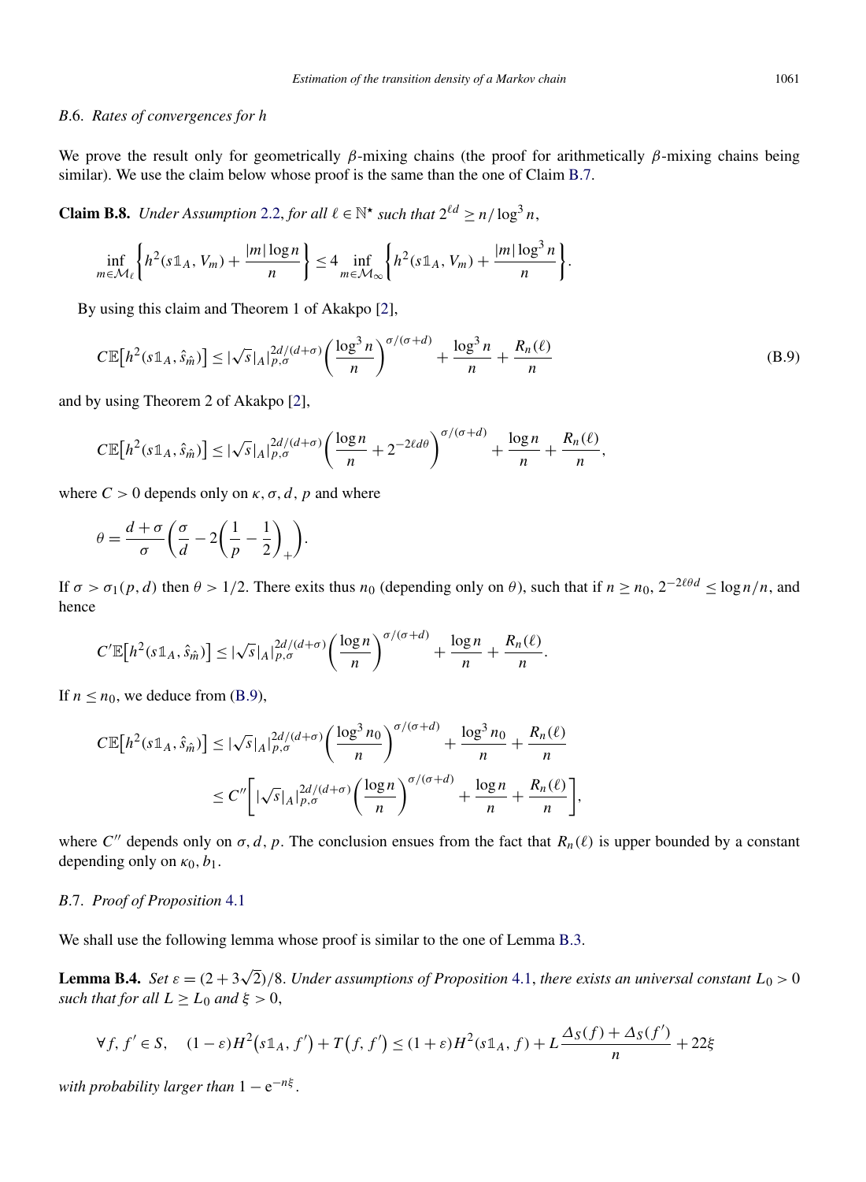### B.6. *Rates of convergences for h*

We prove the result only for geometrically $\beta$-mixing chains (the proof for arithmetically $\beta$-mixing chains being similar). We use the claim below whose proof is the same than the one of Claim B.7.

**Claim B.8.** *Under Assumption 2.2, for all $\ell \in \mathbb{N}^\star$ such that $2^{\ell d} \geq n/\log^3 n$,*

$$\inf_{m \in \mathcal{M}_\ell} \left\{ h^2(s\mathbb{1}_A, V_m) + \frac{|m| \log n}{n} \right\} \leq 4 \inf_{m \in \mathcal{M}_\infty} \left\{ h^2(s\mathbb{1}_A, V_m) + \frac{|m| \log^3 n}{n} \right\}.$$

By using this claim and Theorem 1 of Akakpo [2],

$$C\mathbb{E}\big[h^2(s\mathbb{1}_A, \hat{s}_{\hat{m}})\big] \leq |\sqrt{s}|_A|_{p,\sigma}^{2d/(d+\sigma)} \left( \frac{\log^3 n}{n} \right)^{\sigma/(\sigma+d)} + \frac{\log^3 n}{n} + \frac{R_n(\ell)}{n} \tag{B.9}$$

and by using Theorem 2 of Akakpo [2],

$$C\mathbb{E}\big[h^2(s\mathbb{1}_A, \hat{s}_{\hat{m}})\big] \leq |\sqrt{s}|_A|_{p,\sigma}^{2d/(d+\sigma)} \left( \frac{\log n}{n} + 2^{-2\ell d\theta} \right)^{\sigma/(\sigma+d)} + \frac{\log n}{n} + \frac{R_n(\ell)}{n},$$

where $C > 0$ depends only on $\kappa, \sigma, d, p$ and where

$$\theta = \frac{d+\sigma}{\sigma} \left( \frac{\sigma}{d} - 2\left( \frac{1}{p} - \frac{1}{2} \right)_+ \right).$$

If $\sigma > \sigma_1(p,d)$ then $\theta > 1/2$. There exits thus $n_0$ (depending only on $\theta$), such that if $n \geq n_0$, $2^{-2\ell\theta d} \leq \log n/n$, and hence

$$C'\mathbb{E}\big[h^2(s\mathbb{1}_A, \hat{s}_{\hat{m}})\big] \leq |\sqrt{s}|_A|_{p,\sigma}^{2d/(d+\sigma)} \left( \frac{\log n}{n} \right)^{\sigma/(\sigma+d)} + \frac{\log n}{n} + \frac{R_n(\ell)}{n}.$$

If $n \leq n_0$, we deduce from (B.9),

$$\begin{aligned}
C\mathbb{E}\big[h^2(s\mathbb{1}_A, \hat{s}_{\hat{m}})\big] &\leq |\sqrt{s}|_A|_{p,\sigma}^{2d/(d+\sigma)} \left( \frac{\log^3 n_0}{n} \right)^{\sigma/(\sigma+d)} + \frac{\log^3 n_0}{n} + \frac{R_n(\ell)}{n} \\
&\leq C'' \left[ |\sqrt{s}|_A|_{p,\sigma}^{2d/(d+\sigma)} \left( \frac{\log n}{n} \right)^{\sigma/(\sigma+d)} + \frac{\log n}{n} + \frac{R_n(\ell)}{n} \right],
\end{aligned}$$

where $C''$ depends only on $\sigma, d, p$. The conclusion ensues from the fact that $R_n(\ell)$ is upper bounded by a constant depending only on $\kappa_0, b_1$.

### B.7. *Proof of Proposition 4.1*

We shall use the following lemma whose proof is similar to the one of Lemma B.3.

**Lemma B.4.** *Set $\varepsilon = (2 + 3\sqrt{2})/8$. Under assumptions of Proposition 4.1, there exists an universal constant $L_0 > 0$ such that for all $L \geq L_0$ and $\xi > 0$,*

$$\forall f, f' \in S, \quad (1-\varepsilon)H^2\big(s\mathbb{1}_A, f'\big) + T\big(f, f'\big) \leq (1+\varepsilon)H^2(s\mathbb{1}_A, f) + L\frac{\Delta_S(f) + \Delta_S(f')}{n} + 22\xi$$

*with probability larger than $1 - \mathrm{e}^{-n\xi}$.*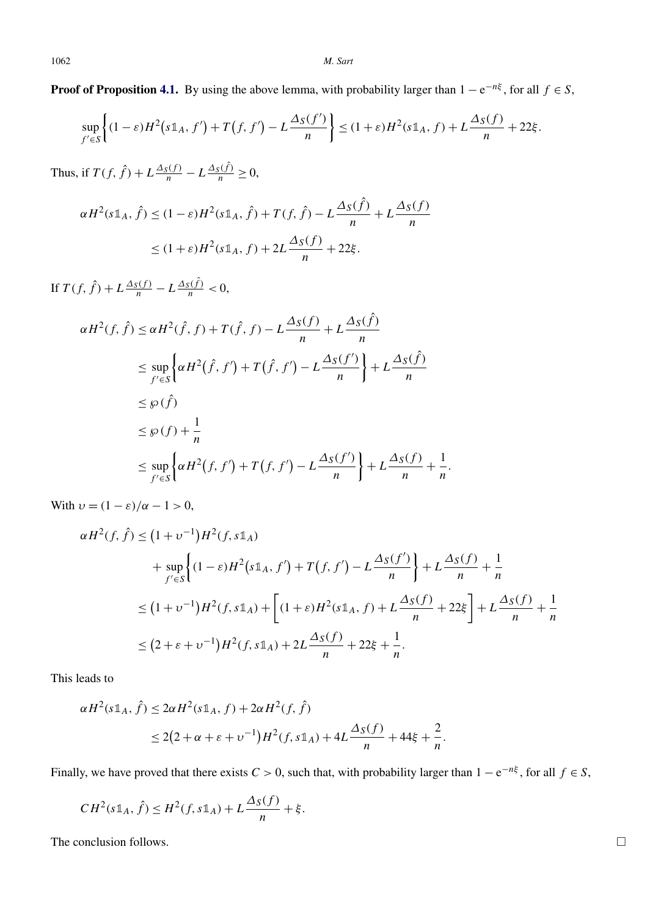**Proof of Proposition 4.1.** By using the above lemma, with probability larger than $1 - \mathrm{e}^{-n\xi}$, for all $f \in S$,

$$\sup_{f' \in S} \left\{ (1-\varepsilon) H^2\big(s\mathbb{1}_A, f'\big) + T\big(f, f'\big) - L\frac{\Delta_S(f')}{n} \right\} \le (1+\varepsilon) H^2(s\mathbb{1}_A, f) + L\frac{\Delta_S(f)}{n} + 22\xi.$$

Thus, if $T(f, \hat{f}) + L\frac{\Delta_S(f)}{n} - L\frac{\Delta_S(\hat{f})}{n} \ge 0$,

$$\begin{aligned}
\alpha H^2(s\mathbb{1}_A, \hat{f}) &\le (1-\varepsilon) H^2(s\mathbb{1}_A, \hat{f}) + T(f, \hat{f}) - L\frac{\Delta_S(\hat{f})}{n} + L\frac{\Delta_S(f)}{n} \\
&\le (1+\varepsilon) H^2(s\mathbb{1}_A, f) + 2L\frac{\Delta_S(f)}{n} + 22\xi.
\end{aligned}$$

If $T(f, \hat{f}) + L\frac{\Delta_S(f)}{n} - L\frac{\Delta_S(\hat{f})}{n} < 0$,

$$\begin{aligned}
\alpha H^2(f, \hat{f}) &\le \alpha H^2(\hat{f}, f) + T(\hat{f}, f) - L\frac{\Delta_S(f)}{n} + L\frac{\Delta_S(\hat{f})}{n} \\
&\le \sup_{f' \in S} \left\{ \alpha H^2\big(\hat{f}, f'\big) + T\big(\hat{f}, f'\big) - L\frac{\Delta_S(f')}{n} \right\} + L\frac{\Delta_S(\hat{f})}{n} \\
&\le \wp(\hat{f}) \\
&\le \wp(f) + \frac{1}{n} \\
&\le \sup_{f' \in S} \left\{ \alpha H^2\big(f, f'\big) + T\big(f, f'\big) - L\frac{\Delta_S(f')}{n} \right\} + L\frac{\Delta_S(f)}{n} + \frac{1}{n}.
\end{aligned}$$

With $\upsilon = (1-\varepsilon)/\alpha - 1 > 0$,

$$\begin{aligned}
\alpha H^2(f, \hat{f}) &\le \big(1 + \upsilon^{-1}\big) H^2(f, s\mathbb{1}_A) \\
&\quad + \sup_{f' \in S} \left\{ (1-\varepsilon) H^2\big(s\mathbb{1}_A, f'\big) + T\big(f, f'\big) - L\frac{\Delta_S(f')}{n} \right\} + L\frac{\Delta_S(f)}{n} + \frac{1}{n} \\
&\le \big(1 + \upsilon^{-1}\big) H^2(f, s\mathbb{1}_A) + \left[ (1+\varepsilon) H^2(s\mathbb{1}_A, f) + L\frac{\Delta_S(f)}{n} + 22\xi \right] + L\frac{\Delta_S(f)}{n} + \frac{1}{n} \\
&\le \big(2 + \varepsilon + \upsilon^{-1}\big) H^2(f, s\mathbb{1}_A) + 2L\frac{\Delta_S(f)}{n} + 22\xi + \frac{1}{n}.
\end{aligned}$$

This leads to

$$\begin{aligned}
\alpha H^2(s\mathbb{1}_A, \hat{f}) &\le 2\alpha H^2(s\mathbb{1}_A, f) + 2\alpha H^2(f, \hat{f}) \\
&\le 2\big(2 + \alpha + \varepsilon + \upsilon^{-1}\big) H^2(f, s\mathbb{1}_A) + 4L\frac{\Delta_S(f)}{n} + 44\xi + \frac{2}{n}.
\end{aligned}$$

Finally, we have proved that there exists $C > 0$, such that, with probability larger than $1 - \mathrm{e}^{-n\xi}$, for all $f \in S$,

$$C H^2(s\mathbb{1}_A, \hat{f}) \le H^2(f, s\mathbb{1}_A) + L\frac{\Delta_S(f)}{n} + \xi.$$

The conclusion follows. $\square$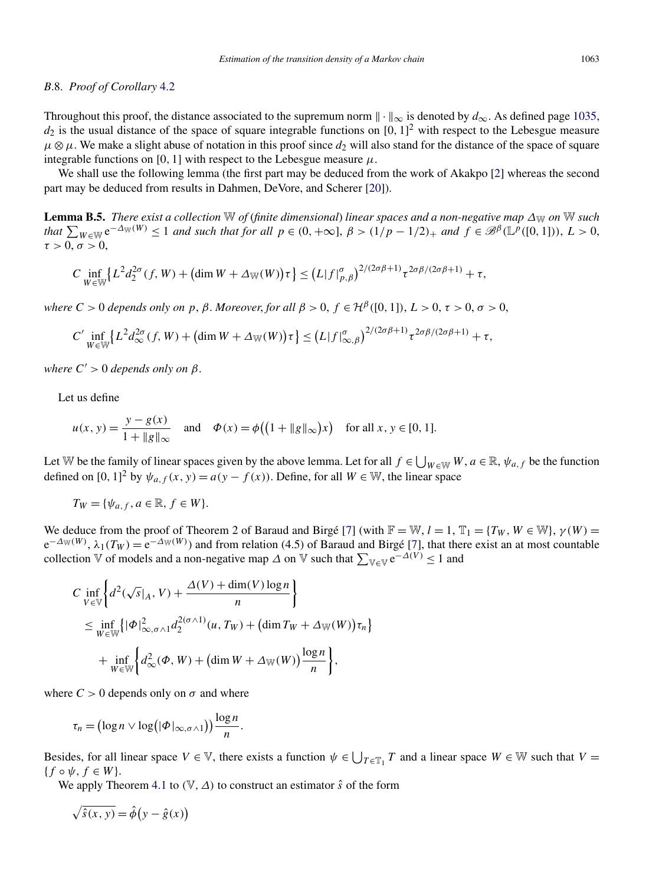### B.8. Proof of Corollary 4.2

Throughout this proof, the distance associated to the supremum norm $\|\cdot\|_\infty$ is denoted by $d_\infty$. As defined page 1035, $d_2$ is the usual distance of the space of square integrable functions on $[0,1]^2$ with respect to the Lebesgue measure $\mu \otimes \mu$. We make a slight abuse of notation in this proof since $d_2$ will also stand for the distance of the space of square integrable functions on $[0,1]$ with respect to the Lebesgue measure $\mu$.

We shall use the following lemma (the first part may be deduced from the work of Akakpo [2] whereas the second part may be deduced from results in Dahmen, DeVore, and Scherer [20]).

**Lemma B.5.** *There exist a collection $\mathbb{W}$ of (finite dimensional) linear spaces and a non-negative map $\Delta_{\mathbb{W}}$ on $\mathbb{W}$ such that $\sum_{W \in \mathbb{W}} \mathrm{e}^{-\Delta_{\mathbb{W}}(W)} \leq 1$ and such that for all $p \in (0,+\infty]$, $\beta > (1/p - 1/2)_+$ and $f \in \mathscr{B}^\beta(\mathbb{L}^p([0,1]))$, $L > 0$, $\tau > 0$, $\sigma > 0$,*

$$C \inf_{W \in \mathbb{W}} \left\{ L^2 d_2^{2\sigma}(f, W) + \left(\dim W + \Delta_{\mathbb{W}}(W)\right)\tau \right\} \leq \left(L|f|_{p,\beta}^\sigma\right)^{2/(2\sigma\beta+1)} \tau^{2\sigma\beta/(2\sigma\beta+1)} + \tau,$$

*where $C > 0$ depends only on $p$, $\beta$. Moreover, for all $\beta > 0$, $f \in \mathcal{H}^\beta([0,1])$, $L > 0$, $\tau > 0$, $\sigma > 0$,*

$$C' \inf_{W \in \mathbb{W}} \left\{ L^2 d_\infty^{2\sigma}(f, W) + \left(\dim W + \Delta_{\mathbb{W}}(W)\right)\tau \right\} \leq \left(L|f|_{\infty,\beta}^\sigma\right)^{2/(2\sigma\beta+1)} \tau^{2\sigma\beta/(2\sigma\beta+1)} + \tau,$$

*where $C' > 0$ depends only on $\beta$.*

Let us define

$$u(x,y) = \frac{y - g(x)}{1 + \|g\|_\infty} \quad \text{and} \quad \Phi(x) = \phi\left(\left(1 + \|g\|_\infty\right)x\right) \quad \text{for all } x, y \in [0,1].$$

Let $\mathbb{W}$ be the family of linear spaces given by the above lemma. Let for all $f \in \bigcup_{W \in \mathbb{W}} W$, $a \in \mathbb{R}$, $\psi_{a,f}$ be the function defined on $[0,1]^2$ by $\psi_{a,f}(x,y) = a(y - f(x))$. Define, for all $W \in \mathbb{W}$, the linear space

$$T_W = \{\psi_{a,f}, a \in \mathbb{R}, f \in W\}.$$

We deduce from the proof of Theorem 2 of Baraud and Birgé [7] (with $\mathbb{F} = \mathbb{W}$, $l = 1$, $\mathbb{T}_1 = \{T_W, W \in \mathbb{W}\}$, $\gamma(W) = \mathrm{e}^{-\Delta_{\mathbb{W}}(W)}$, $\lambda_1(T_W) = \mathrm{e}^{-\Delta_{\mathbb{W}}(W)}$) and from relation (4.5) of Baraud and Birgé [7], that there exist an at most countable collection $\mathbb{V}$ of models and a non-negative map $\Delta$ on $\mathbb{V}$ such that $\sum_{\mathbb{V} \in \mathbb{V}} \mathrm{e}^{-\Delta(V)} \leq 1$ and

$$\begin{aligned}
&C \inf_{V \in \mathbb{V}} \left\{ d^2(\sqrt{s}|_A, V) + \frac{\Delta(V) + \dim(V)\log n}{n} \right\} \\
&\quad \leq \inf_{W \in \mathbb{W}} \left\{ |\Phi|_{\infty,\sigma\wedge 1}^2 d_2^{2(\sigma\wedge 1)}(u, T_W) + \left(\dim T_W + \Delta_{\mathbb{W}}(W)\right)\tau_n \right\} \\
&\quad\quad + \inf_{W \in \mathbb{W}} \left\{ d_\infty^2(\Phi, W) + \left(\dim W + \Delta_{\mathbb{W}}(W)\right)\frac{\log n}{n} \right\},
\end{aligned}$$

where $C > 0$ depends only on $\sigma$ and where

$$\tau_n = \left(\log n \vee \log\left(|\Phi|_{\infty,\sigma\wedge 1}\right)\right)\frac{\log n}{n}.$$

Besides, for all linear space $V \in \mathbb{V}$, there exists a function $\psi \in \bigcup_{T \in \mathbb{T}_1} T$ and a linear space $W \in \mathbb{W}$ such that $V = \{f \circ \psi, f \in W\}$.

We apply Theorem 4.1 to $(\mathbb{V}, \Delta)$ to construct an estimator $\hat{s}$ of the form

$$\sqrt{\hat{s}(x,y)} = \hat{\phi}\left(y - \hat{g}(x)\right)$$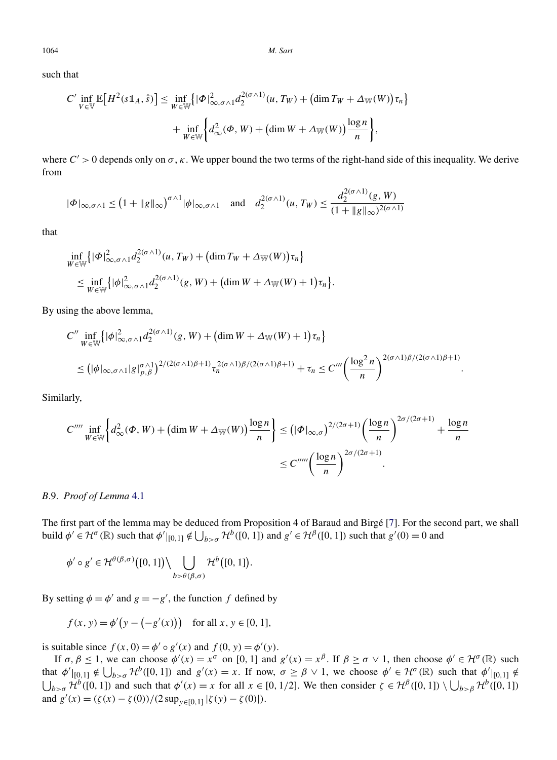such that

$$C' \inf_{V \in \mathbb{V}} \mathbb{E}\big[H^2(s\mathbb{1}_A, \hat{s})\big] \le \inf_{W \in \mathbb{W}} \big\{ |\Phi|^2_{\infty, \sigma\wedge 1} d_2^{2(\sigma\wedge 1)}(u, T_W) + \big(\dim T_W + \Delta_{\mathbb{W}}(W)\big)\tau_n \big\}$$

$$+ \inf_{W \in \mathbb{W}} \left\{ d_\infty^2(\Phi, W) + \big(\dim W + \Delta_{\mathbb{W}}(W)\big)\frac{\log n}{n} \right\},$$

where $C' > 0$ depends only on $\sigma, \kappa$. We upper bound the two terms of the right-hand side of this inequality. We derive from

$$|\Phi|_{\infty,\sigma\wedge 1} \le \big(1 + \|g\|_\infty\big)^{\sigma \wedge 1} |\phi|_{\infty, \sigma\wedge 1} \quad \text{and} \quad d_2^{2(\sigma\wedge 1)}(u, T_W) \le \frac{d_2^{2(\sigma\wedge 1)}(g, W)}{(1 + \|g\|_\infty)^{2(\sigma \wedge 1)}}$$

that

$$\inf_{W \in \mathbb{W}} \big\{ |\Phi|^2_{\infty,\sigma\wedge 1} d_2^{2(\sigma\wedge 1)}(u, T_W) + \big(\dim T_W + \Delta_{\mathbb{W}}(W)\big)\tau_n \big\}$$

$$\le \inf_{W \in \mathbb{W}} \big\{ |\phi|^2_{\infty,\sigma\wedge 1} d_2^{2(\sigma\wedge 1)}(g, W) + \big(\dim W + \Delta_{\mathbb{W}}(W) + 1\big)\tau_n \big\}.$$

By using the above lemma,

$$C'' \inf_{W \in \mathbb{W}} \big\{ |\phi|^2_{\infty,\sigma\wedge 1} d_2^{2(\sigma\wedge 1)}(g, W) + \big(\dim W + \Delta_{\mathbb{W}}(W) + 1\big)\tau_n \big\}$$

$$\le \big(|\phi|_{\infty,\sigma\wedge 1} |g|^{\sigma\wedge 1}_{p,\beta}\big)^{2/(2(\sigma\wedge 1)\beta+1)} \tau_n^{2(\sigma\wedge 1)\beta/(2(\sigma\wedge 1)\beta+1)} + \tau_n \le C''' \left(\frac{\log^2 n}{n}\right)^{2(\sigma\wedge 1)\beta/(2(\sigma\wedge 1)\beta+1)}.$$

Similarly,

$$C'''' \inf_{W \in \mathbb{W}} \left\{ d_\infty^2(\Phi, W) + \big(\dim W + \Delta_{\mathbb{W}}(W)\big)\frac{\log n}{n} \right\} \le \big(|\Phi|_{\infty,\sigma}\big)^{2/(2\sigma+1)} \left(\frac{\log n}{n}\right)^{2\sigma/(2\sigma+1)} + \frac{\log n}{n}$$

$$\le C''''' \left(\frac{\log n}{n}\right)^{2\sigma/(2\sigma+1)}.$$

### B.9. *Proof of Lemma* 4.1

The first part of the lemma may be deduced from Proposition 4 of Baraud and Birgé [7]. For the second part, we shall build $\phi' \in \mathcal{H}^\sigma(\mathbb{R})$ such that $\phi'|_{[0,1]} \notin \bigcup_{b>\sigma} \mathcal{H}^b([0,1])$ and $g' \in \mathcal{H}^\beta([0,1])$ such that $g'(0) = 0$ and

$$\phi' \circ g' \in \mathcal{H}^{\theta(\beta,\sigma)}\big([0,1]\big) \setminus \bigcup_{b > \theta(\beta,\sigma)} \mathcal{H}^b\big([0,1]\big).$$

By setting $\phi = \phi'$ and $g = -g'$, the function $f$ defined by

$$f(x, y) = \phi'\big(y - \big(-g'(x)\big)\big) \quad \text{for all } x, y \in [0,1],$$

is suitable since $f(x, 0) = \phi' \circ g'(x)$ and $f(0, y) = \phi'(y)$.

If $\sigma, \beta \le 1$, we can choose $\phi'(x) = x^\sigma$ on $[0,1]$ and $g'(x) = x^\beta$. If $\beta \ge \sigma \vee 1$, then choose $\phi' \in \mathcal{H}^\sigma(\mathbb{R})$ such that $\phi'|_{[0,1]} \notin \bigcup_{b>\sigma} \mathcal{H}^b([0,1])$ and $g'(x) = x$. If now, $\sigma \ge \beta \vee 1$, we choose $\phi' \in \mathcal{H}^\sigma(\mathbb{R})$ such that $\phi'|_{[0,1]} \notin \bigcup_{b>\sigma} \mathcal{H}^b([0,1])$ and such that $\phi'(x) = x$ for all $x \in [0, 1/2]$. We then consider $\zeta \in \mathcal{H}^\beta([0,1]) \setminus \bigcup_{b>\beta} \mathcal{H}^b([0,1])$ and $g'(x) = (\zeta(x) - \zeta(0))/(2 \sup_{y \in [0,1]} |\zeta(y) - \zeta(0)|)$.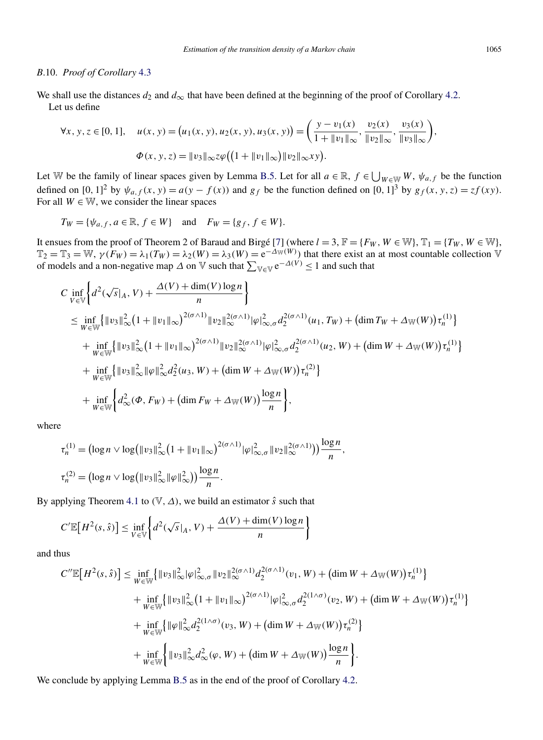### B.10. *Proof of Corollary* 4.3

We shall use the distances $d_2$ and $d_\infty$ that have been defined at the beginning of the proof of Corollary 4.2.

Let us define

$$
\forall x, y, z \in [0,1], \quad u(x,y) = \bigl(u_1(x,y), u_2(x,y), u_3(x,y)\bigr) = \left( \frac{y - v_1(x)}{1 + \|v_1\|_\infty}, \frac{v_2(x)}{\|v_2\|_\infty}, \frac{v_3(x)}{\|v_3\|_\infty} \right),
$$

$$
\Phi(x,y,z) = \|v_3\|_\infty z \varphi\bigl(\bigl(1 + \|v_1\|_\infty\bigr)\|v_2\|_\infty xy\bigr).
$$

Let $\mathbb{W}$ be the family of linear spaces given by Lemma B.5. Let for all $a \in \mathbb{R}$, $f \in \bigcup_{W \in \mathbb{W}} W$, $\psi_{a,f}$ be the function defined on $[0,1]^2$ by $\psi_{a,f}(x,y) = a(y - f(x))$ and $g_f$ be the function defined on $[0,1]^3$ by $g_f(x,y,z) = zf(xy)$. For all $W \in \mathbb{W}$, we consider the linear spaces

$$
T_W = \{\psi_{a,f}, a \in \mathbb{R}, f \in W\} \quad \text{and} \quad F_W = \{g_f, f \in W\}.
$$

It ensues from the proof of Theorem 2 of Baraud and Birgé [7] (where $l = 3$, $\mathbb{F} = \{F_W, W \in \mathbb{W}\}$, $\mathbb{T}_1 = \{T_W, W \in \mathbb{W}\}$, $\mathbb{T}_2 = \mathbb{T}_3 = \mathbb{W}$, $\gamma(F_W) = \lambda_1(T_W) = \lambda_2(W) = \lambda_3(W) = \mathrm{e}^{-\Delta_{\mathbb{W}}(W)}$) that there exist an at most countable collection $\mathbb{V}$ of models and a non-negative map $\Delta$ on $\mathbb{V}$ such that $\sum_{\mathbb{V} \in \mathbb{V}} \mathrm{e}^{-\Delta(V)} \le 1$ and such that

$$
\begin{aligned}
C \inf_{V \in \mathbb{V}} & \left\{ d^2(\sqrt{s}|_A, V) + \frac{\Delta(V) + \dim(V) \log n}{n} \right\} \\
&\le \inf_{W \in \mathbb{W}} \bigl\{ \|v_3\|_\infty^2 \bigl(1 + \|v_1\|_\infty\bigr)^{2(\sigma \wedge 1)} \|v_2\|_\infty^{2(\sigma \wedge 1)} |\varphi|_{\infty,\sigma}^2 d_2^{2(\sigma \wedge 1)}(u_1, T_W) + \bigl(\dim T_W + \Delta_{\mathbb{W}}(W)\bigr) \tau_n^{(1)} \bigr\} \\
&\quad + \inf_{W \in \mathbb{W}} \bigl\{ \|v_3\|_\infty^2 \bigl(1 + \|v_1\|_\infty\bigr)^{2(\sigma \wedge 1)} \|v_2\|_\infty^{2(\sigma \wedge 1)} |\varphi|_{\infty,\sigma}^2 d_2^{2(\sigma \wedge 1)}(u_2, W) + \bigl(\dim W + \Delta_{\mathbb{W}}(W)\bigr) \tau_n^{(1)} \bigr\} \\
&\quad + \inf_{W \in \mathbb{W}} \bigl\{ \|v_3\|_\infty^2 \|\varphi\|_\infty^2 d_2^2(u_3, W) + \bigl(\dim W + \Delta_{\mathbb{W}}(W)\bigr) \tau_n^{(2)} \bigr\} \\
&\quad + \inf_{W \in \mathbb{W}} \left\{ d_\infty^2(\Phi, F_W) + \bigl(\dim F_W + \Delta_{\mathbb{W}}(W)\bigr) \frac{\log n}{n} \right\},
\end{aligned}
$$

where

$$
\tau_n^{(1)} = \bigl(\log n \vee \log\bigl(\|v_3\|_\infty^2 \bigl(1 + \|v_1\|_\infty\bigr)^{2(\sigma \wedge 1)} |\varphi|_{\infty,\sigma}^2 \|v_2\|_\infty^{2(\sigma \wedge 1)}\bigr)\bigr) \frac{\log n}{n},
$$

$$
\tau_n^{(2)} = \bigl(\log n \vee \log\bigl(\|v_3\|_\infty^2 \|\varphi\|_\infty^2\bigr)\bigr) \frac{\log n}{n}.
$$

By applying Theorem 4.1 to $(\mathbb{V}, \Delta)$, we build an estimator $\hat{s}$ such that

$$
C' \mathbb{E}\bigl[H^2(s, \hat{s})\bigr] \le \inf_{V \in \mathbb{V}} \left\{ d^2(\sqrt{s}|_A, V) + \frac{\Delta(V) + \dim(V) \log n}{n} \right\}
$$

and thus

$$
\begin{aligned}
C'' \mathbb{E}\bigl[H^2(s, \hat{s})\bigr] &\le \inf_{W \in \mathbb{W}} \bigl\{ \|v_3\|_\infty^2 |\varphi|_{\infty,\sigma}^2 \|v_2\|_\infty^{2(\sigma \wedge 1)} d_2^{2(\sigma \wedge 1)}(v_1, W) + \bigl(\dim W + \Delta_{\mathbb{W}}(W)\bigr) \tau_n^{(1)} \bigr\} \\
&\quad + \inf_{W \in \mathbb{W}} \bigl\{ \|v_3\|_\infty^2 \bigl(1 + \|v_1\|_\infty\bigr)^{2(\sigma \wedge 1)} |\varphi|_{\infty,\sigma}^2 d_2^{2(1 \wedge \sigma)}(v_2, W) + \bigl(\dim W + \Delta_{\mathbb{W}}(W)\bigr) \tau_n^{(1)} \bigr\} \\
&\quad + \inf_{W \in \mathbb{W}} \bigl\{ \|\varphi\|_\infty^2 d_2^{2(1 \wedge \sigma)}(v_3, W) + \bigl(\dim W + \Delta_{\mathbb{W}}(W)\bigr) \tau_n^{(2)} \bigr\} \\
&\quad + \inf_{W \in \mathbb{W}} \left\{ \|v_3\|_\infty^2 d_\infty^2(\varphi, W) + \bigl(\dim W + \Delta_{\mathbb{W}}(W)\bigr) \frac{\log n}{n} \right\}.
\end{aligned}
$$

We conclude by applying Lemma B.5 as in the end of the proof of Corollary 4.2.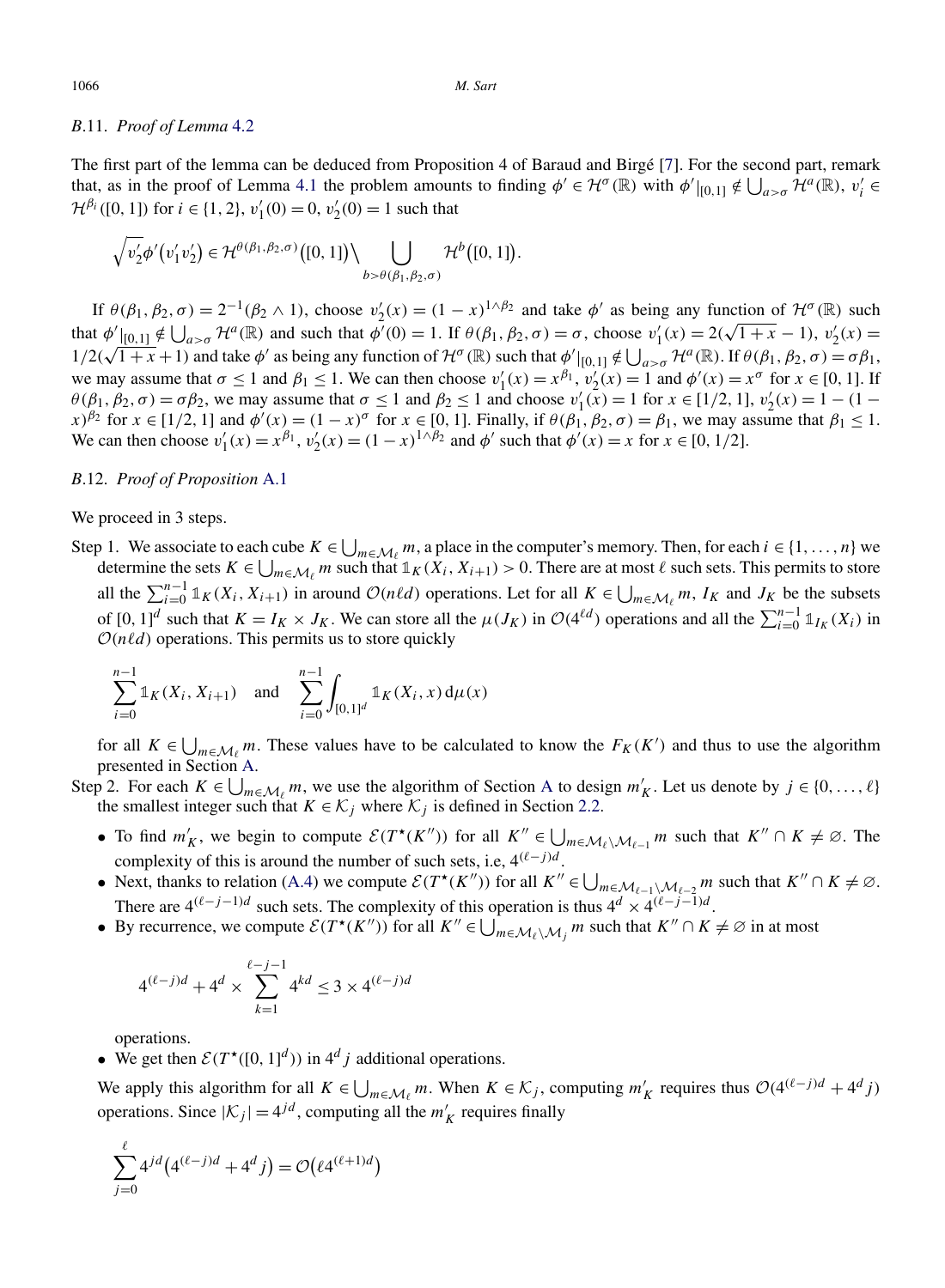### B.11. *Proof of Lemma* 4.2

The first part of the lemma can be deduced from Proposition 4 of Baraud and Birgé [7]. For the second part, remark that, as in the proof of Lemma 4.1 the problem amounts to finding $\phi' \in \mathcal{H}^\sigma(\mathbb{R})$ with $\phi'|_{[0,1]} \notin \bigcup_{a>\sigma} \mathcal{H}^a(\mathbb{R})$, $v_i' \in \mathcal{H}^{\beta_i}([0,1])$ for $i \in \{1,2\}$, $v_1'(0) = 0$, $v_2'(0) = 1$ such that

$$\sqrt{v_2'}\phi'(v_1'v_2') \in \mathcal{H}^{\theta(\beta_1,\beta_2,\sigma)}([0,1]) \Big\backslash \bigcup_{b>\theta(\beta_1,\beta_2,\sigma)} \mathcal{H}^b([0,1]).$$

If $\theta(\beta_1,\beta_2,\sigma) = 2^{-1}(\beta_2 \wedge 1)$, choose $v_2'(x) = (1-x)^{1\wedge\beta_2}$ and take $\phi'$ as being any function of $\mathcal{H}^\sigma(\mathbb{R})$ such that $\phi'|_{[0,1]} \notin \bigcup_{a>\sigma} \mathcal{H}^a(\mathbb{R})$ and such that $\phi'(0) = 1$. If $\theta(\beta_1,\beta_2,\sigma) = \sigma$, choose $v_1'(x) = 2(\sqrt{1+x}-1)$, $v_2'(x) = 1/2(\sqrt{1+x}+1)$ and take $\phi'$ as being any function of $\mathcal{H}^\sigma(\mathbb{R})$ such that $\phi'|_{[0,1]} \notin \bigcup_{a>\sigma} \mathcal{H}^a(\mathbb{R})$. If $\theta(\beta_1,\beta_2,\sigma) = \sigma\beta_1$, we may assume that $\sigma \le 1$ and $\beta_1 \le 1$. We can then choose $v_1'(x) = x^{\beta_1}$, $v_2'(x) = 1$ and $\phi'(x) = x^\sigma$ for $x \in [0,1]$. If $\theta(\beta_1,\beta_2,\sigma) = \sigma\beta_2$, we may assume that $\sigma \le 1$ and $\beta_2 \le 1$ and choose $v_1'(x) = 1$ for $x \in [1/2,1]$, $v_2'(x) = 1-(1-x)^{\beta_2}$ for $x \in [1/2,1]$ and $\phi'(x) = (1-x)^\sigma$ for $x \in [0,1]$. Finally, if $\theta(\beta_1,\beta_2,\sigma) = \beta_1$, we may assume that $\beta_1 \le 1$. We can then choose $v_1'(x) = x^{\beta_1}$, $v_2'(x) = (1-x)^{1\wedge\beta_2}$ and $\phi'$ such that $\phi'(x) = x$ for $x \in [0,1/2]$.

### B.12. *Proof of Proposition* A.1

We proceed in 3 steps.

Step 1. We associate to each cube $K \in \bigcup_{m\in\mathcal{M}_\ell} m$, a place in the computer's memory. Then, for each $i \in \{1,\dots,n\}$ we determine the sets $K \in \bigcup_{m\in\mathcal{M}_\ell} m$ such that $\mathbb{1}_K(X_i,X_{i+1}) > 0$. There are at most $\ell$ such sets. This permits to store all the $\sum_{i=0}^{n-1} \mathbb{1}_K(X_i,X_{i+1})$ in around $\mathcal{O}(n\ell d)$ operations. Let for all $K \in \bigcup_{m\in\mathcal{M}_\ell} m$, $I_K$ and $J_K$ be the subsets of $[0,1]^d$ such that $K = I_K \times J_K$. We can store all the $\mu(J_K)$ in $\mathcal{O}(4^{\ell d})$ operations and all the $\sum_{i=0}^{n-1} \mathbb{1}_{I_K}(X_i)$ in $\mathcal{O}(n\ell d)$ operations. This permits us to store quickly

$$\sum_{i=0}^{n-1} \mathbb{1}_K(X_i,X_{i+1}) \quad \text{and} \quad \sum_{i=0}^{n-1} \int_{[0,1]^d} \mathbb{1}_K(X_i,x)\,\mathrm{d}\mu(x)$$

for all $K \in \bigcup_{m\in\mathcal{M}_\ell} m$. These values have to be calculated to know the $F_K(K')$ and thus to use the algorithm presented in Section A.

Step 2. For each $K \in \bigcup_{m\in\mathcal{M}_\ell} m$, we use the algorithm of Section A to design $m_K'$. Let us denote by $j \in \{0,\dots,\ell\}$ the smallest integer such that $K \in \mathcal{K}_j$ where $\mathcal{K}_j$ is defined in Section 2.2.

- To find $m_K'$, we begin to compute $\mathcal{E}(T^\star(K''))$ for all $K'' \in \bigcup_{m\in\mathcal{M}_\ell\setminus\mathcal{M}_{\ell-1}} m$ such that $K'' \cap K \neq \varnothing$. The complexity of this is around the number of such sets, i.e, $4^{(\ell-j)d}$.
- Next, thanks to relation (A.4) we compute $\mathcal{E}(T^\star(K''))$ for all $K'' \in \bigcup_{m\in\mathcal{M}_{\ell-1}\setminus\mathcal{M}_{\ell-2}} m$ such that $K'' \cap K \neq \varnothing$. There are $4^{(\ell-j-1)d}$ such sets. The complexity of this operation is thus $4^d \times 4^{(\ell-j-1)d}$.
- By recurrence, we compute $\mathcal{E}(T^\star(K''))$ for all $K'' \in \bigcup_{m\in\mathcal{M}_\ell\setminus\mathcal{M}_j} m$ such that $K'' \cap K \neq \varnothing$ in at most

$$4^{(\ell-j)d} + 4^d \times \sum_{k=1}^{\ell-j-1} 4^{kd} \le 3 \times 4^{(\ell-j)d}$$

operations.
- We get then $\mathcal{E}(T^\star([0,1]^d))$ in $4^d j$ additional operations.

We apply this algorithm for all $K \in \bigcup_{m\in\mathcal{M}_\ell} m$. When $K \in \mathcal{K}_j$, computing $m_K'$ requires thus $\mathcal{O}(4^{(\ell-j)d} + 4^d j)$ operations. Since $|\mathcal{K}_j| = 4^{jd}$, computing all the $m_K'$ requires finally

$$\sum_{j=0}^{\ell} 4^{jd}\left(4^{(\ell-j)d} + 4^d j\right) = \mathcal{O}\left(\ell 4^{(\ell+1)d}\right)$$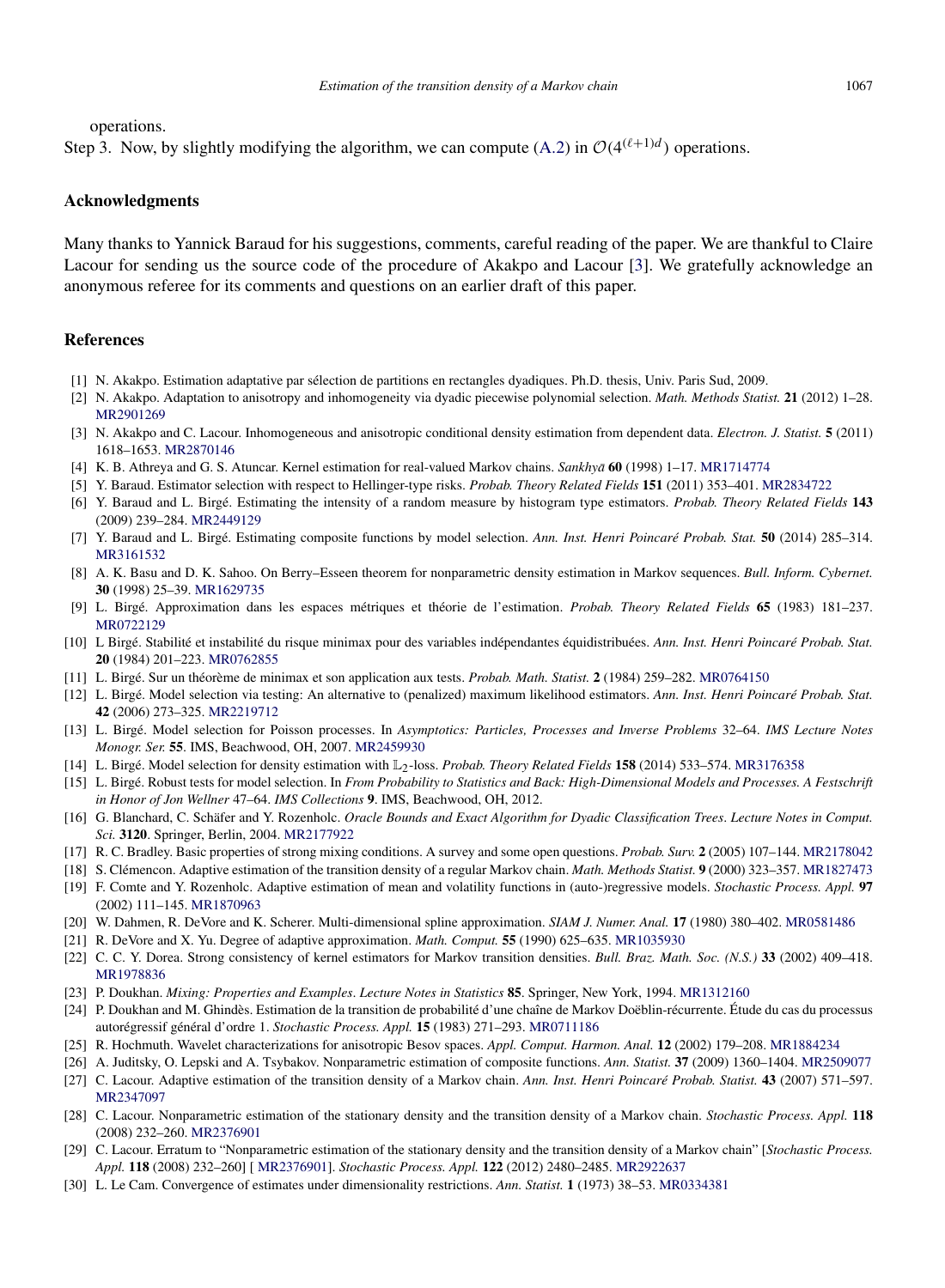operations.

Step 3. Now, by slightly modifying the algorithm, we can compute (A.2) in $\mathcal{O}(4^{(\ell+1)d})$ operations.

## Acknowledgments

Many thanks to Yannick Baraud for his suggestions, comments, careful reading of the paper. We are thankful to Claire Lacour for sending us the source code of the procedure of Akakpo and Lacour [3]. We gratefully acknowledge an anonymous referee for its comments and questions on an earlier draft of this paper.

## References

[1] N. Akakpo. Estimation adaptative par sélection de partitions en rectangles dyadiques. Ph.D. thesis, Univ. Paris Sud, 2009.

[2] N. Akakpo. Adaptation to anisotropy and inhomogeneity via dyadic piecewise polynomial selection. *Math. Methods Statist.* **21** (2012) 1–28. MR2901269

[3] N. Akakpo and C. Lacour. Inhomogeneous and anisotropic conditional density estimation from dependent data. *Electron. J. Statist.* **5** (2011) 1618–1653. MR2870146

[4] K. B. Athreya and G. S. Atuncar. Kernel estimation for real-valued Markov chains. *Sankhyā* **60** (1998) 1–17. MR1714774

[5] Y. Baraud. Estimator selection with respect to Hellinger-type risks. *Probab. Theory Related Fields* **151** (2011) 353–401. MR2834722

[6] Y. Baraud and L. Birgé. Estimating the intensity of a random measure by histogram type estimators. *Probab. Theory Related Fields* **143** (2009) 239–284. MR2449129

[7] Y. Baraud and L. Birgé. Estimating composite functions by model selection. *Ann. Inst. Henri Poincaré Probab. Stat.* **50** (2014) 285–314. MR3161532

[8] A. K. Basu and D. K. Sahoo. On Berry–Esseen theorem for nonparametric density estimation in Markov sequences. *Bull. Inform. Cybernet.* **30** (1998) 25–39. MR1629735

[9] L. Birgé. Approximation dans les espaces métriques et théorie de l'estimation. *Probab. Theory Related Fields* **65** (1983) 181–237. MR0722129

[10] L Birgé. Stabilité et instabilité du risque minimax pour des variables indépendantes équidistribuées. *Ann. Inst. Henri Poincaré Probab. Stat.* **20** (1984) 201–223. MR0762855

[11] L. Birgé. Sur un théorème de minimax et son application aux tests. *Probab. Math. Statist.* **2** (1984) 259–282. MR0764150

[12] L. Birgé. Model selection via testing: An alternative to (penalized) maximum likelihood estimators. *Ann. Inst. Henri Poincaré Probab. Stat.* **42** (2006) 273–325. MR2219712

[13] L. Birgé. Model selection for Poisson processes. In *Asymptotics: Particles, Processes and Inverse Problems* 32–64. *IMS Lecture Notes Monogr. Ser.* **55**. IMS, Beachwood, OH, 2007. MR2459930

[14] L. Birgé. Model selection for density estimation with $\mathbb{L}_2$-loss. *Probab. Theory Related Fields* **158** (2014) 533–574. MR3176358

[15] L. Birgé. Robust tests for model selection. In *From Probability to Statistics and Back: High-Dimensional Models and Processes. A Festschrift in Honor of Jon Wellner* 47–64. *IMS Collections* **9**. IMS, Beachwood, OH, 2012.

[16] G. Blanchard, C. Schäfer and Y. Rozenholc. *Oracle Bounds and Exact Algorithm for Dyadic Classification Trees*. *Lecture Notes in Comput. Sci.* **3120**. Springer, Berlin, 2004. MR2177922

[17] R. C. Bradley. Basic properties of strong mixing conditions. A survey and some open questions. *Probab. Surv.* **2** (2005) 107–144. MR2178042

[18] S. Clémencon. Adaptive estimation of the transition density of a regular Markov chain. *Math. Methods Statist.* **9** (2000) 323–357. MR1827473

[19] F. Comte and Y. Rozenholc. Adaptive estimation of mean and volatility functions in (auto-)regressive models. *Stochastic Process. Appl.* **97** (2002) 111–145. MR1870963

[20] W. Dahmen, R. DeVore and K. Scherer. Multi-dimensional spline approximation. *SIAM J. Numer. Anal.* **17** (1980) 380–402. MR0581486

[21] R. DeVore and X. Yu. Degree of adaptive approximation. *Math. Comput.* **55** (1990) 625–635. MR1035930

[22] C. C. Y. Dorea. Strong consistency of kernel estimators for Markov transition densities. *Bull. Braz. Math. Soc. (N.S.)* **33** (2002) 409–418. MR1978836

[23] P. Doukhan. *Mixing: Properties and Examples*. *Lecture Notes in Statistics* **85**. Springer, New York, 1994. MR1312160

[24] P. Doukhan and M. Ghindès. Estimation de la transition de probabilité d'une chaîne de Markov Doëblin-récurrente. Étude du cas du processus autorégressif général d'ordre 1. *Stochastic Process. Appl.* **15** (1983) 271–293. MR0711186

[25] R. Hochmuth. Wavelet characterizations for anisotropic Besov spaces. *Appl. Comput. Harmon. Anal.* **12** (2002) 179–208. MR1884234

[26] A. Juditsky, O. Lepski and A. Tsybakov. Nonparametric estimation of composite functions. *Ann. Statist.* **37** (2009) 1360–1404. MR2509077

[27] C. Lacour. Adaptive estimation of the transition density of a Markov chain. *Ann. Inst. Henri Poincaré Probab. Statist.* **43** (2007) 571–597. MR2347097

[28] C. Lacour. Nonparametric estimation of the stationary density and the transition density of a Markov chain. *Stochastic Process. Appl.* **118** (2008) 232–260. MR2376901

[29] C. Lacour. Erratum to "Nonparametric estimation of the stationary density and the transition density of a Markov chain" [*Stochastic Process. Appl.* **118** (2008) 232–260] [ MR2376901]. *Stochastic Process. Appl.* **122** (2012) 2480–2485. MR2922637

[30] L. Le Cam. Convergence of estimates under dimensionality restrictions. *Ann. Statist.* **1** (1973) 38–53. MR0334381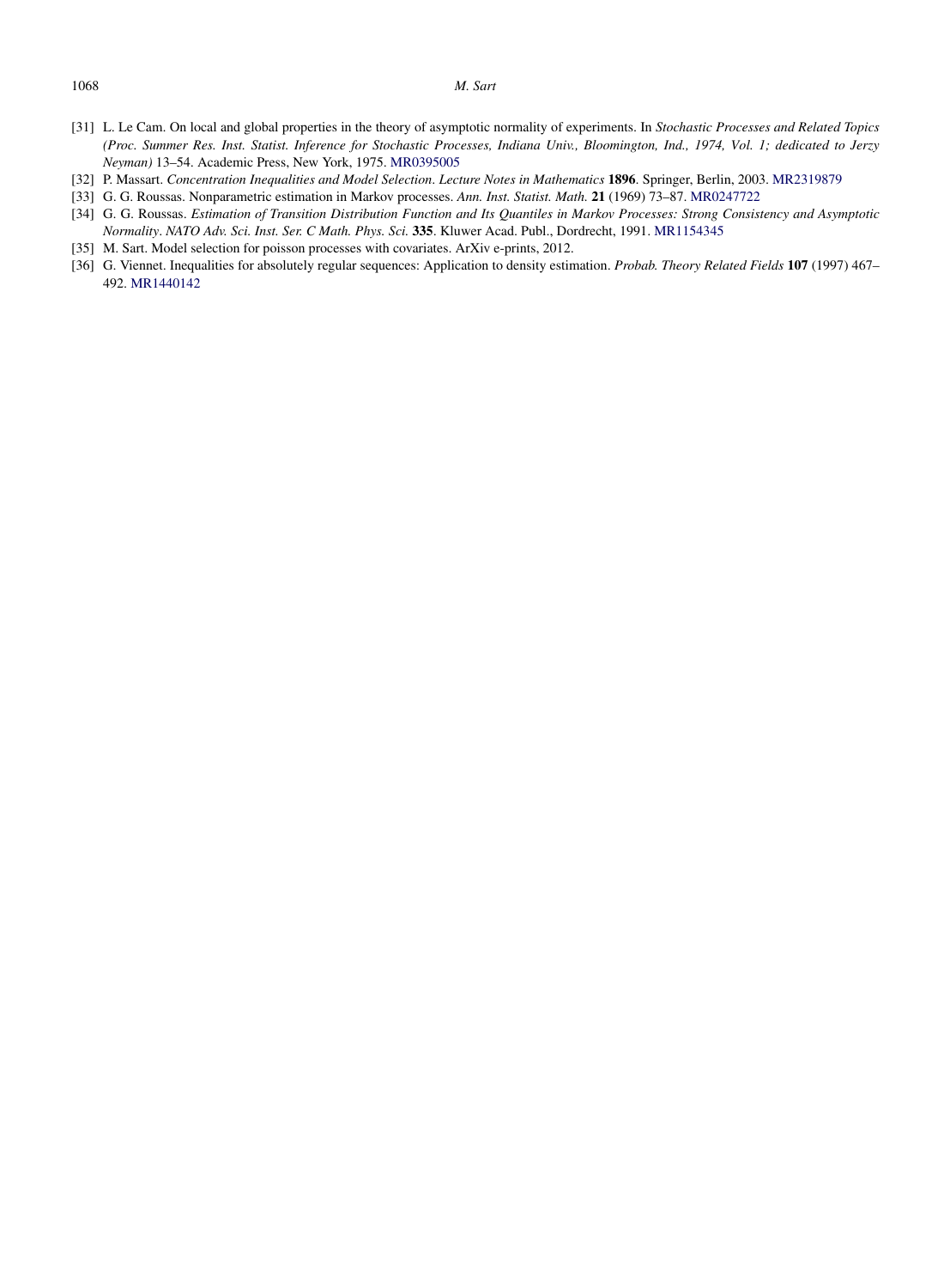[31] L. Le Cam. On local and global properties in the theory of asymptotic normality of experiments. In *Stochastic Processes and Related Topics (Proc. Summer Res. Inst. Statist. Inference for Stochastic Processes, Indiana Univ., Bloomington, Ind., 1974, Vol. 1; dedicated to Jerzy Neyman)* 13–54. Academic Press, New York, 1975. MR0395005

[32] P. Massart. *Concentration Inequalities and Model Selection*. *Lecture Notes in Mathematics* **1896**. Springer, Berlin, 2003. MR2319879

[33] G. G. Roussas. Nonparametric estimation in Markov processes. *Ann. Inst. Statist. Math.* **21** (1969) 73–87. MR0247722

[34] G. G. Roussas. *Estimation of Transition Distribution Function and Its Quantiles in Markov Processes: Strong Consistency and Asymptotic Normality*. *NATO Adv. Sci. Inst. Ser. C Math. Phys. Sci.* **335**. Kluwer Acad. Publ., Dordrecht, 1991. MR1154345

[35] M. Sart. Model selection for poisson processes with covariates. ArXiv e-prints, 2012.

[36] G. Viennet. Inequalities for absolutely regular sequences: Application to density estimation. *Probab. Theory Related Fields* **107** (1997) 467–492. MR1440142